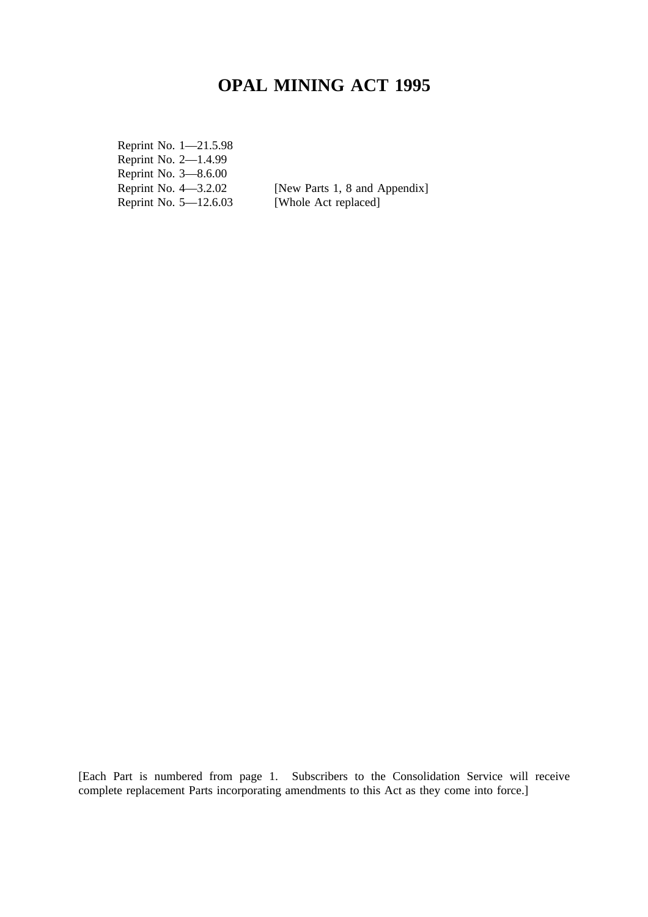# OPAL MINING ACT 1995

| | |
|---|---|
| Reprint No. 1—21.5.98 | |
| Reprint No. 2—1.4.99 | |
| Reprint No. 3—8.6.00 | |
| Reprint No. 4—3.2.02 | [New Parts 1, 8 and Appendix] |
| Reprint No. 5—12.6.03 | [Whole Act replaced] |

[Each Part is numbered from page 1. Subscribers to the Consolidation Service will receive complete replacement Parts incorporating amendments to this Act as they come into force.]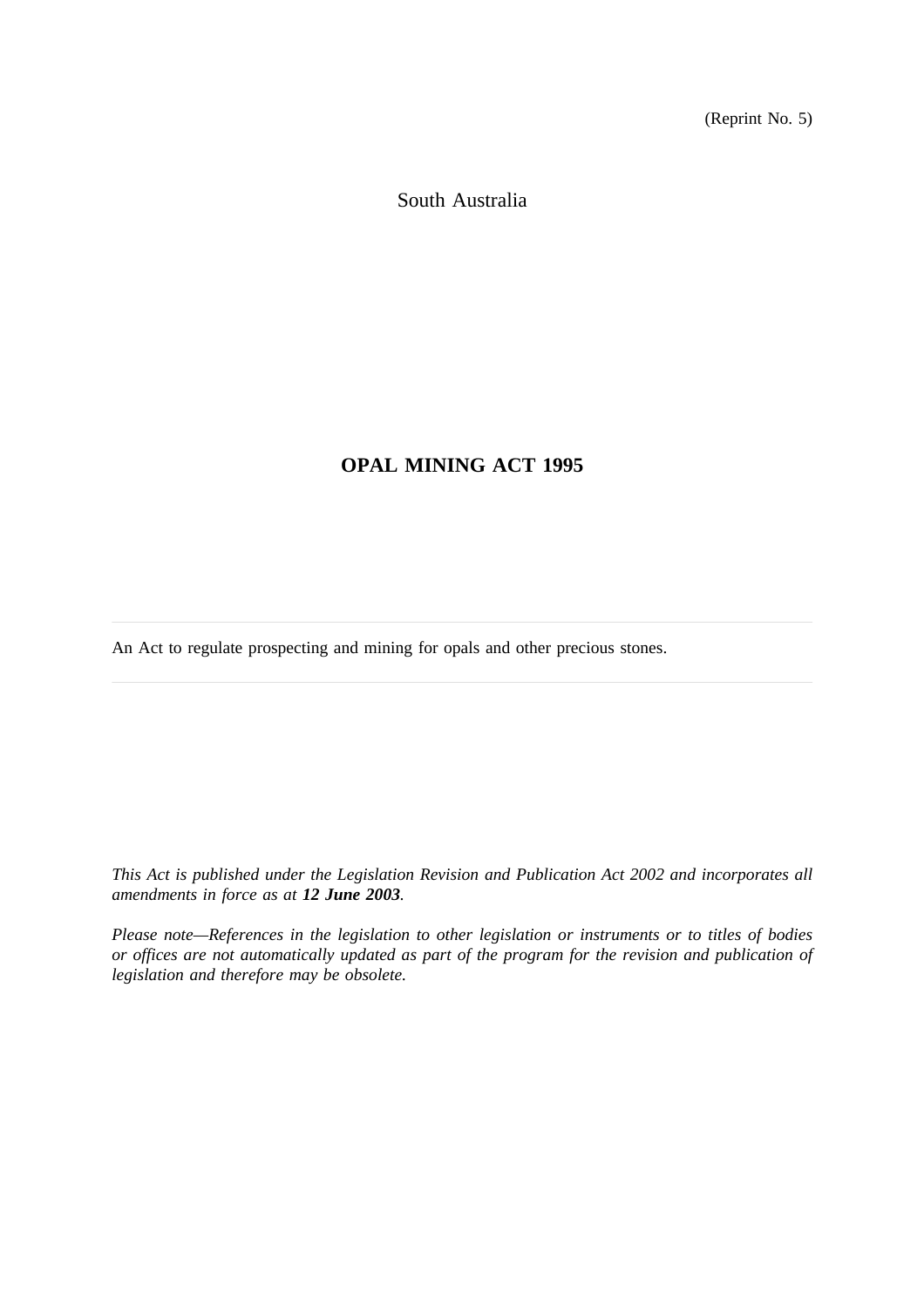(Reprint No. 5)

South Australia

# OPAL MINING ACT 1995

An Act to regulate prospecting and mining for opals and other precious stones.

*This Act is published under the Legislation Revision and Publication Act 2002 and incorporates all amendments in force as at **12 June 2003**.*

*Please note—References in the legislation to other legislation or instruments or to titles of bodies or offices are not automatically updated as part of the program for the revision and publication of legislation and therefore may be obsolete.*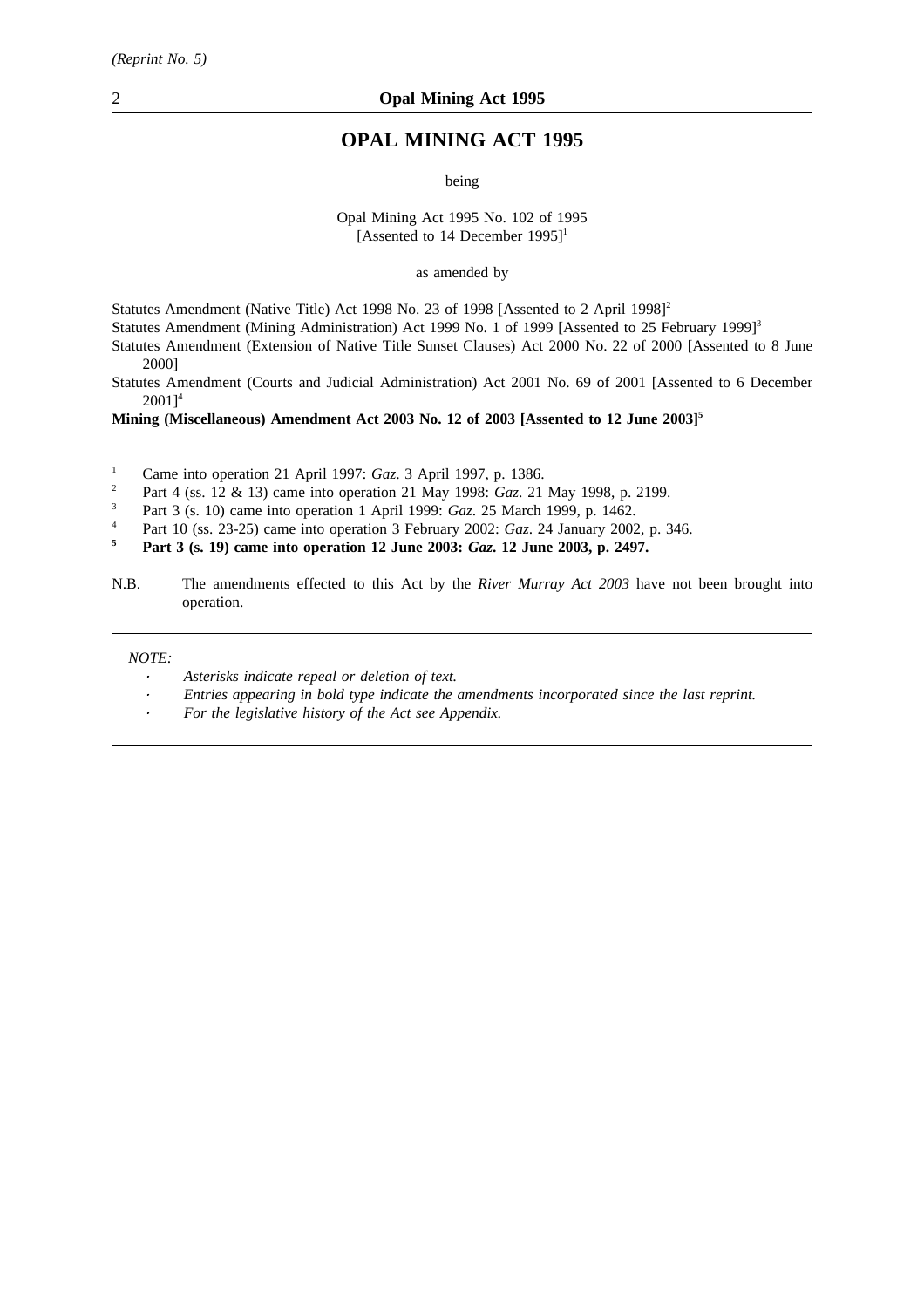# OPAL MINING ACT 1995

being

Opal Mining Act 1995 No. 102 of 1995
[Assented to 14 December 1995][1]

as amended by

Statutes Amendment (Native Title) Act 1998 No. 23 of 1998 [Assented to 2 April 1998][2]

Statutes Amendment (Mining Administration) Act 1999 No. 1 of 1999 [Assented to 25 February 1999][3]

Statutes Amendment (Extension of Native Title Sunset Clauses) Act 2000 No. 22 of 2000 [Assented to 8 June 2000]

Statutes Amendment (Courts and Judicial Administration) Act 2001 No. 69 of 2001 [Assented to 6 December 2001][4]

**Mining (Miscellaneous) Amendment Act 2003 No. 12 of 2003 [Assented to 12 June 2003][5]**

[1] Came into operation 21 April 1997: *Gaz*. 3 April 1997, p. 1386.

[2] Part 4 (ss. 12 & 13) came into operation 21 May 1998: *Gaz*. 21 May 1998, p. 2199.

[3] Part 3 (s. 10) came into operation 1 April 1999: *Gaz*. 25 March 1999, p. 1462.

[4] Part 10 (ss. 23-25) came into operation 3 February 2002: *Gaz*. 24 January 2002, p. 346.

**[5] Part 3 (s. 19) came into operation 12 June 2003: *Gaz*. 12 June 2003, p. 2497.**

N.B. The amendments effected to this Act by the *River Murray Act 2003* have not been brought into operation.

*NOTE:*

- *Asterisks indicate repeal or deletion of text.*
- *Entries appearing in bold type indicate the amendments incorporated since the last reprint.*
- *For the legislative history of the Act see Appendix.*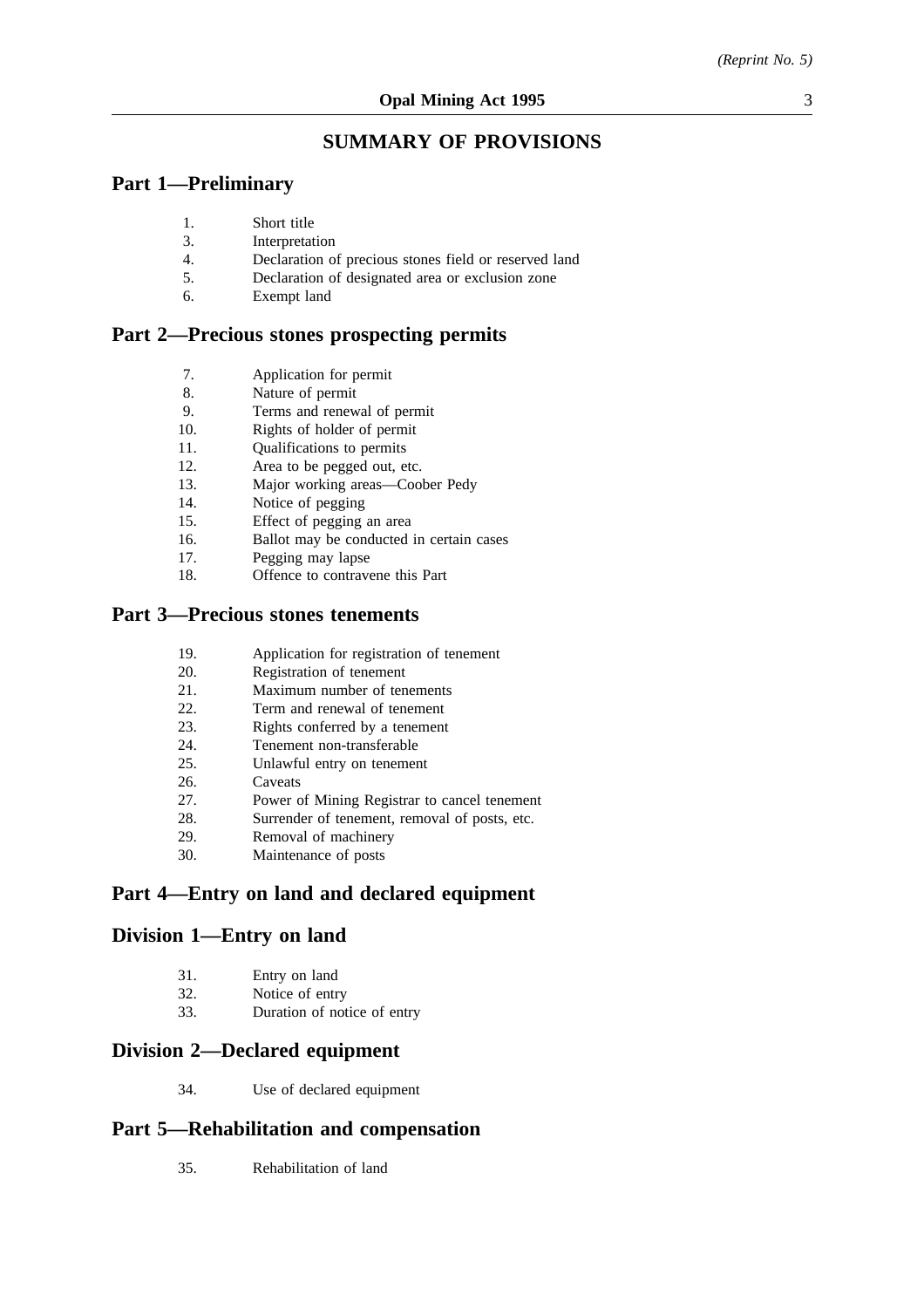# SUMMARY OF PROVISIONS

## Part 1—Preliminary

1. Short title
3. Interpretation
4. Declaration of precious stones field or reserved land
5. Declaration of designated area or exclusion zone
6. Exempt land

## Part 2—Precious stones prospecting permits

7. Application for permit
8. Nature of permit
9. Terms and renewal of permit
10. Rights of holder of permit
11. Qualifications to permits
12. Area to be pegged out, etc.
13. Major working areas—Coober Pedy
14. Notice of pegging
15. Effect of pegging an area
16. Ballot may be conducted in certain cases
17. Pegging may lapse
18. Offence to contravene this Part

## Part 3—Precious stones tenements

19. Application for registration of tenement
20. Registration of tenement
21. Maximum number of tenements
22. Term and renewal of tenement
23. Rights conferred by a tenement
24. Tenement non-transferable
25. Unlawful entry on tenement
26. Caveats
27. Power of Mining Registrar to cancel tenement
28. Surrender of tenement, removal of posts, etc.
29. Removal of machinery
30. Maintenance of posts

## Part 4—Entry on land and declared equipment

## Division 1—Entry on land

31. Entry on land
32. Notice of entry
33. Duration of notice of entry

## Division 2—Declared equipment

34. Use of declared equipment

## Part 5—Rehabilitation and compensation

35. Rehabilitation of land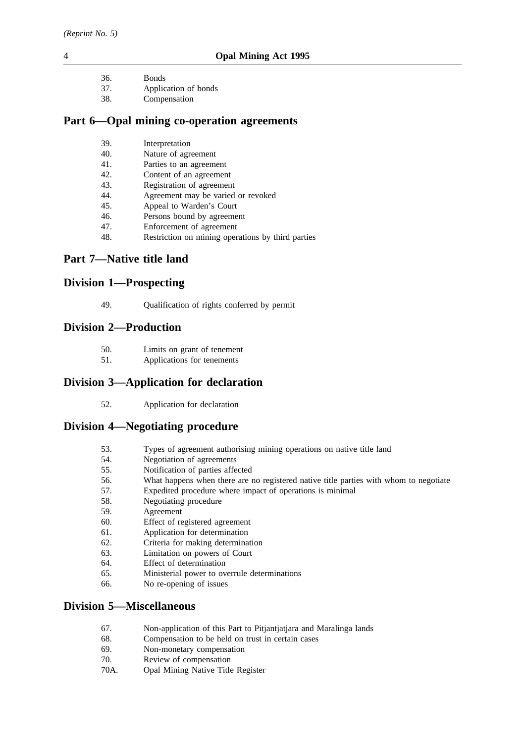36. Bonds
37. Application of bonds
38. Compensation

## Part 6—Opal mining co-operation agreements

39. Interpretation
40. Nature of agreement
41. Parties to an agreement
42. Content of an agreement
43. Registration of agreement
44. Agreement may be varied or revoked
45. Appeal to Warden's Court
46. Persons bound by agreement
47. Enforcement of agreement
48. Restriction on mining operations by third parties

## Part 7—Native title land

## Division 1—Prospecting

49. Qualification of rights conferred by permit

## Division 2—Production

50. Limits on grant of tenement
51. Applications for tenements

## Division 3—Application for declaration

52. Application for declaration

## Division 4—Negotiating procedure

53. Types of agreement authorising mining operations on native title land
54. Negotiation of agreements
55. Notification of parties affected
56. What happens when there are no registered native title parties with whom to negotiate
57. Expedited procedure where impact of operations is minimal
58. Negotiating procedure
59. Agreement
60. Effect of registered agreement
61. Application for determination
62. Criteria for making determination
63. Limitation on powers of Court
64. Effect of determination
65. Ministerial power to overrule determinations
66. No re-opening of issues

## Division 5—Miscellaneous

67. Non-application of this Part to Pitjantjatjara and Maralinga lands
68. Compensation to be held on trust in certain cases
69. Non-monetary compensation
70. Review of compensation
70A. Opal Mining Native Title Register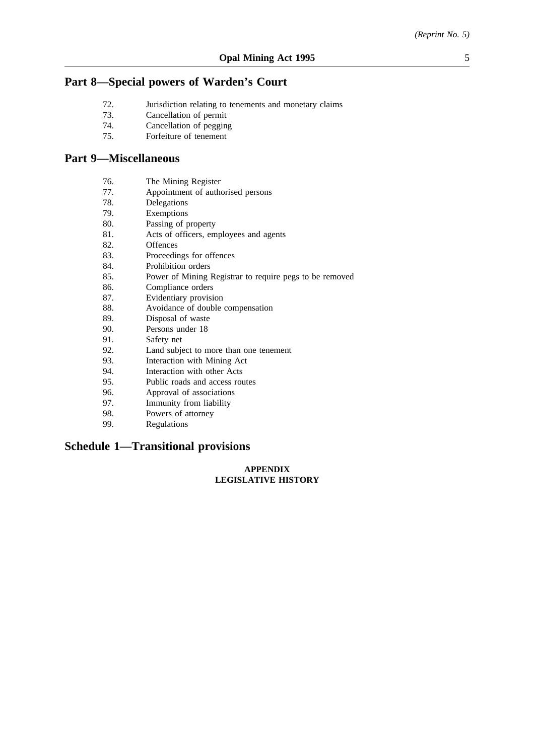## Part 8—Special powers of Warden's Court

72. Jurisdiction relating to tenements and monetary claims
73. Cancellation of permit
74. Cancellation of pegging
75. Forfeiture of tenement

## Part 9—Miscellaneous

76. The Mining Register
77. Appointment of authorised persons
78. Delegations
79. Exemptions
80. Passing of property
81. Acts of officers, employees and agents
82. Offences
83. Proceedings for offences
84. Prohibition orders
85. Power of Mining Registrar to require pegs to be removed
86. Compliance orders
87. Evidentiary provision
88. Avoidance of double compensation
89. Disposal of waste
90. Persons under 18
91. Safety net
92. Land subject to more than one tenement
93. Interaction with Mining Act
94. Interaction with other Acts
95. Public roads and access routes
96. Approval of associations
97. Immunity from liability
98. Powers of attorney
99. Regulations

## Schedule 1—Transitional provisions

**APPENDIX**
**LEGISLATIVE HISTORY**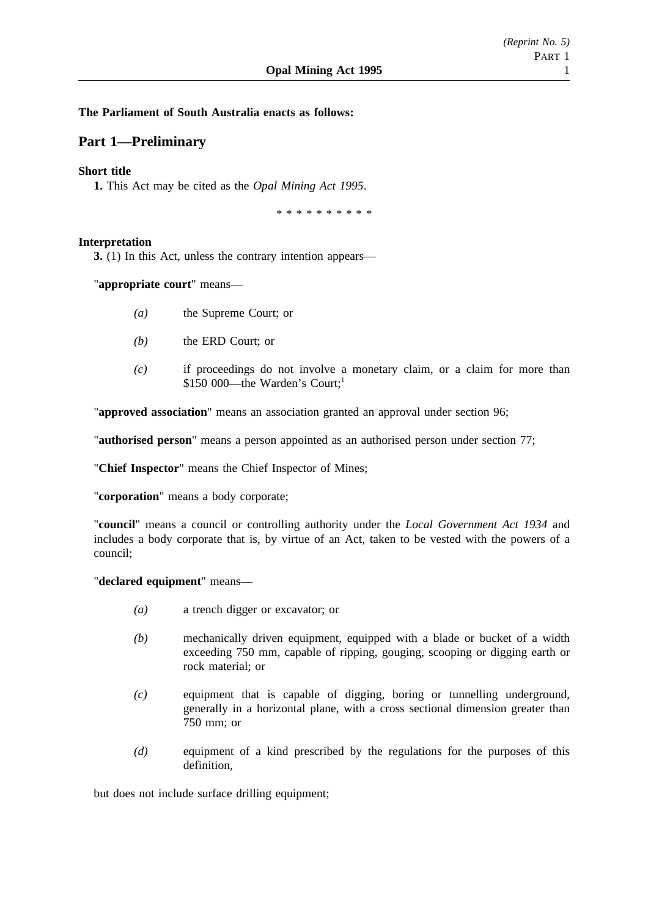**The Parliament of South Australia enacts as follows:**

## Part 1—Preliminary

**Short title**

**1.** This Act may be cited as the *Opal Mining Act 1995*.

\* \* \* \* \* \* \* \* \* \*

**Interpretation**

**3.** (1) In this Act, unless the contrary intention appears—

"**appropriate court**" means—

*(a)* the Supreme Court; or

*(b)* the ERD Court; or

*(c)* if proceedings do not involve a monetary claim, or a claim for more than $150 000—the Warden's Court;[1]

"**approved association**" means an association granted an approval under section 96;

"**authorised person**" means a person appointed as an authorised person under section 77;

"**Chief Inspector**" means the Chief Inspector of Mines;

"**corporation**" means a body corporate;

"**council**" means a council or controlling authority under the *Local Government Act 1934* and includes a body corporate that is, by virtue of an Act, taken to be vested with the powers of a council;

"**declared equipment**" means—

*(a)* a trench digger or excavator; or

*(b)* mechanically driven equipment, equipped with a blade or bucket of a width exceeding 750 mm, capable of ripping, gouging, scooping or digging earth or rock material; or

*(c)* equipment that is capable of digging, boring or tunnelling underground, generally in a horizontal plane, with a cross sectional dimension greater than 750 mm; or

*(d)* equipment of a kind prescribed by the regulations for the purposes of this definition,

but does not include surface drilling equipment;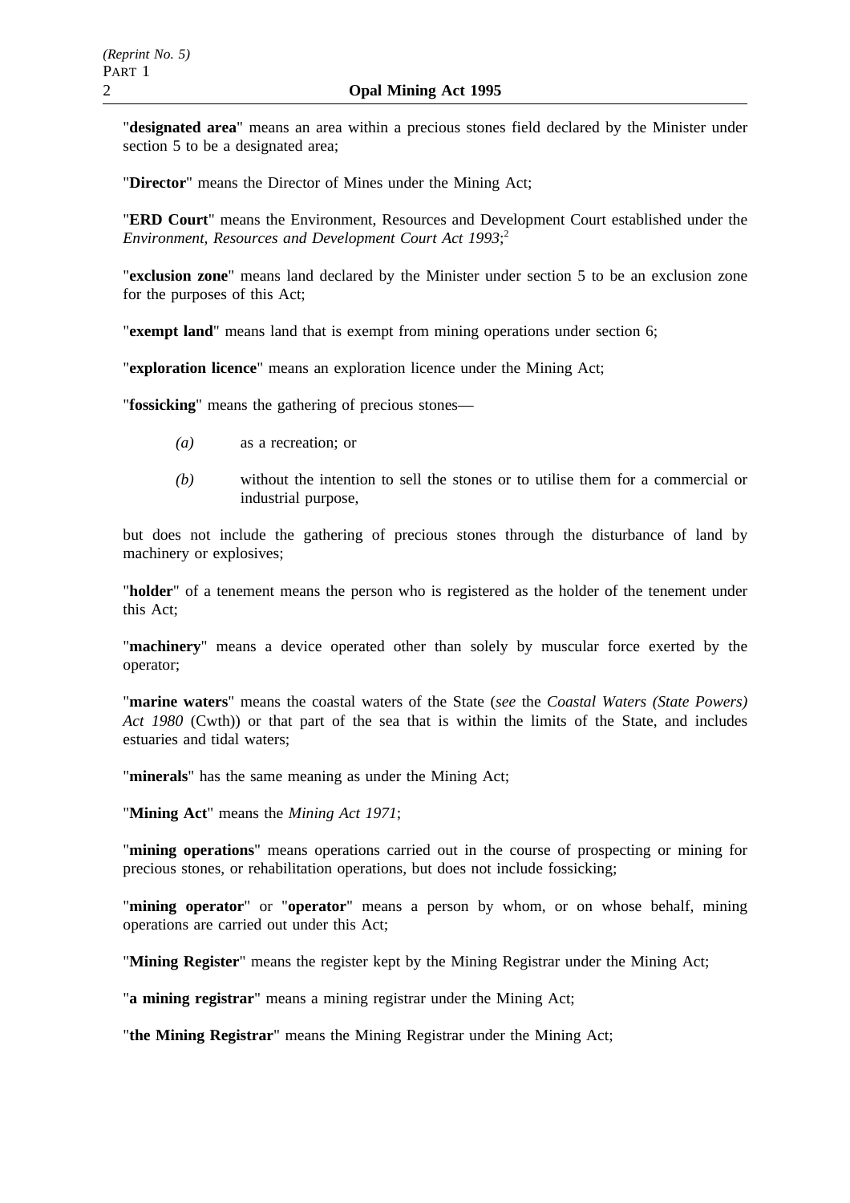"**designated area**" means an area within a precious stones field declared by the Minister under section 5 to be a designated area;

"**Director**" means the Director of Mines under the Mining Act;

"**ERD Court**" means the Environment, Resources and Development Court established under the *Environment, Resources and Development Court Act 1993*;[2]

"**exclusion zone**" means land declared by the Minister under section 5 to be an exclusion zone for the purposes of this Act;

"**exempt land**" means land that is exempt from mining operations under section 6;

"**exploration licence**" means an exploration licence under the Mining Act;

"**fossicking**" means the gathering of precious stones—

*(a)* as a recreation; or

*(b)* without the intention to sell the stones or to utilise them for a commercial or industrial purpose,

but does not include the gathering of precious stones through the disturbance of land by machinery or explosives;

"**holder**" of a tenement means the person who is registered as the holder of the tenement under this Act;

"**machinery**" means a device operated other than solely by muscular force exerted by the operator;

"**marine waters**" means the coastal waters of the State (*see* the *Coastal Waters (State Powers) Act 1980* (Cwth)) or that part of the sea that is within the limits of the State, and includes estuaries and tidal waters;

"**minerals**" has the same meaning as under the Mining Act;

"**Mining Act**" means the *Mining Act 1971*;

"**mining operations**" means operations carried out in the course of prospecting or mining for precious stones, or rehabilitation operations, but does not include fossicking;

"**mining operator**" or "**operator**" means a person by whom, or on whose behalf, mining operations are carried out under this Act;

"**Mining Register**" means the register kept by the Mining Registrar under the Mining Act;

"**a mining registrar**" means a mining registrar under the Mining Act;

"**the Mining Registrar**" means the Mining Registrar under the Mining Act;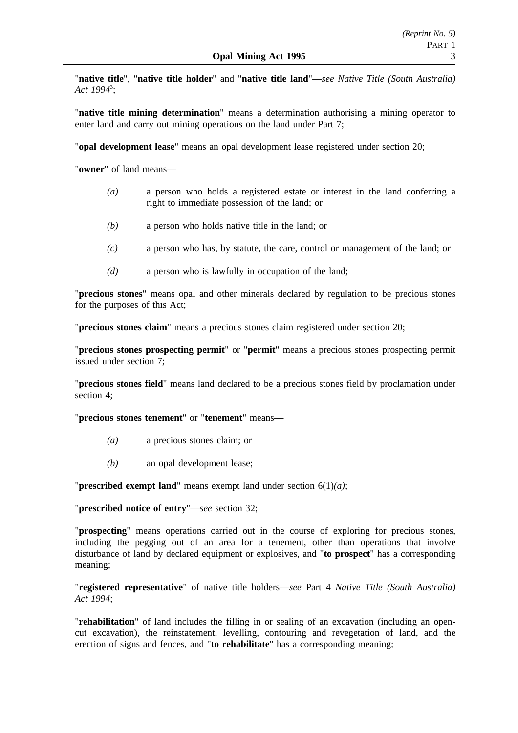"**native title**", "**native title holder**" and "**native title land**"—*see Native Title (South Australia) Act 1994*[3];

"**native title mining determination**" means a determination authorising a mining operator to enter land and carry out mining operations on the land under Part 7;

"**opal development lease**" means an opal development lease registered under section 20;

"**owner**" of land means—

*(a)* a person who holds a registered estate or interest in the land conferring a right to immediate possession of the land; or

*(b)* a person who holds native title in the land; or

*(c)* a person who has, by statute, the care, control or management of the land; or

*(d)* a person who is lawfully in occupation of the land;

"**precious stones**" means opal and other minerals declared by regulation to be precious stones for the purposes of this Act;

"**precious stones claim**" means a precious stones claim registered under section 20;

"**precious stones prospecting permit**" or "**permit**" means a precious stones prospecting permit issued under section 7;

"**precious stones field**" means land declared to be a precious stones field by proclamation under section 4;

"**precious stones tenement**" or "**tenement**" means—

*(a)* a precious stones claim; or

*(b)* an opal development lease;

"**prescribed exempt land**" means exempt land under section 6(1)*(a)*;

"**prescribed notice of entry**"—*see* section 32;

"**prospecting**" means operations carried out in the course of exploring for precious stones, including the pegging out of an area for a tenement, other than operations that involve disturbance of land by declared equipment or explosives, and "**to prospect**" has a corresponding meaning;

"**registered representative**" of native title holders—*see* Part 4 *Native Title (South Australia) Act 1994*;

"**rehabilitation**" of land includes the filling in or sealing of an excavation (including an open-cut excavation), the reinstatement, levelling, contouring and revegetation of land, and the erection of signs and fences, and "**to rehabilitate**" has a corresponding meaning;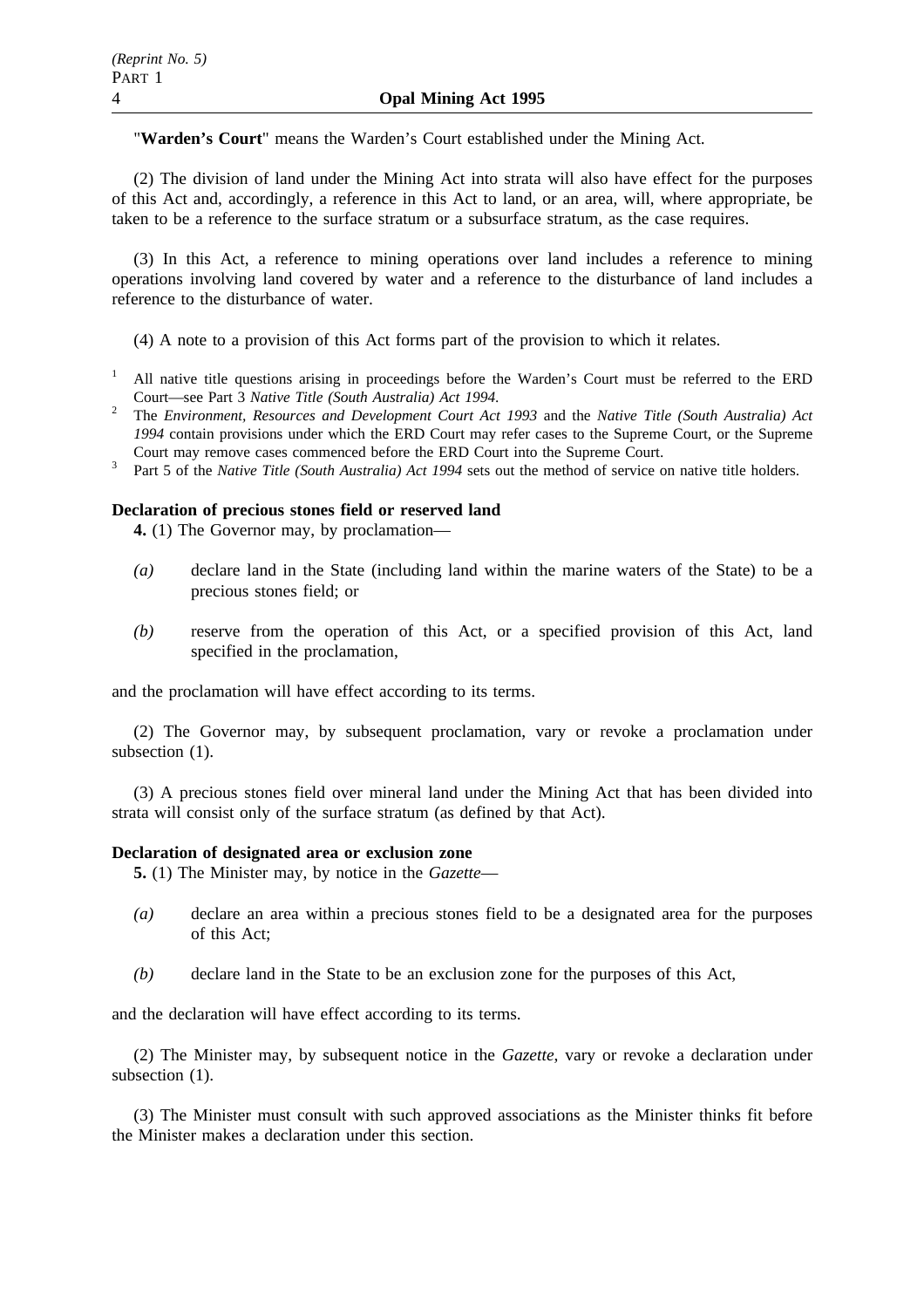"**Warden's Court**" means the Warden's Court established under the Mining Act.

(2) The division of land under the Mining Act into strata will also have effect for the purposes of this Act and, accordingly, a reference in this Act to land, or an area, will, where appropriate, be taken to be a reference to the surface stratum or a subsurface stratum, as the case requires.

(3) In this Act, a reference to mining operations over land includes a reference to mining operations involving land covered by water and a reference to the disturbance of land includes a reference to the disturbance of water.

(4) A note to a provision of this Act forms part of the provision to which it relates.

[1] All native title questions arising in proceedings before the Warden's Court must be referred to the ERD Court—see Part 3 *Native Title (South Australia) Act 1994*.

[2] The *Environment, Resources and Development Court Act 1993* and the *Native Title (South Australia) Act 1994* contain provisions under which the ERD Court may refer cases to the Supreme Court, or the Supreme Court may remove cases commenced before the ERD Court into the Supreme Court.

[3] Part 5 of the *Native Title (South Australia) Act 1994* sets out the method of service on native title holders.

**Declaration of precious stones field or reserved land**

**4.** (1) The Governor may, by proclamation—

*(a)* declare land in the State (including land within the marine waters of the State) to be a precious stones field; or

*(b)* reserve from the operation of this Act, or a specified provision of this Act, land specified in the proclamation,

and the proclamation will have effect according to its terms.

(2) The Governor may, by subsequent proclamation, vary or revoke a proclamation under subsection (1).

(3) A precious stones field over mineral land under the Mining Act that has been divided into strata will consist only of the surface stratum (as defined by that Act).

**Declaration of designated area or exclusion zone**

**5.** (1) The Minister may, by notice in the *Gazette*—

*(a)* declare an area within a precious stones field to be a designated area for the purposes of this Act;

*(b)* declare land in the State to be an exclusion zone for the purposes of this Act,

and the declaration will have effect according to its terms.

(2) The Minister may, by subsequent notice in the *Gazette*, vary or revoke a declaration under subsection (1).

(3) The Minister must consult with such approved associations as the Minister thinks fit before the Minister makes a declaration under this section.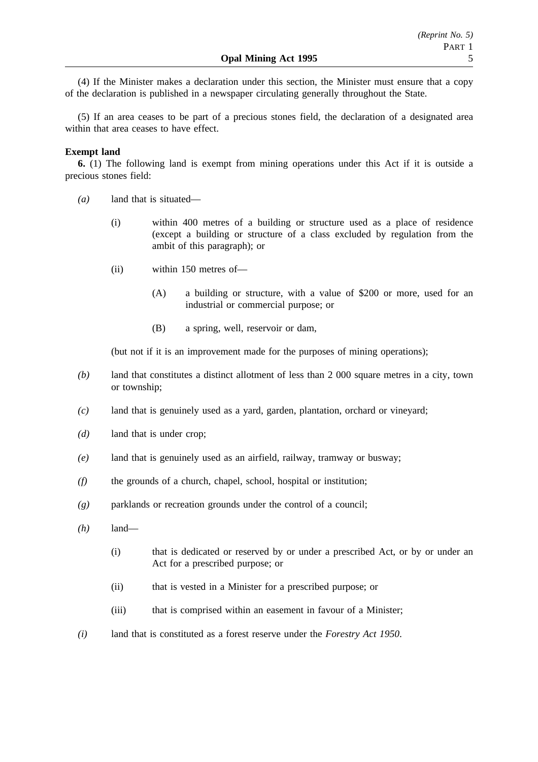(4) If the Minister makes a declaration under this section, the Minister must ensure that a copy of the declaration is published in a newspaper circulating generally throughout the State.

(5) If an area ceases to be part of a precious stones field, the declaration of a designated area within that area ceases to have effect.

**Exempt land**

**6.** (1) The following land is exempt from mining operations under this Act if it is outside a precious stones field:

*(a)* land that is situated—

(i) within 400 metres of a building or structure used as a place of residence (except a building or structure of a class excluded by regulation from the ambit of this paragraph); or

(ii) within 150 metres of—

(A) a building or structure, with a value of $200 or more, used for an industrial or commercial purpose; or

(B) a spring, well, reservoir or dam,

(but not if it is an improvement made for the purposes of mining operations);

*(b)* land that constitutes a distinct allotment of less than 2 000 square metres in a city, town or township;

*(c)* land that is genuinely used as a yard, garden, plantation, orchard or vineyard;

*(d)* land that is under crop;

*(e)* land that is genuinely used as an airfield, railway, tramway or busway;

*(f)* the grounds of a church, chapel, school, hospital or institution;

*(g)* parklands or recreation grounds under the control of a council;

*(h)* land—

(i) that is dedicated or reserved by or under a prescribed Act, or by or under an Act for a prescribed purpose; or

(ii) that is vested in a Minister for a prescribed purpose; or

(iii) that is comprised within an easement in favour of a Minister;

*(i)* land that is constituted as a forest reserve under the *Forestry Act 1950*.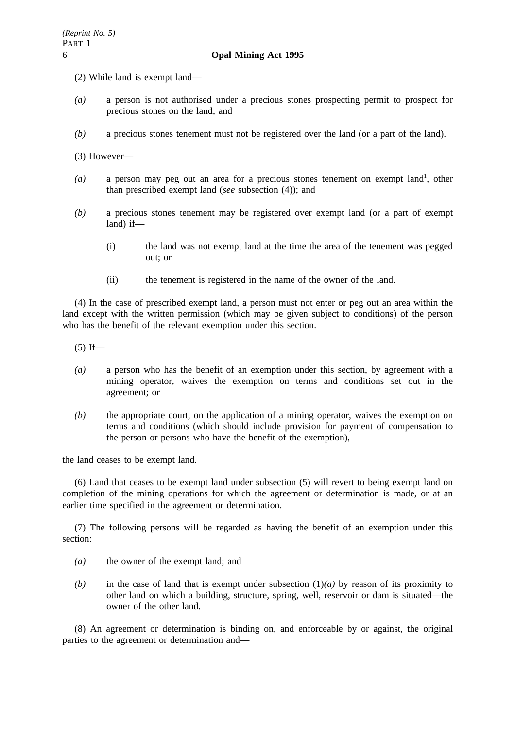(2) While land is exempt land—

*(a)* a person is not authorised under a precious stones prospecting permit to prospect for precious stones on the land; and

*(b)* a precious stones tenement must not be registered over the land (or a part of the land).

(3) However—

*(a)* a person may peg out an area for a precious stones tenement on exempt land[1], other than prescribed exempt land (*see* subsection (4)); and

*(b)* a precious stones tenement may be registered over exempt land (or a part of exempt land) if—

  (i) the land was not exempt land at the time the area of the tenement was pegged out; or

  (ii) the tenement is registered in the name of the owner of the land.

(4) In the case of prescribed exempt land, a person must not enter or peg out an area within the land except with the written permission (which may be given subject to conditions) of the person who has the benefit of the relevant exemption under this section.

(5) If—

*(a)* a person who has the benefit of an exemption under this section, by agreement with a mining operator, waives the exemption on terms and conditions set out in the agreement; or

*(b)* the appropriate court, on the application of a mining operator, waives the exemption on terms and conditions (which should include provision for payment of compensation to the person or persons who have the benefit of the exemption),

the land ceases to be exempt land.

(6) Land that ceases to be exempt land under subsection (5) will revert to being exempt land on completion of the mining operations for which the agreement or determination is made, or at an earlier time specified in the agreement or determination.

(7) The following persons will be regarded as having the benefit of an exemption under this section:

*(a)* the owner of the exempt land; and

*(b)* in the case of land that is exempt under subsection (1)*(a)* by reason of its proximity to other land on which a building, structure, spring, well, reservoir or dam is situated—the owner of the other land.

(8) An agreement or determination is binding on, and enforceable by or against, the original parties to the agreement or determination and—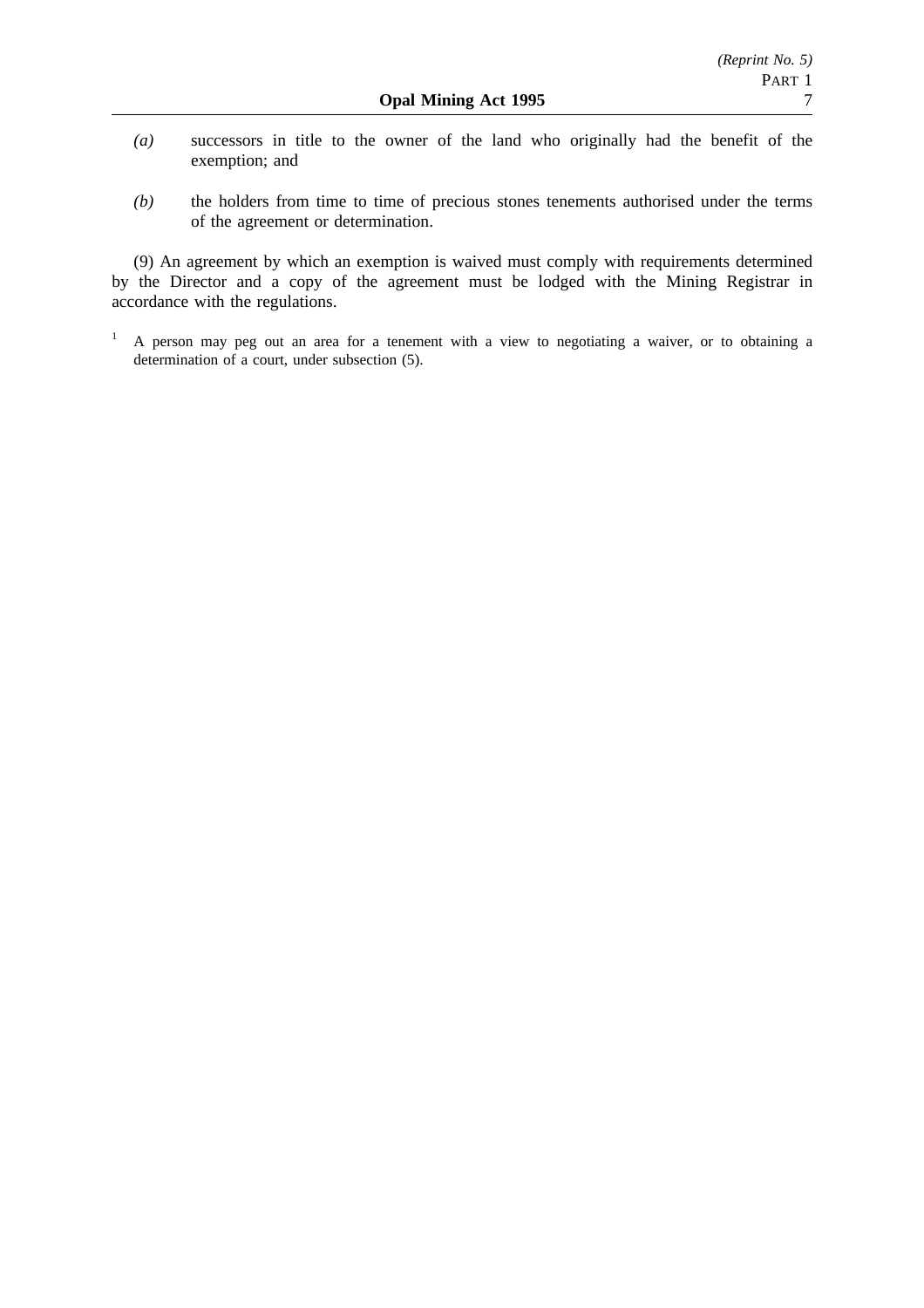*(a)* successors in title to the owner of the land who originally had the benefit of the exemption; and

*(b)* the holders from time to time of precious stones tenements authorised under the terms of the agreement or determination.

(9) An agreement by which an exemption is waived must comply with requirements determined by the Director and a copy of the agreement must be lodged with the Mining Registrar in accordance with the regulations.

[1] A person may peg out an area for a tenement with a view to negotiating a waiver, or to obtaining a determination of a court, under subsection (5).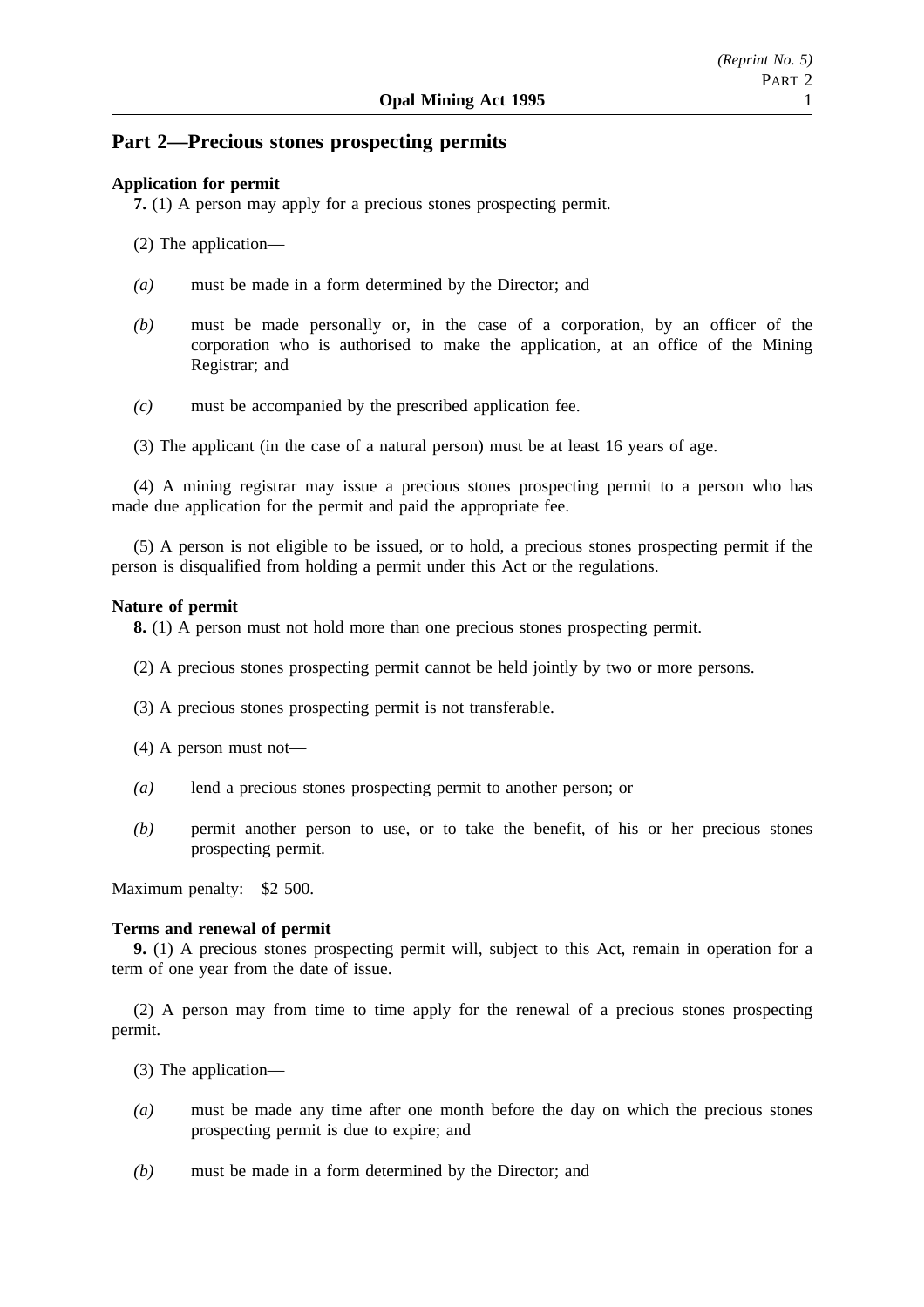## Part 2—Precious stones prospecting permits

**Application for permit**

**7.** (1) A person may apply for a precious stones prospecting permit.

(2) The application—

*(a)* must be made in a form determined by the Director; and

*(b)* must be made personally or, in the case of a corporation, by an officer of the corporation who is authorised to make the application, at an office of the Mining Registrar; and

*(c)* must be accompanied by the prescribed application fee.

(3) The applicant (in the case of a natural person) must be at least 16 years of age.

(4) A mining registrar may issue a precious stones prospecting permit to a person who has made due application for the permit and paid the appropriate fee.

(5) A person is not eligible to be issued, or to hold, a precious stones prospecting permit if the person is disqualified from holding a permit under this Act or the regulations.

**Nature of permit**

**8.** (1) A person must not hold more than one precious stones prospecting permit.

(2) A precious stones prospecting permit cannot be held jointly by two or more persons.

(3) A precious stones prospecting permit is not transferable.

(4) A person must not—

*(a)* lend a precious stones prospecting permit to another person; or

*(b)* permit another person to use, or to take the benefit, of his or her precious stones prospecting permit.

Maximum penalty: $2 500.

**Terms and renewal of permit**

**9.** (1) A precious stones prospecting permit will, subject to this Act, remain in operation for a term of one year from the date of issue.

(2) A person may from time to time apply for the renewal of a precious stones prospecting permit.

(3) The application—

*(a)* must be made any time after one month before the day on which the precious stones prospecting permit is due to expire; and

*(b)* must be made in a form determined by the Director; and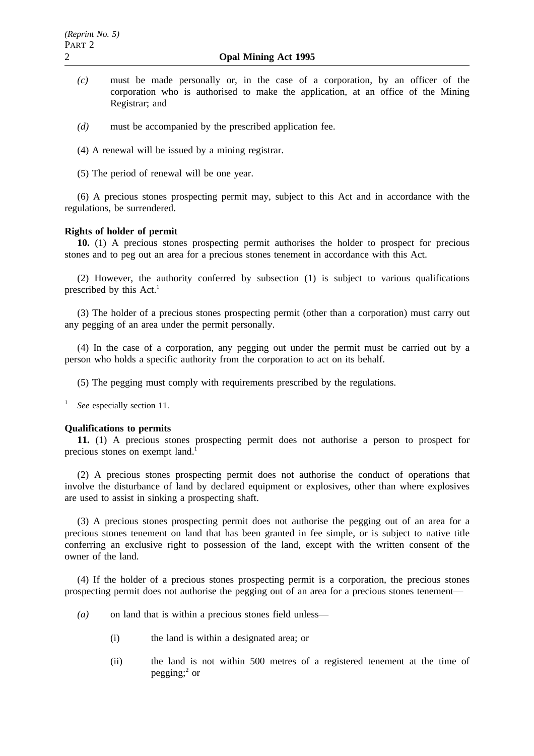*(c)* must be made personally or, in the case of a corporation, by an officer of the corporation who is authorised to make the application, at an office of the Mining Registrar; and

*(d)* must be accompanied by the prescribed application fee.

(4) A renewal will be issued by a mining registrar.

(5) The period of renewal will be one year.

(6) A precious stones prospecting permit may, subject to this Act and in accordance with the regulations, be surrendered.

**Rights of holder of permit**

**10.** (1) A precious stones prospecting permit authorises the holder to prospect for precious stones and to peg out an area for a precious stones tenement in accordance with this Act.

(2) However, the authority conferred by subsection (1) is subject to various qualifications prescribed by this Act.[1]

(3) The holder of a precious stones prospecting permit (other than a corporation) must carry out any pegging of an area under the permit personally.

(4) In the case of a corporation, any pegging out under the permit must be carried out by a person who holds a specific authority from the corporation to act on its behalf.

(5) The pegging must comply with requirements prescribed by the regulations.

[1] *See* especially section 11.

**Qualifications to permits**

**11.** (1) A precious stones prospecting permit does not authorise a person to prospect for precious stones on exempt land.[1]

(2) A precious stones prospecting permit does not authorise the conduct of operations that involve the disturbance of land by declared equipment or explosives, other than where explosives are used to assist in sinking a prospecting shaft.

(3) A precious stones prospecting permit does not authorise the pegging out of an area for a precious stones tenement on land that has been granted in fee simple, or is subject to native title conferring an exclusive right to possession of the land, except with the written consent of the owner of the land.

(4) If the holder of a precious stones prospecting permit is a corporation, the precious stones prospecting permit does not authorise the pegging out of an area for a precious stones tenement—

*(a)* on land that is within a precious stones field unless—

(i) the land is within a designated area; or

(ii) the land is not within 500 metres of a registered tenement at the time of pegging;[2] or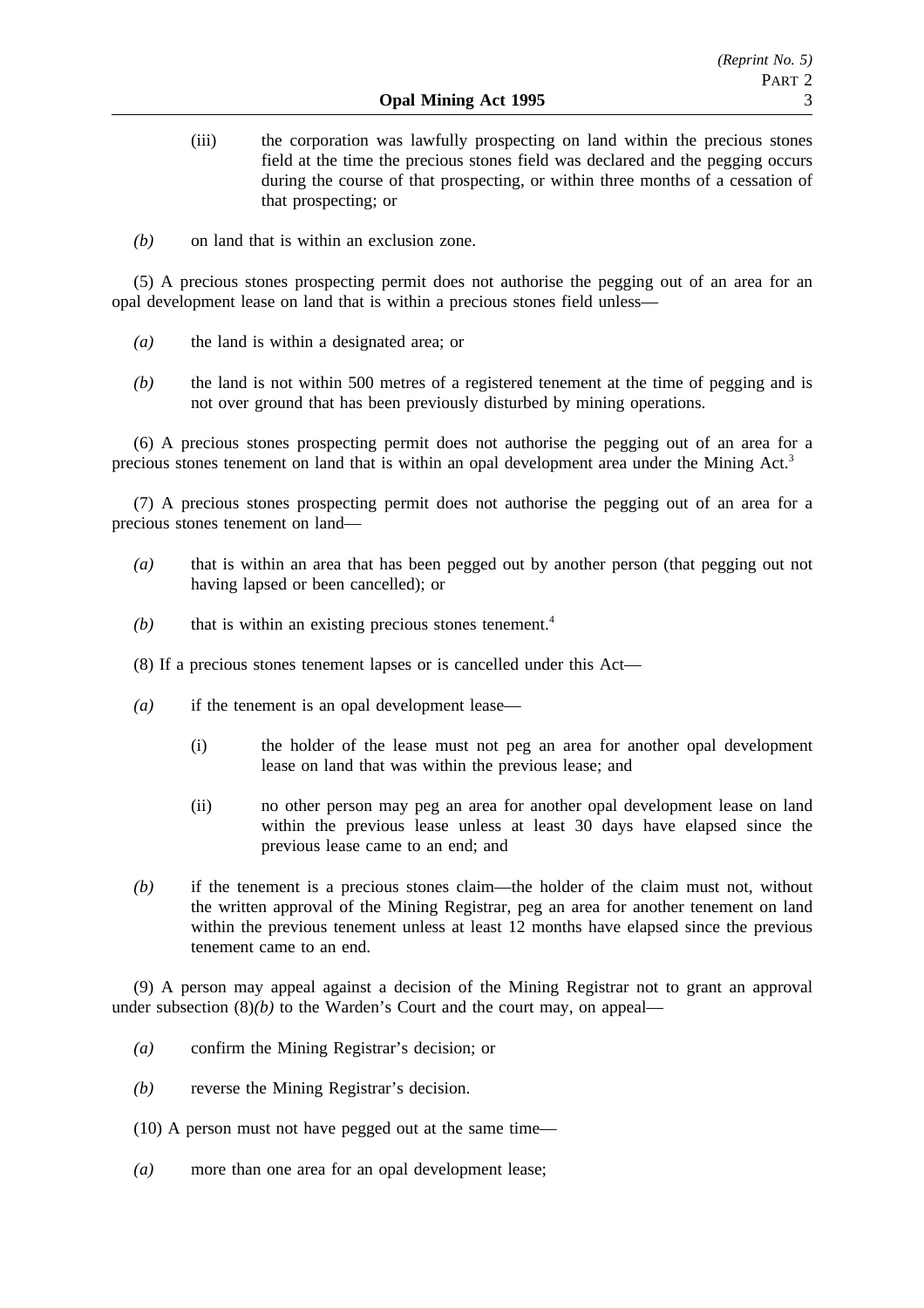(iii) the corporation was lawfully prospecting on land within the precious stones field at the time the precious stones field was declared and the pegging occurs during the course of that prospecting, or within three months of a cessation of that prospecting; or

*(b)* on land that is within an exclusion zone.

(5) A precious stones prospecting permit does not authorise the pegging out of an area for an opal development lease on land that is within a precious stones field unless—

*(a)* the land is within a designated area; or

*(b)* the land is not within 500 metres of a registered tenement at the time of pegging and is not over ground that has been previously disturbed by mining operations.

(6) A precious stones prospecting permit does not authorise the pegging out of an area for a precious stones tenement on land that is within an opal development area under the Mining Act.[3]

(7) A precious stones prospecting permit does not authorise the pegging out of an area for a precious stones tenement on land—

*(a)* that is within an area that has been pegged out by another person (that pegging out not having lapsed or been cancelled); or

*(b)* that is within an existing precious stones tenement.[4]

(8) If a precious stones tenement lapses or is cancelled under this Act—

*(a)* if the tenement is an opal development lease—

(i) the holder of the lease must not peg an area for another opal development lease on land that was within the previous lease; and

(ii) no other person may peg an area for another opal development lease on land within the previous lease unless at least 30 days have elapsed since the previous lease came to an end; and

*(b)* if the tenement is a precious stones claim—the holder of the claim must not, without the written approval of the Mining Registrar, peg an area for another tenement on land within the previous tenement unless at least 12 months have elapsed since the previous tenement came to an end.

(9) A person may appeal against a decision of the Mining Registrar not to grant an approval under subsection (8)*(b)* to the Warden's Court and the court may, on appeal—

*(a)* confirm the Mining Registrar's decision; or

*(b)* reverse the Mining Registrar's decision.

(10) A person must not have pegged out at the same time—

*(a)* more than one area for an opal development lease;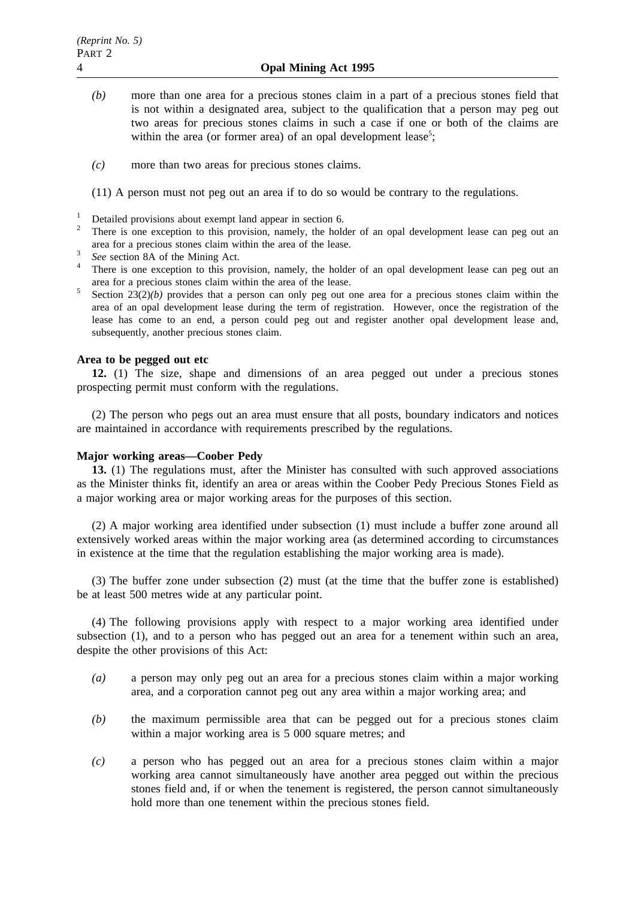*(b)* more than one area for a precious stones claim in a part of a precious stones field that is not within a designated area, subject to the qualification that a person may peg out two areas for precious stones claims in such a case if one or both of the claims are within the area (or former area) of an opal development lease[5];

*(c)* more than two areas for precious stones claims.

(11) A person must not peg out an area if to do so would be contrary to the regulations.

[1] Detailed provisions about exempt land appear in section 6.

[2] There is one exception to this provision, namely, the holder of an opal development lease can peg out an area for a precious stones claim within the area of the lease.

[3] *See* section 8A of the Mining Act.

[4] There is one exception to this provision, namely, the holder of an opal development lease can peg out an area for a precious stones claim within the area of the lease.

[5] Section 23(2)*(b)* provides that a person can only peg out one area for a precious stones claim within the area of an opal development lease during the term of registration. However, once the registration of the lease has come to an end, a person could peg out and register another opal development lease and, subsequently, another precious stones claim.

**Area to be pegged out etc**

**12.** (1) The size, shape and dimensions of an area pegged out under a precious stones prospecting permit must conform with the regulations.

(2) The person who pegs out an area must ensure that all posts, boundary indicators and notices are maintained in accordance with requirements prescribed by the regulations.

**Major working areas—Coober Pedy**

**13.** (1) The regulations must, after the Minister has consulted with such approved associations as the Minister thinks fit, identify an area or areas within the Coober Pedy Precious Stones Field as a major working area or major working areas for the purposes of this section.

(2) A major working area identified under subsection (1) must include a buffer zone around all extensively worked areas within the major working area (as determined according to circumstances in existence at the time that the regulation establishing the major working area is made).

(3) The buffer zone under subsection (2) must (at the time that the buffer zone is established) be at least 500 metres wide at any particular point.

(4) The following provisions apply with respect to a major working area identified under subsection (1), and to a person who has pegged out an area for a tenement within such an area, despite the other provisions of this Act:

*(a)* a person may only peg out an area for a precious stones claim within a major working area, and a corporation cannot peg out any area within a major working area; and

*(b)* the maximum permissible area that can be pegged out for a precious stones claim within a major working area is 5 000 square metres; and

*(c)* a person who has pegged out an area for a precious stones claim within a major working area cannot simultaneously have another area pegged out within the precious stones field and, if or when the tenement is registered, the person cannot simultaneously hold more than one tenement within the precious stones field.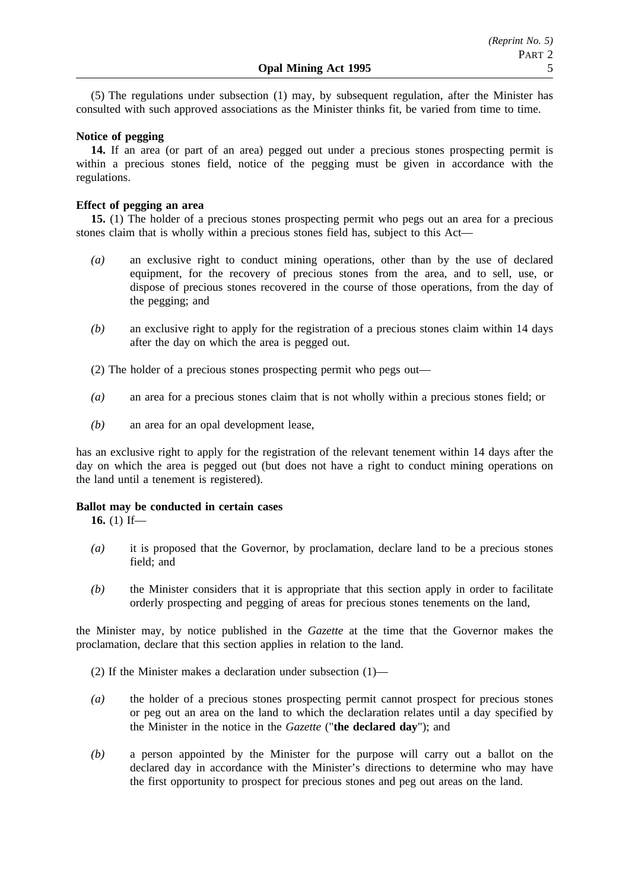(5) The regulations under subsection (1) may, by subsequent regulation, after the Minister has consulted with such approved associations as the Minister thinks fit, be varied from time to time.

**Notice of pegging**

**14.** If an area (or part of an area) pegged out under a precious stones prospecting permit is within a precious stones field, notice of the pegging must be given in accordance with the regulations.

**Effect of pegging an area**

**15.** (1) The holder of a precious stones prospecting permit who pegs out an area for a precious stones claim that is wholly within a precious stones field has, subject to this Act—

*(a)* an exclusive right to conduct mining operations, other than by the use of declared equipment, for the recovery of precious stones from the area, and to sell, use, or dispose of precious stones recovered in the course of those operations, from the day of the pegging; and

*(b)* an exclusive right to apply for the registration of a precious stones claim within 14 days after the day on which the area is pegged out.

(2) The holder of a precious stones prospecting permit who pegs out—

*(a)* an area for a precious stones claim that is not wholly within a precious stones field; or

*(b)* an area for an opal development lease,

has an exclusive right to apply for the registration of the relevant tenement within 14 days after the day on which the area is pegged out (but does not have a right to conduct mining operations on the land until a tenement is registered).

**Ballot may be conducted in certain cases**

**16.** (1) If—

*(a)* it is proposed that the Governor, by proclamation, declare land to be a precious stones field; and

*(b)* the Minister considers that it is appropriate that this section apply in order to facilitate orderly prospecting and pegging of areas for precious stones tenements on the land,

the Minister may, by notice published in the *Gazette* at the time that the Governor makes the proclamation, declare that this section applies in relation to the land.

(2) If the Minister makes a declaration under subsection (1)—

*(a)* the holder of a precious stones prospecting permit cannot prospect for precious stones or peg out an area on the land to which the declaration relates until a day specified by the Minister in the notice in the *Gazette* ("**the declared day**"); and

*(b)* a person appointed by the Minister for the purpose will carry out a ballot on the declared day in accordance with the Minister's directions to determine who may have the first opportunity to prospect for precious stones and peg out areas on the land.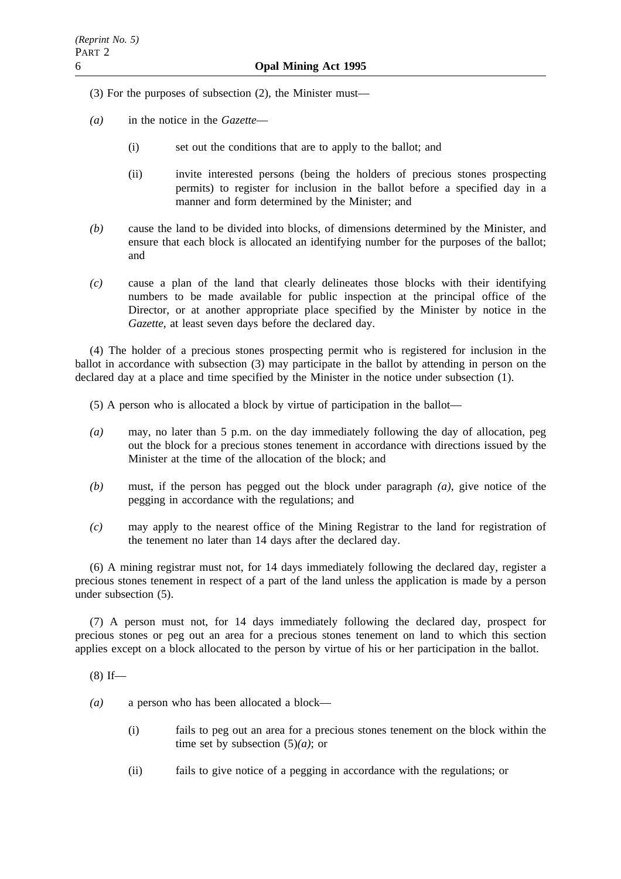(3) For the purposes of subsection (2), the Minister must—

*(a)* in the notice in the *Gazette*—

(i) set out the conditions that are to apply to the ballot; and

(ii) invite interested persons (being the holders of precious stones prospecting permits) to register for inclusion in the ballot before a specified day in a manner and form determined by the Minister; and

*(b)* cause the land to be divided into blocks, of dimensions determined by the Minister, and ensure that each block is allocated an identifying number for the purposes of the ballot; and

*(c)* cause a plan of the land that clearly delineates those blocks with their identifying numbers to be made available for public inspection at the principal office of the Director, or at another appropriate place specified by the Minister by notice in the *Gazette*, at least seven days before the declared day.

(4) The holder of a precious stones prospecting permit who is registered for inclusion in the ballot in accordance with subsection (3) may participate in the ballot by attending in person on the declared day at a place and time specified by the Minister in the notice under subsection (1).

(5) A person who is allocated a block by virtue of participation in the ballot—

*(a)* may, no later than 5 p.m. on the day immediately following the day of allocation, peg out the block for a precious stones tenement in accordance with directions issued by the Minister at the time of the allocation of the block; and

*(b)* must, if the person has pegged out the block under paragraph *(a)*, give notice of the pegging in accordance with the regulations; and

*(c)* may apply to the nearest office of the Mining Registrar to the land for registration of the tenement no later than 14 days after the declared day.

(6) A mining registrar must not, for 14 days immediately following the declared day, register a precious stones tenement in respect of a part of the land unless the application is made by a person under subsection (5).

(7) A person must not, for 14 days immediately following the declared day, prospect for precious stones or peg out an area for a precious stones tenement on land to which this section applies except on a block allocated to the person by virtue of his or her participation in the ballot.

(8) If—

*(a)* a person who has been allocated a block—

(i) fails to peg out an area for a precious stones tenement on the block within the time set by subsection (5)*(a)*; or

(ii) fails to give notice of a pegging in accordance with the regulations; or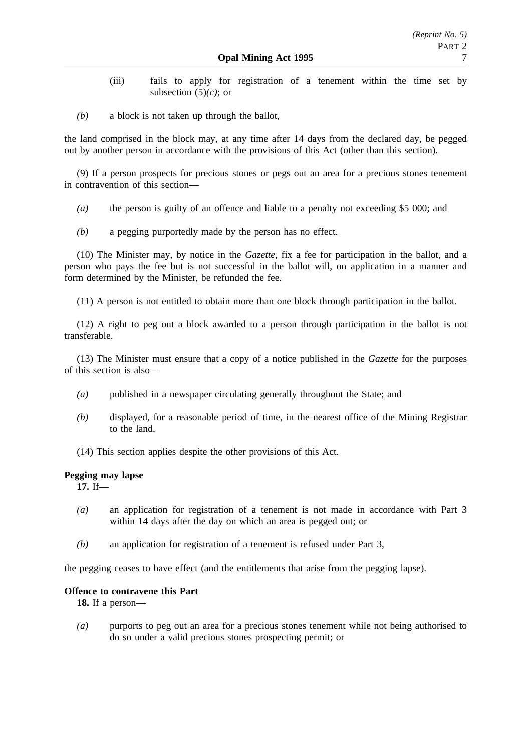(iii) fails to apply for registration of a tenement within the time set by subsection (5)*(c)*; or

*(b)* a block is not taken up through the ballot,

the land comprised in the block may, at any time after 14 days from the declared day, be pegged out by another person in accordance with the provisions of this Act (other than this section).

(9) If a person prospects for precious stones or pegs out an area for a precious stones tenement in contravention of this section—

*(a)* the person is guilty of an offence and liable to a penalty not exceeding $5 000; and

*(b)* a pegging purportedly made by the person has no effect.

(10) The Minister may, by notice in the *Gazette*, fix a fee for participation in the ballot, and a person who pays the fee but is not successful in the ballot will, on application in a manner and form determined by the Minister, be refunded the fee.

(11) A person is not entitled to obtain more than one block through participation in the ballot.

(12) A right to peg out a block awarded to a person through participation in the ballot is not transferable.

(13) The Minister must ensure that a copy of a notice published in the *Gazette* for the purposes of this section is also—

*(a)* published in a newspaper circulating generally throughout the State; and

*(b)* displayed, for a reasonable period of time, in the nearest office of the Mining Registrar to the land.

(14) This section applies despite the other provisions of this Act.

**Pegging may lapse**

**17.** If—

*(a)* an application for registration of a tenement is not made in accordance with Part 3 within 14 days after the day on which an area is pegged out; or

*(b)* an application for registration of a tenement is refused under Part 3,

the pegging ceases to have effect (and the entitlements that arise from the pegging lapse).

**Offence to contravene this Part**

**18.** If a person—

*(a)* purports to peg out an area for a precious stones tenement while not being authorised to do so under a valid precious stones prospecting permit; or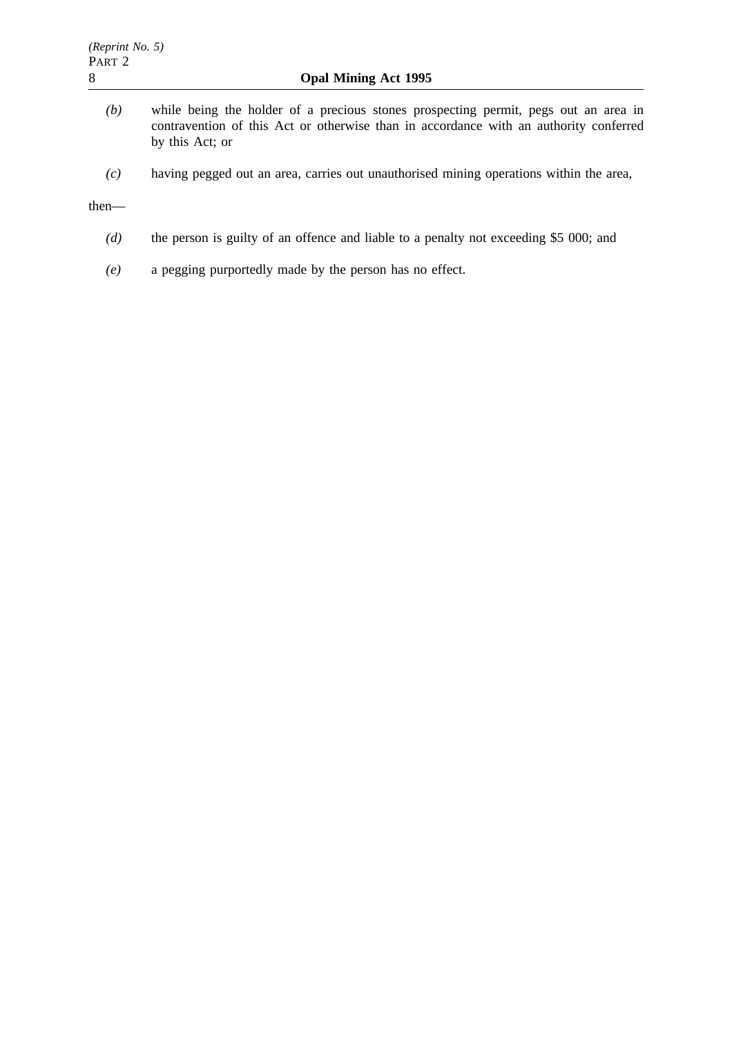*(b)* while being the holder of a precious stones prospecting permit, pegs out an area in contravention of this Act or otherwise than in accordance with an authority conferred by this Act; or

*(c)* having pegged out an area, carries out unauthorised mining operations within the area,

then—

*(d)* the person is guilty of an offence and liable to a penalty not exceeding $5 000; and

*(e)* a pegging purportedly made by the person has no effect.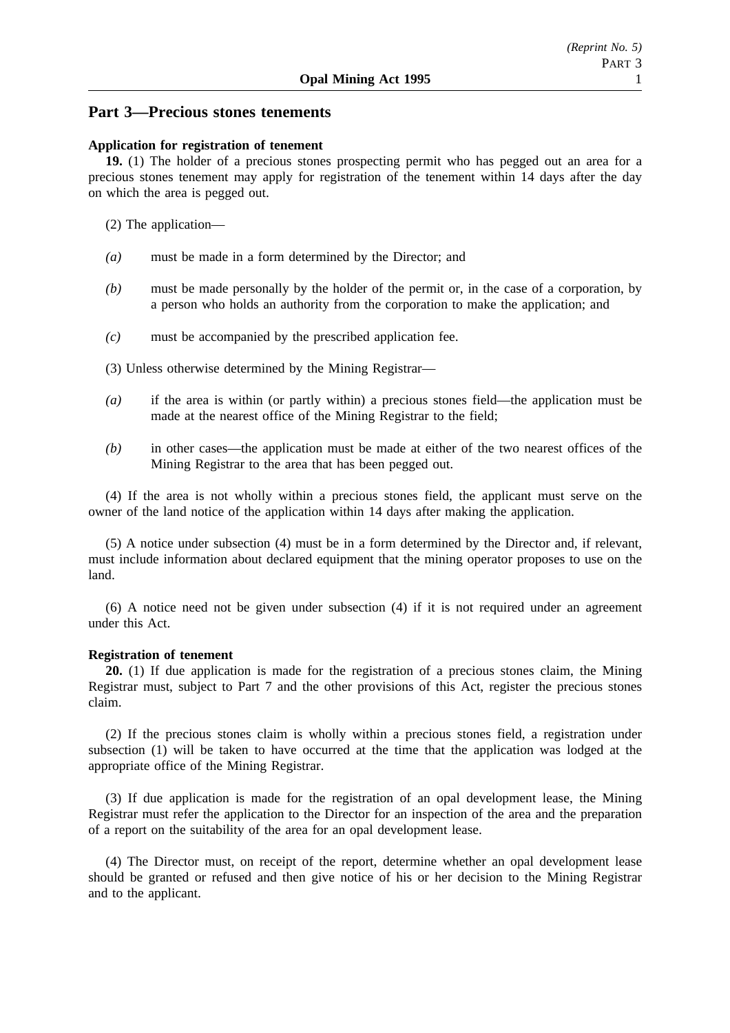## Part 3—Precious stones tenements

**Application for registration of tenement**

**19.** (1) The holder of a precious stones prospecting permit who has pegged out an area for a precious stones tenement may apply for registration of the tenement within 14 days after the day on which the area is pegged out.

(2) The application—

*(a)* must be made in a form determined by the Director; and

*(b)* must be made personally by the holder of the permit or, in the case of a corporation, by a person who holds an authority from the corporation to make the application; and

*(c)* must be accompanied by the prescribed application fee.

(3) Unless otherwise determined by the Mining Registrar—

*(a)* if the area is within (or partly within) a precious stones field—the application must be made at the nearest office of the Mining Registrar to the field;

*(b)* in other cases—the application must be made at either of the two nearest offices of the Mining Registrar to the area that has been pegged out.

(4) If the area is not wholly within a precious stones field, the applicant must serve on the owner of the land notice of the application within 14 days after making the application.

(5) A notice under subsection (4) must be in a form determined by the Director and, if relevant, must include information about declared equipment that the mining operator proposes to use on the land.

(6) A notice need not be given under subsection (4) if it is not required under an agreement under this Act.

**Registration of tenement**

**20.** (1) If due application is made for the registration of a precious stones claim, the Mining Registrar must, subject to Part 7 and the other provisions of this Act, register the precious stones claim.

(2) If the precious stones claim is wholly within a precious stones field, a registration under subsection (1) will be taken to have occurred at the time that the application was lodged at the appropriate office of the Mining Registrar.

(3) If due application is made for the registration of an opal development lease, the Mining Registrar must refer the application to the Director for an inspection of the area and the preparation of a report on the suitability of the area for an opal development lease.

(4) The Director must, on receipt of the report, determine whether an opal development lease should be granted or refused and then give notice of his or her decision to the Mining Registrar and to the applicant.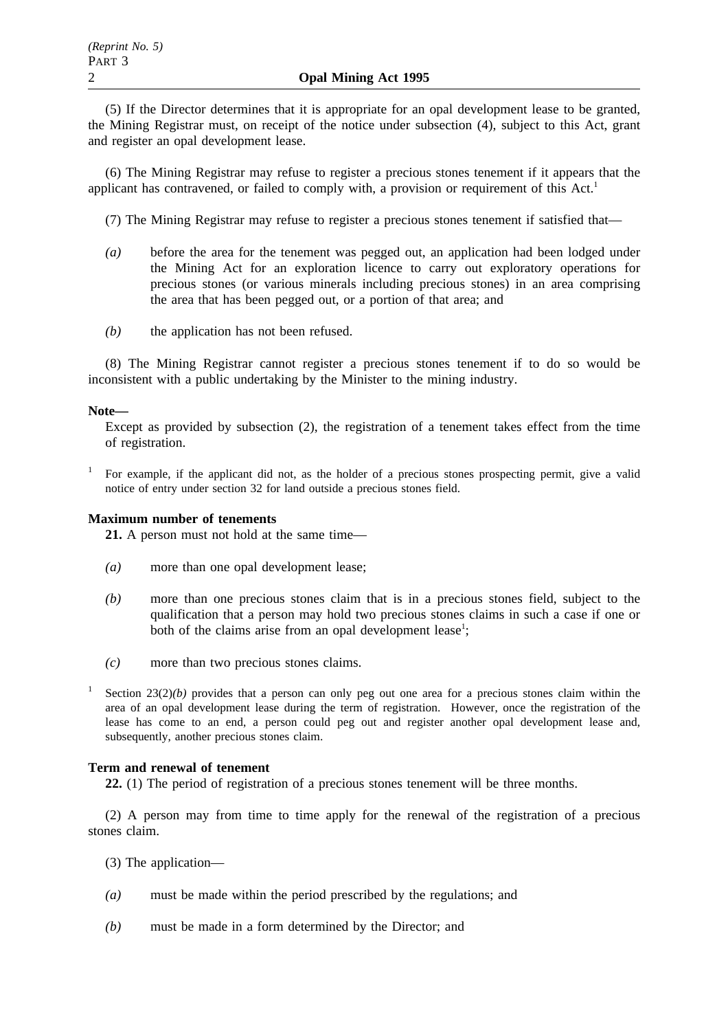(5) If the Director determines that it is appropriate for an opal development lease to be granted, the Mining Registrar must, on receipt of the notice under subsection (4), subject to this Act, grant and register an opal development lease.

(6) The Mining Registrar may refuse to register a precious stones tenement if it appears that the applicant has contravened, or failed to comply with, a provision or requirement of this Act.[1]

(7) The Mining Registrar may refuse to register a precious stones tenement if satisfied that—

*(a)* before the area for the tenement was pegged out, an application had been lodged under the Mining Act for an exploration licence to carry out exploratory operations for precious stones (or various minerals including precious stones) in an area comprising the area that has been pegged out, or a portion of that area; and

*(b)* the application has not been refused.

(8) The Mining Registrar cannot register a precious stones tenement if to do so would be inconsistent with a public undertaking by the Minister to the mining industry.

**Note—**

Except as provided by subsection (2), the registration of a tenement takes effect from the time of registration.

[1] For example, if the applicant did not, as the holder of a precious stones prospecting permit, give a valid notice of entry under section 32 for land outside a precious stones field.

**Maximum number of tenements**

**21.** A person must not hold at the same time—

*(a)* more than one opal development lease;

*(b)* more than one precious stones claim that is in a precious stones field, subject to the qualification that a person may hold two precious stones claims in such a case if one or both of the claims arise from an opal development lease[1];

*(c)* more than two precious stones claims.

[1] Section 23(2)*(b)* provides that a person can only peg out one area for a precious stones claim within the area of an opal development lease during the term of registration. However, once the registration of the lease has come to an end, a person could peg out and register another opal development lease and, subsequently, another precious stones claim.

**Term and renewal of tenement**

**22.** (1) The period of registration of a precious stones tenement will be three months.

(2) A person may from time to time apply for the renewal of the registration of a precious stones claim.

(3) The application—

*(a)* must be made within the period prescribed by the regulations; and

*(b)* must be made in a form determined by the Director; and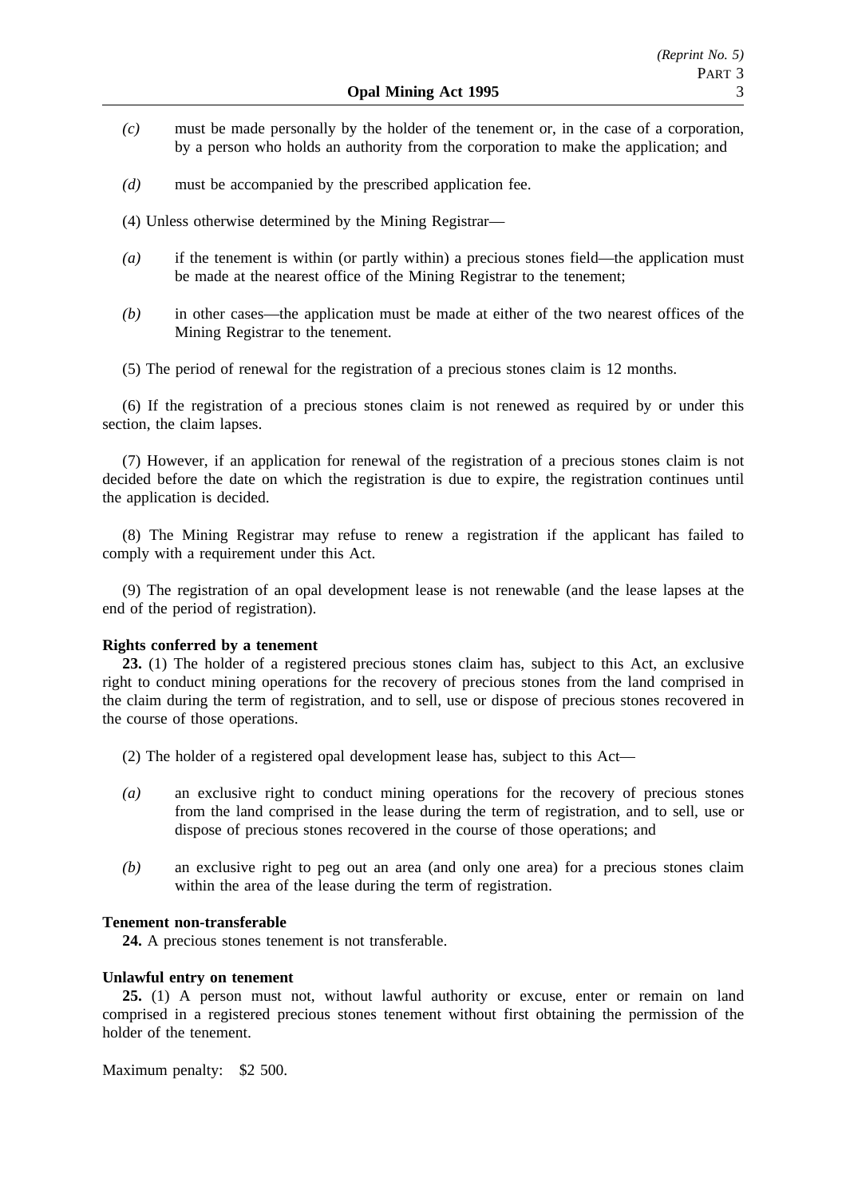*(c)* must be made personally by the holder of the tenement or, in the case of a corporation, by a person who holds an authority from the corporation to make the application; and

*(d)* must be accompanied by the prescribed application fee.

(4) Unless otherwise determined by the Mining Registrar—

*(a)* if the tenement is within (or partly within) a precious stones field—the application must be made at the nearest office of the Mining Registrar to the tenement;

*(b)* in other cases—the application must be made at either of the two nearest offices of the Mining Registrar to the tenement.

(5) The period of renewal for the registration of a precious stones claim is 12 months.

(6) If the registration of a precious stones claim is not renewed as required by or under this section, the claim lapses.

(7) However, if an application for renewal of the registration of a precious stones claim is not decided before the date on which the registration is due to expire, the registration continues until the application is decided.

(8) The Mining Registrar may refuse to renew a registration if the applicant has failed to comply with a requirement under this Act.

(9) The registration of an opal development lease is not renewable (and the lease lapses at the end of the period of registration).

**Rights conferred by a tenement**

**23.** (1) The holder of a registered precious stones claim has, subject to this Act, an exclusive right to conduct mining operations for the recovery of precious stones from the land comprised in the claim during the term of registration, and to sell, use or dispose of precious stones recovered in the course of those operations.

(2) The holder of a registered opal development lease has, subject to this Act—

*(a)* an exclusive right to conduct mining operations for the recovery of precious stones from the land comprised in the lease during the term of registration, and to sell, use or dispose of precious stones recovered in the course of those operations; and

*(b)* an exclusive right to peg out an area (and only one area) for a precious stones claim within the area of the lease during the term of registration.

**Tenement non-transferable**

**24.** A precious stones tenement is not transferable.

**Unlawful entry on tenement**

**25.** (1) A person must not, without lawful authority or excuse, enter or remain on land comprised in a registered precious stones tenement without first obtaining the permission of the holder of the tenement.

Maximum penalty: $2 500.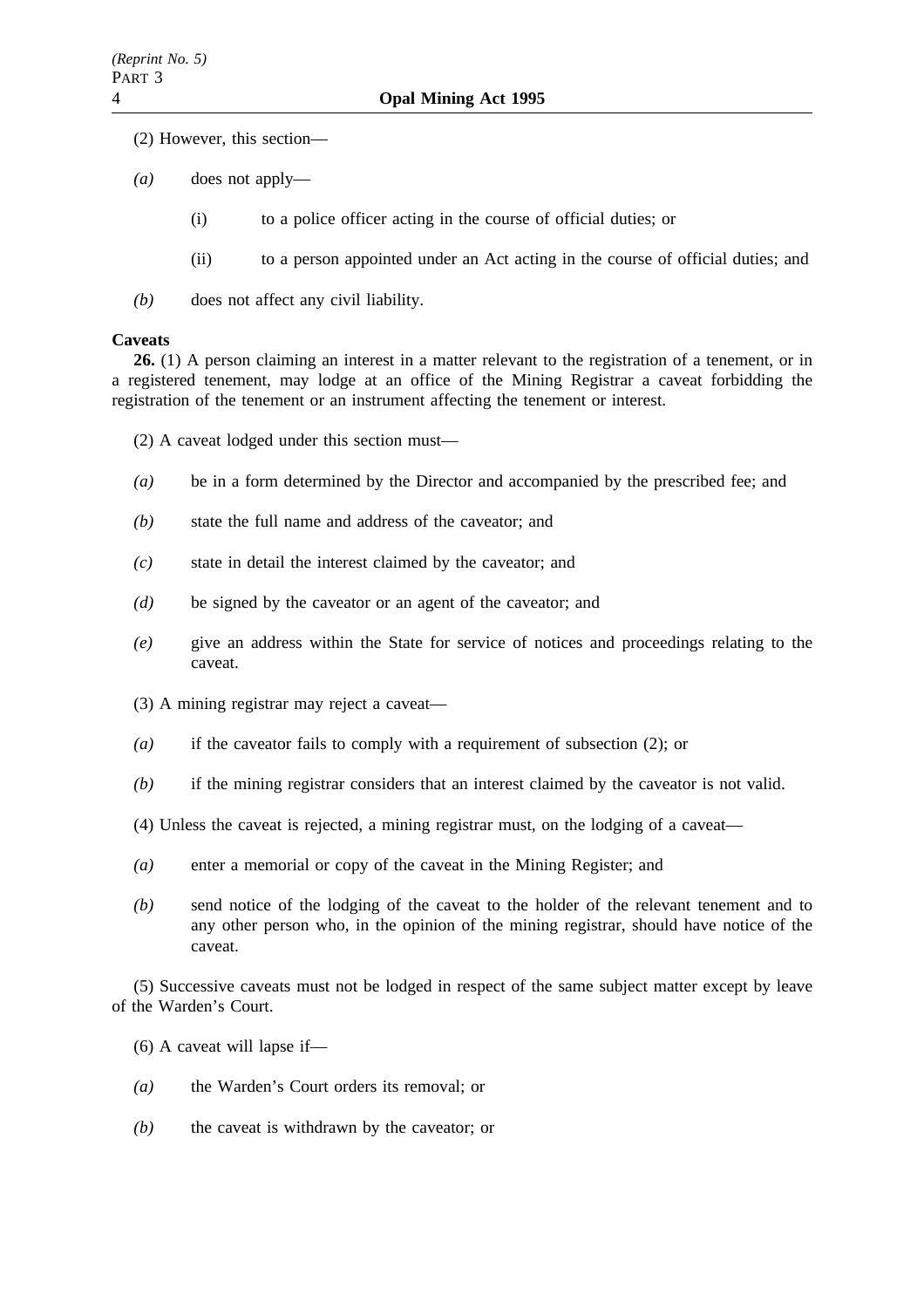(2) However, this section—

*(a)* does not apply—

(i) to a police officer acting in the course of official duties; or

(ii) to a person appointed under an Act acting in the course of official duties; and

*(b)* does not affect any civil liability.

**Caveats**

**26.** (1) A person claiming an interest in a matter relevant to the registration of a tenement, or in a registered tenement, may lodge at an office of the Mining Registrar a caveat forbidding the registration of the tenement or an instrument affecting the tenement or interest.

(2) A caveat lodged under this section must—

*(a)* be in a form determined by the Director and accompanied by the prescribed fee; and

*(b)* state the full name and address of the caveator; and

*(c)* state in detail the interest claimed by the caveator; and

*(d)* be signed by the caveator or an agent of the caveator; and

*(e)* give an address within the State for service of notices and proceedings relating to the caveat.

(3) A mining registrar may reject a caveat—

*(a)* if the caveator fails to comply with a requirement of subsection (2); or

*(b)* if the mining registrar considers that an interest claimed by the caveator is not valid.

(4) Unless the caveat is rejected, a mining registrar must, on the lodging of a caveat—

*(a)* enter a memorial or copy of the caveat in the Mining Register; and

*(b)* send notice of the lodging of the caveat to the holder of the relevant tenement and to any other person who, in the opinion of the mining registrar, should have notice of the caveat.

(5) Successive caveats must not be lodged in respect of the same subject matter except by leave of the Warden's Court.

(6) A caveat will lapse if—

*(a)* the Warden's Court orders its removal; or

*(b)* the caveat is withdrawn by the caveator; or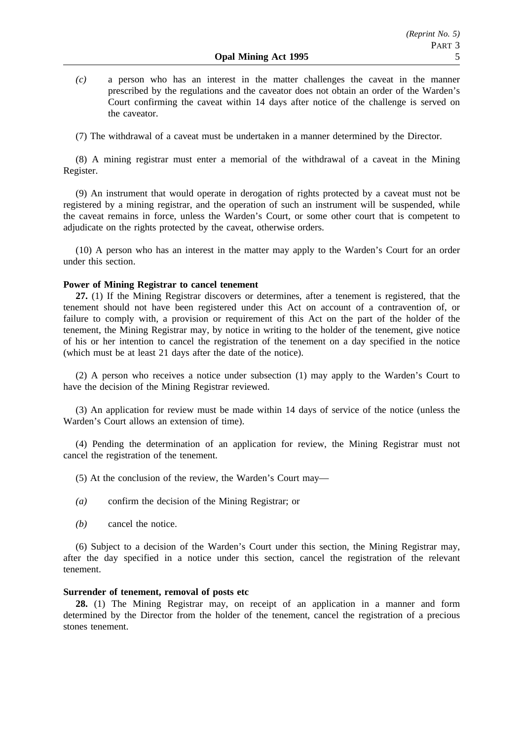*(c)* a person who has an interest in the matter challenges the caveat in the manner prescribed by the regulations and the caveator does not obtain an order of the Warden's Court confirming the caveat within 14 days after notice of the challenge is served on the caveator.

(7) The withdrawal of a caveat must be undertaken in a manner determined by the Director.

(8) A mining registrar must enter a memorial of the withdrawal of a caveat in the Mining Register.

(9) An instrument that would operate in derogation of rights protected by a caveat must not be registered by a mining registrar, and the operation of such an instrument will be suspended, while the caveat remains in force, unless the Warden's Court, or some other court that is competent to adjudicate on the rights protected by the caveat, otherwise orders.

(10) A person who has an interest in the matter may apply to the Warden's Court for an order under this section.

**Power of Mining Registrar to cancel tenement**

**27.** (1) If the Mining Registrar discovers or determines, after a tenement is registered, that the tenement should not have been registered under this Act on account of a contravention of, or failure to comply with, a provision or requirement of this Act on the part of the holder of the tenement, the Mining Registrar may, by notice in writing to the holder of the tenement, give notice of his or her intention to cancel the registration of the tenement on a day specified in the notice (which must be at least 21 days after the date of the notice).

(2) A person who receives a notice under subsection (1) may apply to the Warden's Court to have the decision of the Mining Registrar reviewed.

(3) An application for review must be made within 14 days of service of the notice (unless the Warden's Court allows an extension of time).

(4) Pending the determination of an application for review, the Mining Registrar must not cancel the registration of the tenement.

(5) At the conclusion of the review, the Warden's Court may—

*(a)* confirm the decision of the Mining Registrar; or

*(b)* cancel the notice.

(6) Subject to a decision of the Warden's Court under this section, the Mining Registrar may, after the day specified in a notice under this section, cancel the registration of the relevant tenement.

**Surrender of tenement, removal of posts etc**

**28.** (1) The Mining Registrar may, on receipt of an application in a manner and form determined by the Director from the holder of the tenement, cancel the registration of a precious stones tenement.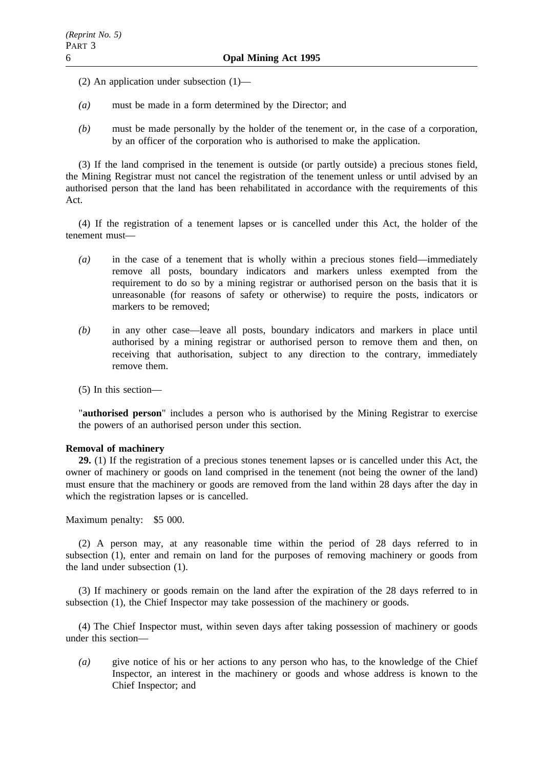(2) An application under subsection (1)—

*(a)* must be made in a form determined by the Director; and

*(b)* must be made personally by the holder of the tenement or, in the case of a corporation, by an officer of the corporation who is authorised to make the application.

(3) If the land comprised in the tenement is outside (or partly outside) a precious stones field, the Mining Registrar must not cancel the registration of the tenement unless or until advised by an authorised person that the land has been rehabilitated in accordance with the requirements of this Act.

(4) If the registration of a tenement lapses or is cancelled under this Act, the holder of the tenement must—

*(a)* in the case of a tenement that is wholly within a precious stones field—immediately remove all posts, boundary indicators and markers unless exempted from the requirement to do so by a mining registrar or authorised person on the basis that it is unreasonable (for reasons of safety or otherwise) to require the posts, indicators or markers to be removed;

*(b)* in any other case—leave all posts, boundary indicators and markers in place until authorised by a mining registrar or authorised person to remove them and then, on receiving that authorisation, subject to any direction to the contrary, immediately remove them.

(5) In this section—

"**authorised person**" includes a person who is authorised by the Mining Registrar to exercise the powers of an authorised person under this section.

**Removal of machinery**

**29.** (1) If the registration of a precious stones tenement lapses or is cancelled under this Act, the owner of machinery or goods on land comprised in the tenement (not being the owner of the land) must ensure that the machinery or goods are removed from the land within 28 days after the day in which the registration lapses or is cancelled.

Maximum penalty: $5 000.

(2) A person may, at any reasonable time within the period of 28 days referred to in subsection (1), enter and remain on land for the purposes of removing machinery or goods from the land under subsection (1).

(3) If machinery or goods remain on the land after the expiration of the 28 days referred to in subsection (1), the Chief Inspector may take possession of the machinery or goods.

(4) The Chief Inspector must, within seven days after taking possession of machinery or goods under this section—

*(a)* give notice of his or her actions to any person who has, to the knowledge of the Chief Inspector, an interest in the machinery or goods and whose address is known to the Chief Inspector; and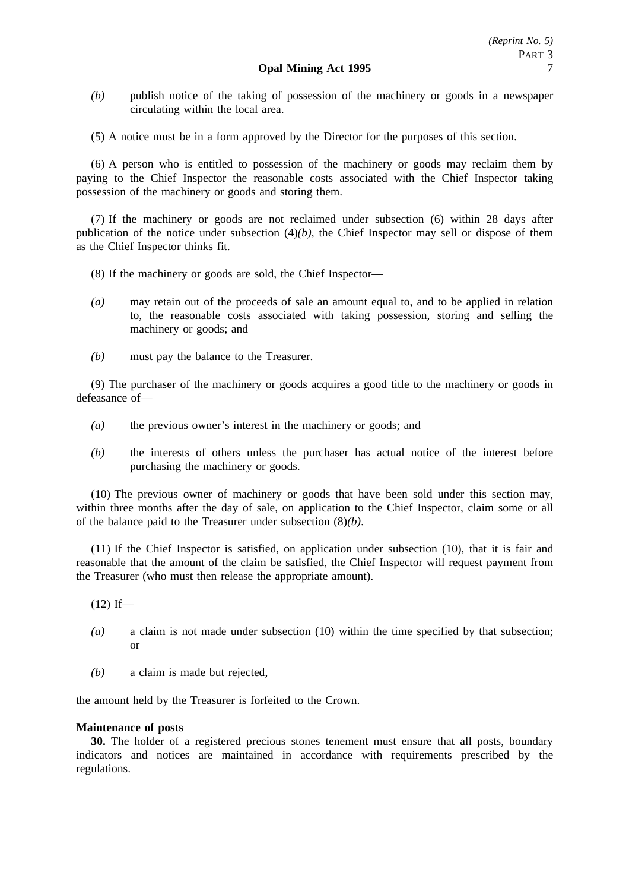*(b)* publish notice of the taking of possession of the machinery or goods in a newspaper circulating within the local area.

(5) A notice must be in a form approved by the Director for the purposes of this section.

(6) A person who is entitled to possession of the machinery or goods may reclaim them by paying to the Chief Inspector the reasonable costs associated with the Chief Inspector taking possession of the machinery or goods and storing them.

(7) If the machinery or goods are not reclaimed under subsection (6) within 28 days after publication of the notice under subsection (4)*(b)*, the Chief Inspector may sell or dispose of them as the Chief Inspector thinks fit.

(8) If the machinery or goods are sold, the Chief Inspector—

*(a)* may retain out of the proceeds of sale an amount equal to, and to be applied in relation to, the reasonable costs associated with taking possession, storing and selling the machinery or goods; and

*(b)* must pay the balance to the Treasurer.

(9) The purchaser of the machinery or goods acquires a good title to the machinery or goods in defeasance of—

*(a)* the previous owner's interest in the machinery or goods; and

*(b)* the interests of others unless the purchaser has actual notice of the interest before purchasing the machinery or goods.

(10) The previous owner of machinery or goods that have been sold under this section may, within three months after the day of sale, on application to the Chief Inspector, claim some or all of the balance paid to the Treasurer under subsection (8)*(b)*.

(11) If the Chief Inspector is satisfied, on application under subsection (10), that it is fair and reasonable that the amount of the claim be satisfied, the Chief Inspector will request payment from the Treasurer (who must then release the appropriate amount).

(12) If—

*(a)* a claim is not made under subsection (10) within the time specified by that subsection; or

*(b)* a claim is made but rejected,

the amount held by the Treasurer is forfeited to the Crown.

**Maintenance of posts**

**30.** The holder of a registered precious stones tenement must ensure that all posts, boundary indicators and notices are maintained in accordance with requirements prescribed by the regulations.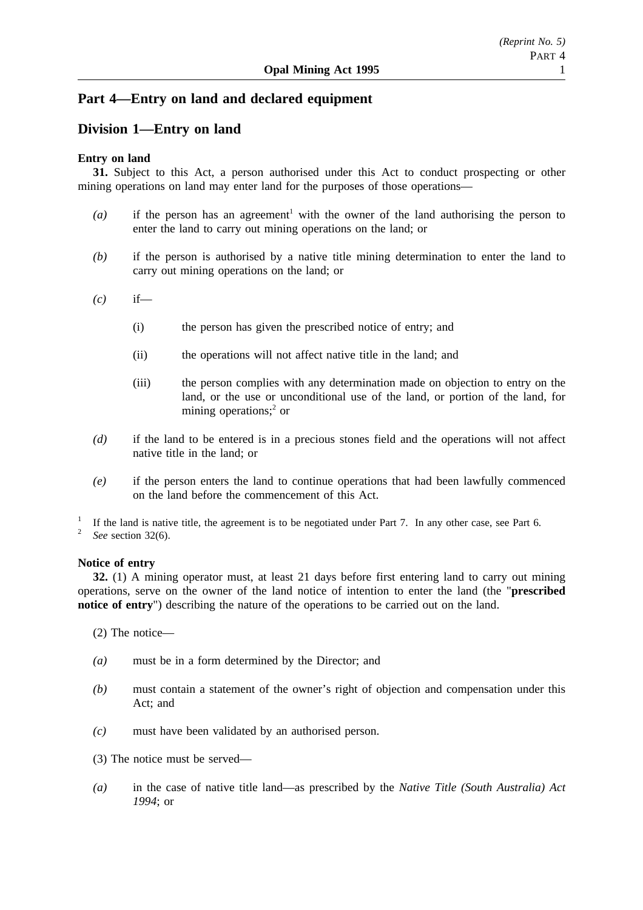# Part 4—Entry on land and declared equipment

## Division 1—Entry on land

**Entry on land**

**31.** Subject to this Act, a person authorised under this Act to conduct prospecting or other mining operations on land may enter land for the purposes of those operations—

*(a)* if the person has an agreement[1] with the owner of the land authorising the person to enter the land to carry out mining operations on the land; or

*(b)* if the person is authorised by a native title mining determination to enter the land to carry out mining operations on the land; or

*(c)* if—

(i) the person has given the prescribed notice of entry; and

(ii) the operations will not affect native title in the land; and

(iii) the person complies with any determination made on objection to entry on the land, or the use or unconditional use of the land, or portion of the land, for mining operations;[2] or

*(d)* if the land to be entered is in a precious stones field and the operations will not affect native title in the land; or

*(e)* if the person enters the land to continue operations that had been lawfully commenced on the land before the commencement of this Act.

[1] If the land is native title, the agreement is to be negotiated under Part 7. In any other case, see Part 6.
[2] *See* section 32(6).

**Notice of entry**

**32.** (1) A mining operator must, at least 21 days before first entering land to carry out mining operations, serve on the owner of the land notice of intention to enter the land (the "**prescribed notice of entry**") describing the nature of the operations to be carried out on the land.

(2) The notice—

*(a)* must be in a form determined by the Director; and

*(b)* must contain a statement of the owner's right of objection and compensation under this Act; and

*(c)* must have been validated by an authorised person.

(3) The notice must be served—

*(a)* in the case of native title land—as prescribed by the *Native Title (South Australia) Act 1994*; or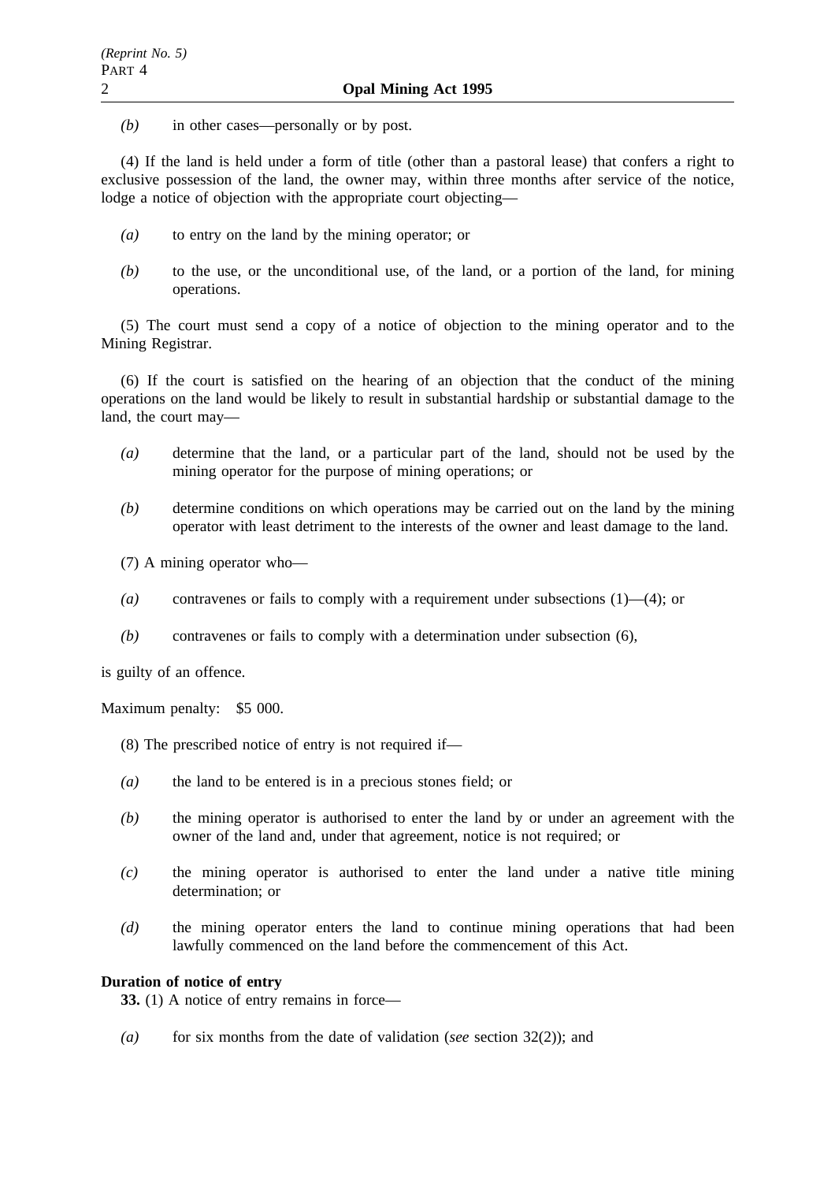*(b)* in other cases—personally or by post.

(4) If the land is held under a form of title (other than a pastoral lease) that confers a right to exclusive possession of the land, the owner may, within three months after service of the notice, lodge a notice of objection with the appropriate court objecting—

*(a)* to entry on the land by the mining operator; or

*(b)* to the use, or the unconditional use, of the land, or a portion of the land, for mining operations.

(5) The court must send a copy of a notice of objection to the mining operator and to the Mining Registrar.

(6) If the court is satisfied on the hearing of an objection that the conduct of the mining operations on the land would be likely to result in substantial hardship or substantial damage to the land, the court may—

*(a)* determine that the land, or a particular part of the land, should not be used by the mining operator for the purpose of mining operations; or

*(b)* determine conditions on which operations may be carried out on the land by the mining operator with least detriment to the interests of the owner and least damage to the land.

(7) A mining operator who—

*(a)* contravenes or fails to comply with a requirement under subsections (1)—(4); or

*(b)* contravenes or fails to comply with a determination under subsection (6),

is guilty of an offence.

Maximum penalty: $5 000.

(8) The prescribed notice of entry is not required if—

*(a)* the land to be entered is in a precious stones field; or

*(b)* the mining operator is authorised to enter the land by or under an agreement with the owner of the land and, under that agreement, notice is not required; or

*(c)* the mining operator is authorised to enter the land under a native title mining determination; or

*(d)* the mining operator enters the land to continue mining operations that had been lawfully commenced on the land before the commencement of this Act.

**Duration of notice of entry**

**33.** (1) A notice of entry remains in force—

*(a)* for six months from the date of validation (*see* section 32(2)); and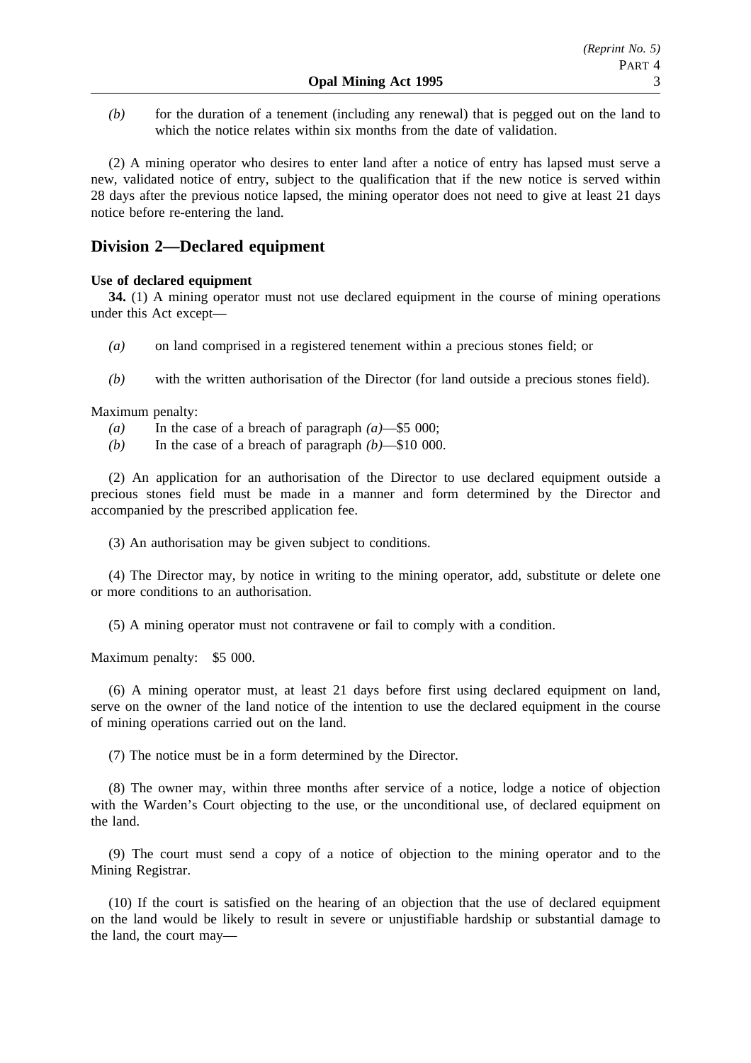*(b)* for the duration of a tenement (including any renewal) that is pegged out on the land to which the notice relates within six months from the date of validation.

(2) A mining operator who desires to enter land after a notice of entry has lapsed must serve a new, validated notice of entry, subject to the qualification that if the new notice is served within 28 days after the previous notice lapsed, the mining operator does not need to give at least 21 days notice before re-entering the land.

## Division 2—Declared equipment

**Use of declared equipment**

**34.** (1) A mining operator must not use declared equipment in the course of mining operations under this Act except—

*(a)* on land comprised in a registered tenement within a precious stones field; or

*(b)* with the written authorisation of the Director (for land outside a precious stones field).

Maximum penalty:

*(a)* In the case of a breach of paragraph *(a)*—$5 000;

*(b)* In the case of a breach of paragraph *(b)*—$10 000.

(2) An application for an authorisation of the Director to use declared equipment outside a precious stones field must be made in a manner and form determined by the Director and accompanied by the prescribed application fee.

(3) An authorisation may be given subject to conditions.

(4) The Director may, by notice in writing to the mining operator, add, substitute or delete one or more conditions to an authorisation.

(5) A mining operator must not contravene or fail to comply with a condition.

Maximum penalty: $5 000.

(6) A mining operator must, at least 21 days before first using declared equipment on land, serve on the owner of the land notice of the intention to use the declared equipment in the course of mining operations carried out on the land.

(7) The notice must be in a form determined by the Director.

(8) The owner may, within three months after service of a notice, lodge a notice of objection with the Warden's Court objecting to the use, or the unconditional use, of declared equipment on the land.

(9) The court must send a copy of a notice of objection to the mining operator and to the Mining Registrar.

(10) If the court is satisfied on the hearing of an objection that the use of declared equipment on the land would be likely to result in severe or unjustifiable hardship or substantial damage to the land, the court may—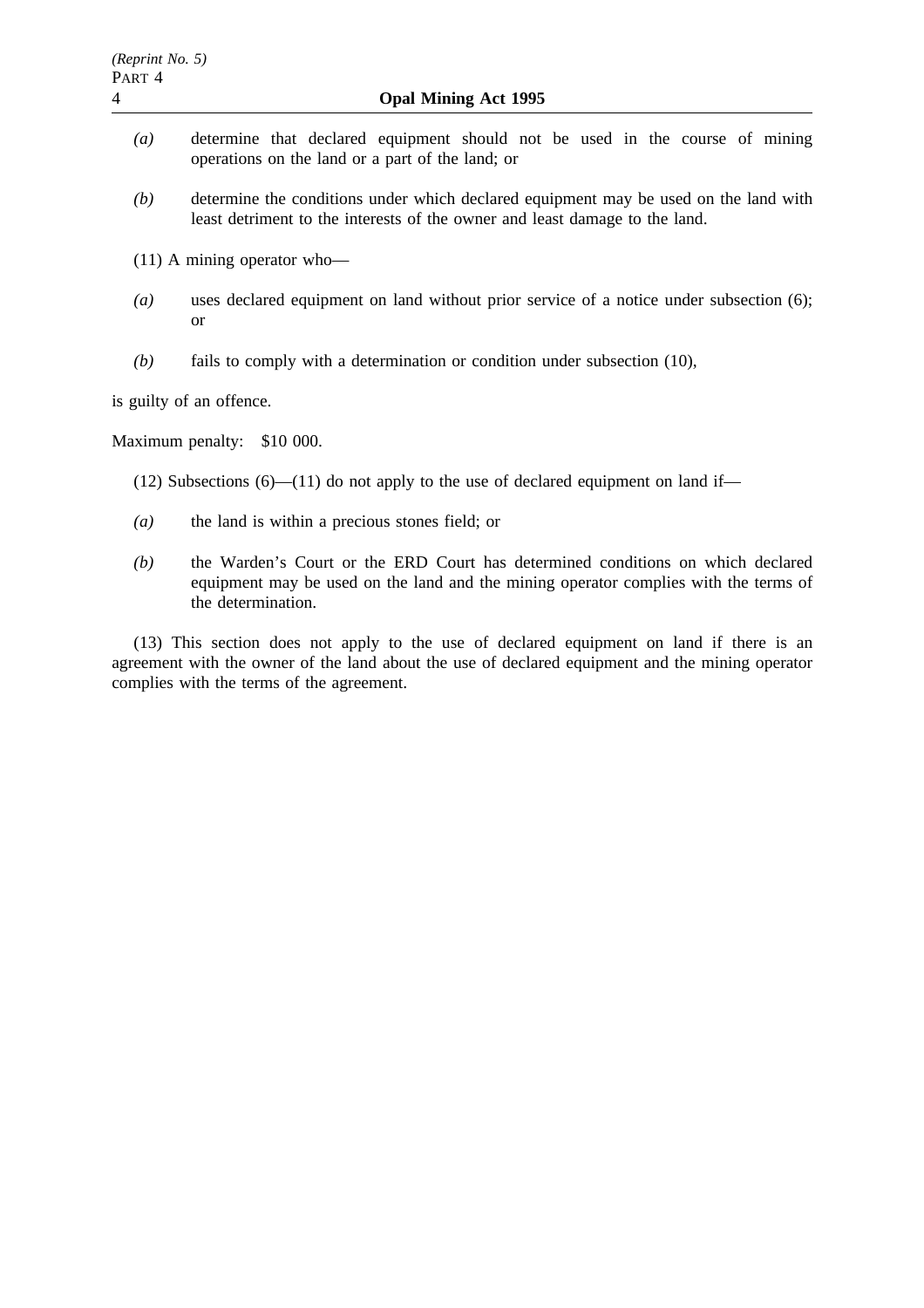*(a)* determine that declared equipment should not be used in the course of mining operations on the land or a part of the land; or

*(b)* determine the conditions under which declared equipment may be used on the land with least detriment to the interests of the owner and least damage to the land.

(11) A mining operator who—

*(a)* uses declared equipment on land without prior service of a notice under subsection (6); or

*(b)* fails to comply with a determination or condition under subsection (10),

is guilty of an offence.

Maximum penalty: $10 000.

(12) Subsections (6)—(11) do not apply to the use of declared equipment on land if—

*(a)* the land is within a precious stones field; or

*(b)* the Warden's Court or the ERD Court has determined conditions on which declared equipment may be used on the land and the mining operator complies with the terms of the determination.

(13) This section does not apply to the use of declared equipment on land if there is an agreement with the owner of the land about the use of declared equipment and the mining operator complies with the terms of the agreement.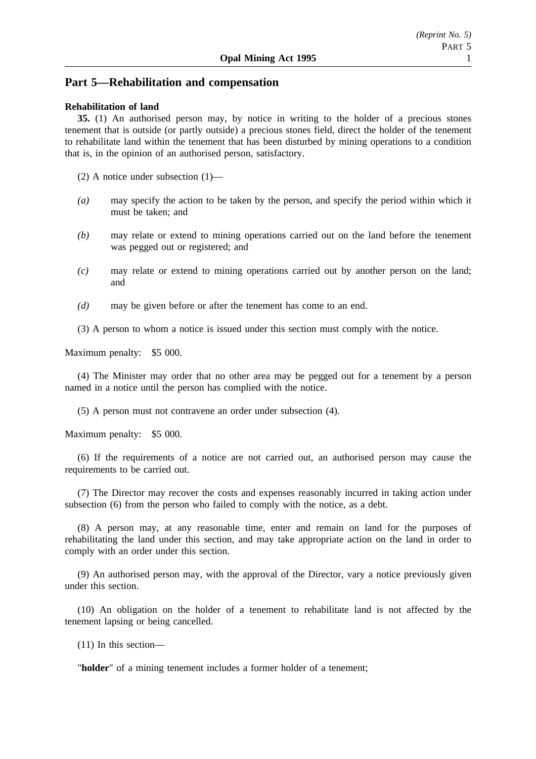## Part 5—Rehabilitation and compensation

**Rehabilitation of land**

**35.** (1) An authorised person may, by notice in writing to the holder of a precious stones tenement that is outside (or partly outside) a precious stones field, direct the holder of the tenement to rehabilitate land within the tenement that has been disturbed by mining operations to a condition that is, in the opinion of an authorised person, satisfactory.

(2) A notice under subsection (1)—

*(a)* may specify the action to be taken by the person, and specify the period within which it must be taken; and

*(b)* may relate or extend to mining operations carried out on the land before the tenement was pegged out or registered; and

*(c)* may relate or extend to mining operations carried out by another person on the land; and

*(d)* may be given before or after the tenement has come to an end.

(3) A person to whom a notice is issued under this section must comply with the notice.

Maximum penalty: $5 000.

(4) The Minister may order that no other area may be pegged out for a tenement by a person named in a notice until the person has complied with the notice.

(5) A person must not contravene an order under subsection (4).

Maximum penalty: $5 000.

(6) If the requirements of a notice are not carried out, an authorised person may cause the requirements to be carried out.

(7) The Director may recover the costs and expenses reasonably incurred in taking action under subsection (6) from the person who failed to comply with the notice, as a debt.

(8) A person may, at any reasonable time, enter and remain on land for the purposes of rehabilitating the land under this section, and may take appropriate action on the land in order to comply with an order under this section.

(9) An authorised person may, with the approval of the Director, vary a notice previously given under this section.

(10) An obligation on the holder of a tenement to rehabilitate land is not affected by the tenement lapsing or being cancelled.

(11) In this section—

"**holder**" of a mining tenement includes a former holder of a tenement;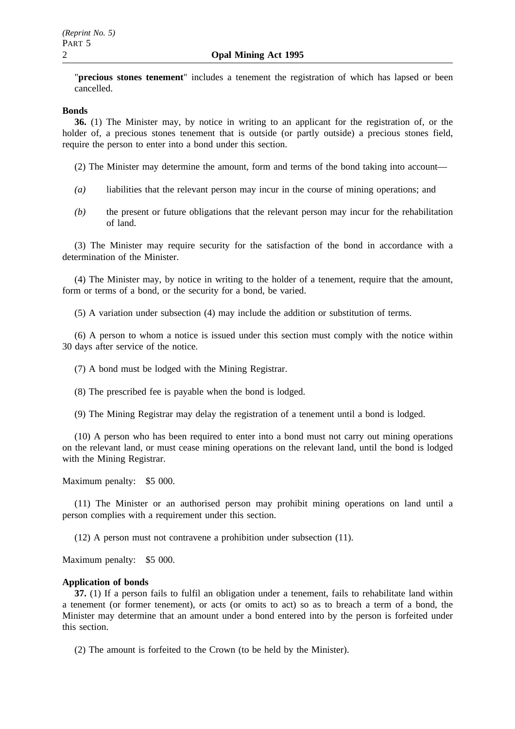"**precious stones tenement**" includes a tenement the registration of which has lapsed or been cancelled.

**Bonds**

**36.** (1) The Minister may, by notice in writing to an applicant for the registration of, or the holder of, a precious stones tenement that is outside (or partly outside) a precious stones field, require the person to enter into a bond under this section.

(2) The Minister may determine the amount, form and terms of the bond taking into account—

*(a)* liabilities that the relevant person may incur in the course of mining operations; and

*(b)* the present or future obligations that the relevant person may incur for the rehabilitation of land.

(3) The Minister may require security for the satisfaction of the bond in accordance with a determination of the Minister.

(4) The Minister may, by notice in writing to the holder of a tenement, require that the amount, form or terms of a bond, or the security for a bond, be varied.

(5) A variation under subsection (4) may include the addition or substitution of terms.

(6) A person to whom a notice is issued under this section must comply with the notice within 30 days after service of the notice.

(7) A bond must be lodged with the Mining Registrar.

(8) The prescribed fee is payable when the bond is lodged.

(9) The Mining Registrar may delay the registration of a tenement until a bond is lodged.

(10) A person who has been required to enter into a bond must not carry out mining operations on the relevant land, or must cease mining operations on the relevant land, until the bond is lodged with the Mining Registrar.

Maximum penalty: $5 000.

(11) The Minister or an authorised person may prohibit mining operations on land until a person complies with a requirement under this section.

(12) A person must not contravene a prohibition under subsection (11).

Maximum penalty: $5 000.

**Application of bonds**

**37.** (1) If a person fails to fulfil an obligation under a tenement, fails to rehabilitate land within a tenement (or former tenement), or acts (or omits to act) so as to breach a term of a bond, the Minister may determine that an amount under a bond entered into by the person is forfeited under this section.

(2) The amount is forfeited to the Crown (to be held by the Minister).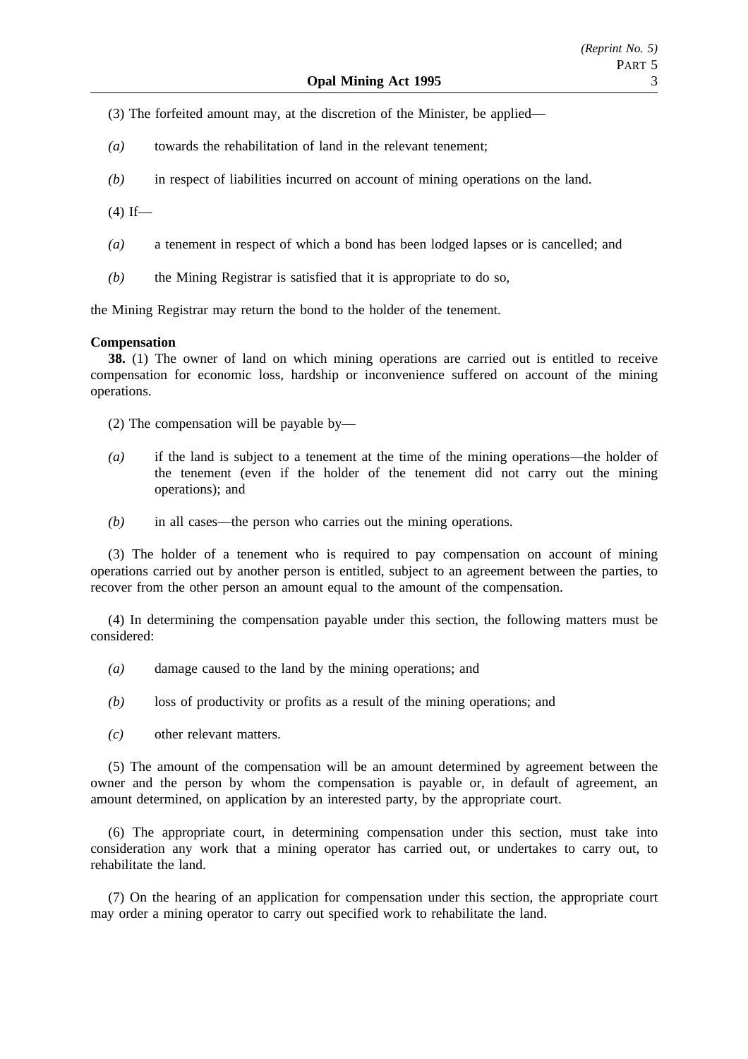(3) The forfeited amount may, at the discretion of the Minister, be applied—

*(a)* towards the rehabilitation of land in the relevant tenement;

*(b)* in respect of liabilities incurred on account of mining operations on the land.

(4) If—

*(a)* a tenement in respect of which a bond has been lodged lapses or is cancelled; and

*(b)* the Mining Registrar is satisfied that it is appropriate to do so,

the Mining Registrar may return the bond to the holder of the tenement.

**Compensation**

**38.** (1) The owner of land on which mining operations are carried out is entitled to receive compensation for economic loss, hardship or inconvenience suffered on account of the mining operations.

(2) The compensation will be payable by—

*(a)* if the land is subject to a tenement at the time of the mining operations—the holder of the tenement (even if the holder of the tenement did not carry out the mining operations); and

*(b)* in all cases—the person who carries out the mining operations.

(3) The holder of a tenement who is required to pay compensation on account of mining operations carried out by another person is entitled, subject to an agreement between the parties, to recover from the other person an amount equal to the amount of the compensation.

(4) In determining the compensation payable under this section, the following matters must be considered:

*(a)* damage caused to the land by the mining operations; and

*(b)* loss of productivity or profits as a result of the mining operations; and

*(c)* other relevant matters.

(5) The amount of the compensation will be an amount determined by agreement between the owner and the person by whom the compensation is payable or, in default of agreement, an amount determined, on application by an interested party, by the appropriate court.

(6) The appropriate court, in determining compensation under this section, must take into consideration any work that a mining operator has carried out, or undertakes to carry out, to rehabilitate the land.

(7) On the hearing of an application for compensation under this section, the appropriate court may order a mining operator to carry out specified work to rehabilitate the land.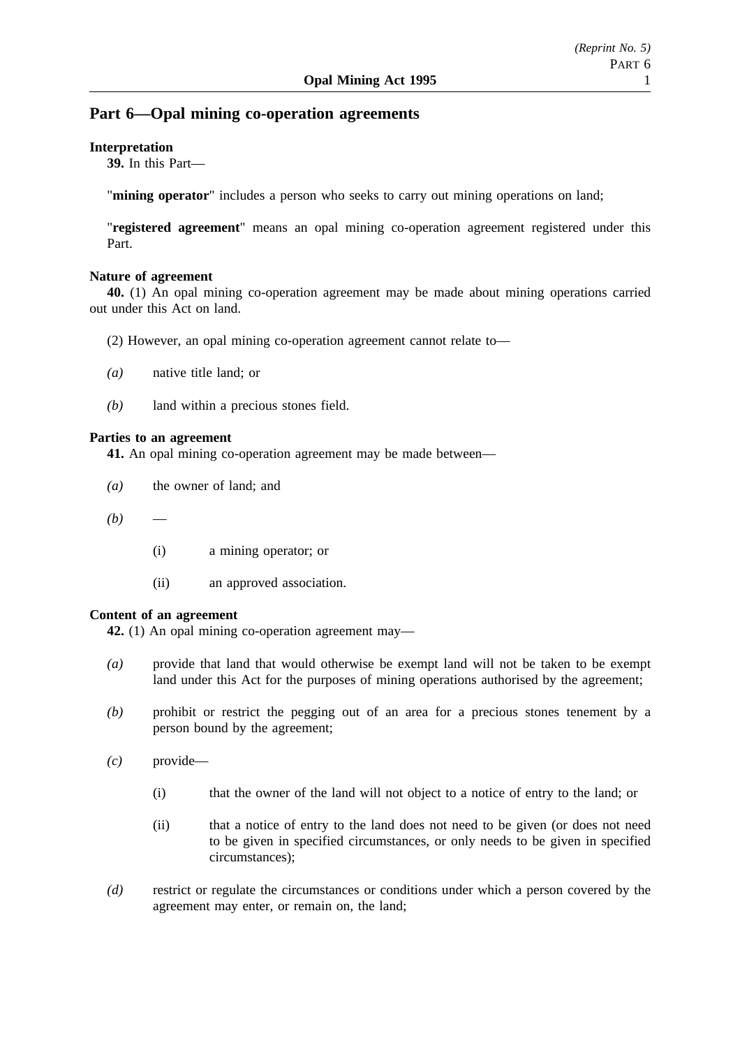## Part 6—Opal mining co-operation agreements

**Interpretation**

**39.** In this Part—

"**mining operator**" includes a person who seeks to carry out mining operations on land;

"**registered agreement**" means an opal mining co-operation agreement registered under this Part.

**Nature of agreement**

**40.** (1) An opal mining co-operation agreement may be made about mining operations carried out under this Act on land.

(2) However, an opal mining co-operation agreement cannot relate to—

*(a)* native title land; or

*(b)* land within a precious stones field.

**Parties to an agreement**

**41.** An opal mining co-operation agreement may be made between—

*(a)* the owner of land; and

*(b)* —

(i) a mining operator; or

(ii) an approved association.

**Content of an agreement**

**42.** (1) An opal mining co-operation agreement may—

*(a)* provide that land that would otherwise be exempt land will not be taken to be exempt land under this Act for the purposes of mining operations authorised by the agreement;

*(b)* prohibit or restrict the pegging out of an area for a precious stones tenement by a person bound by the agreement;

*(c)* provide—

(i) that the owner of the land will not object to a notice of entry to the land; or

(ii) that a notice of entry to the land does not need to be given (or does not need to be given in specified circumstances, or only needs to be given in specified circumstances);

*(d)* restrict or regulate the circumstances or conditions under which a person covered by the agreement may enter, or remain on, the land;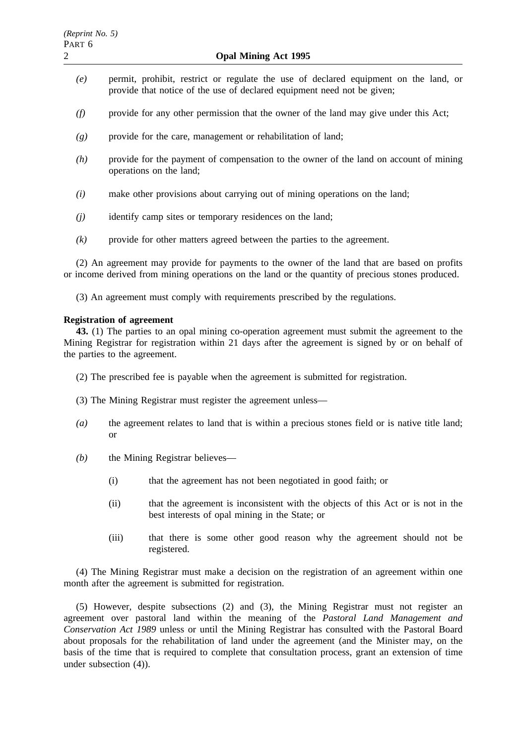*(e)* permit, prohibit, restrict or regulate the use of declared equipment on the land, or provide that notice of the use of declared equipment need not be given;

*(f)* provide for any other permission that the owner of the land may give under this Act;

*(g)* provide for the care, management or rehabilitation of land;

*(h)* provide for the payment of compensation to the owner of the land on account of mining operations on the land;

*(i)* make other provisions about carrying out of mining operations on the land;

*(j)* identify camp sites or temporary residences on the land;

*(k)* provide for other matters agreed between the parties to the agreement.

(2) An agreement may provide for payments to the owner of the land that are based on profits or income derived from mining operations on the land or the quantity of precious stones produced.

(3) An agreement must comply with requirements prescribed by the regulations.

**Registration of agreement**

**43.** (1) The parties to an opal mining co-operation agreement must submit the agreement to the Mining Registrar for registration within 21 days after the agreement is signed by or on behalf of the parties to the agreement.

(2) The prescribed fee is payable when the agreement is submitted for registration.

(3) The Mining Registrar must register the agreement unless—

*(a)* the agreement relates to land that is within a precious stones field or is native title land; or

*(b)* the Mining Registrar believes—

(i) that the agreement has not been negotiated in good faith; or

(ii) that the agreement is inconsistent with the objects of this Act or is not in the best interests of opal mining in the State; or

(iii) that there is some other good reason why the agreement should not be registered.

(4) The Mining Registrar must make a decision on the registration of an agreement within one month after the agreement is submitted for registration.

(5) However, despite subsections (2) and (3), the Mining Registrar must not register an agreement over pastoral land within the meaning of the *Pastoral Land Management and Conservation Act 1989* unless or until the Mining Registrar has consulted with the Pastoral Board about proposals for the rehabilitation of land under the agreement (and the Minister may, on the basis of the time that is required to complete that consultation process, grant an extension of time under subsection (4)).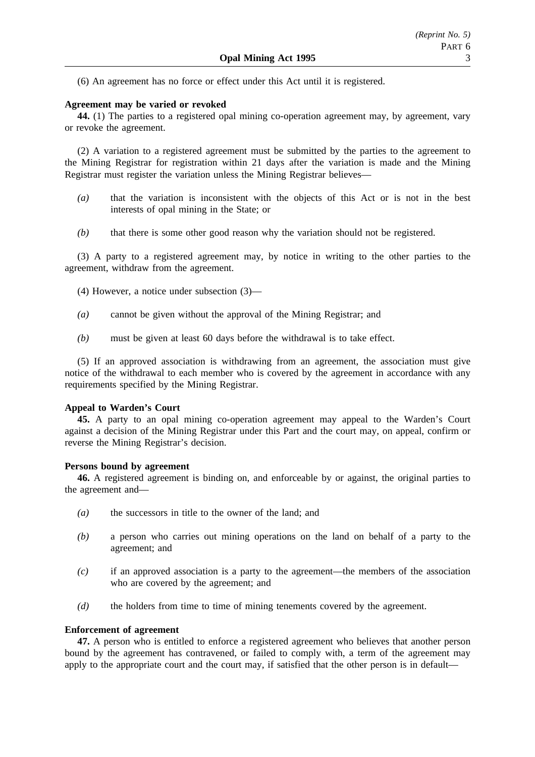(6) An agreement has no force or effect under this Act until it is registered.

**Agreement may be varied or revoked**

**44.** (1) The parties to a registered opal mining co-operation agreement may, by agreement, vary or revoke the agreement.

(2) A variation to a registered agreement must be submitted by the parties to the agreement to the Mining Registrar for registration within 21 days after the variation is made and the Mining Registrar must register the variation unless the Mining Registrar believes—

*(a)* that the variation is inconsistent with the objects of this Act or is not in the best interests of opal mining in the State; or

*(b)* that there is some other good reason why the variation should not be registered.

(3) A party to a registered agreement may, by notice in writing to the other parties to the agreement, withdraw from the agreement.

(4) However, a notice under subsection (3)—

*(a)* cannot be given without the approval of the Mining Registrar; and

*(b)* must be given at least 60 days before the withdrawal is to take effect.

(5) If an approved association is withdrawing from an agreement, the association must give notice of the withdrawal to each member who is covered by the agreement in accordance with any requirements specified by the Mining Registrar.

**Appeal to Warden's Court**

**45.** A party to an opal mining co-operation agreement may appeal to the Warden's Court against a decision of the Mining Registrar under this Part and the court may, on appeal, confirm or reverse the Mining Registrar's decision.

**Persons bound by agreement**

**46.** A registered agreement is binding on, and enforceable by or against, the original parties to the agreement and—

*(a)* the successors in title to the owner of the land; and

*(b)* a person who carries out mining operations on the land on behalf of a party to the agreement; and

*(c)* if an approved association is a party to the agreement—the members of the association who are covered by the agreement; and

*(d)* the holders from time to time of mining tenements covered by the agreement.

**Enforcement of agreement**

**47.** A person who is entitled to enforce a registered agreement who believes that another person bound by the agreement has contravened, or failed to comply with, a term of the agreement may apply to the appropriate court and the court may, if satisfied that the other person is in default—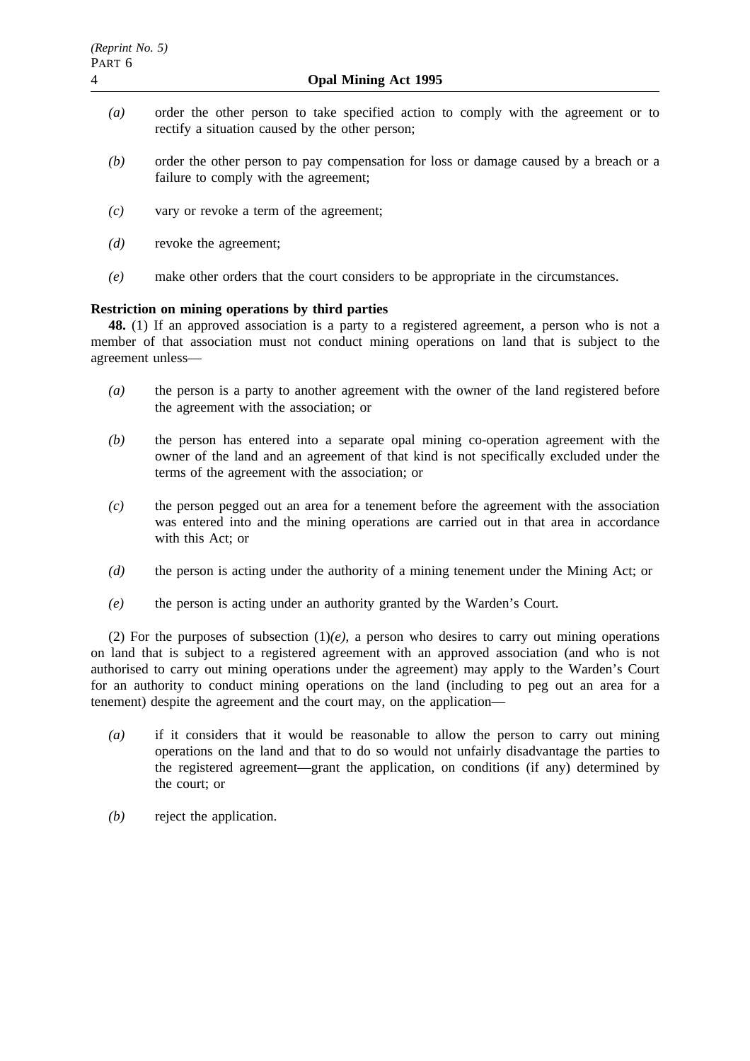*(a)* order the other person to take specified action to comply with the agreement or to rectify a situation caused by the other person;

*(b)* order the other person to pay compensation for loss or damage caused by a breach or a failure to comply with the agreement;

*(c)* vary or revoke a term of the agreement;

*(d)* revoke the agreement;

*(e)* make other orders that the court considers to be appropriate in the circumstances.

**Restriction on mining operations by third parties**

**48.** (1) If an approved association is a party to a registered agreement, a person who is not a member of that association must not conduct mining operations on land that is subject to the agreement unless—

*(a)* the person is a party to another agreement with the owner of the land registered before the agreement with the association; or

*(b)* the person has entered into a separate opal mining co-operation agreement with the owner of the land and an agreement of that kind is not specifically excluded under the terms of the agreement with the association; or

*(c)* the person pegged out an area for a tenement before the agreement with the association was entered into and the mining operations are carried out in that area in accordance with this Act; or

*(d)* the person is acting under the authority of a mining tenement under the Mining Act; or

*(e)* the person is acting under an authority granted by the Warden's Court.

(2) For the purposes of subsection (1)*(e)*, a person who desires to carry out mining operations on land that is subject to a registered agreement with an approved association (and who is not authorised to carry out mining operations under the agreement) may apply to the Warden's Court for an authority to conduct mining operations on the land (including to peg out an area for a tenement) despite the agreement and the court may, on the application—

*(a)* if it considers that it would be reasonable to allow the person to carry out mining operations on the land and that to do so would not unfairly disadvantage the parties to the registered agreement—grant the application, on conditions (if any) determined by the court; or

*(b)* reject the application.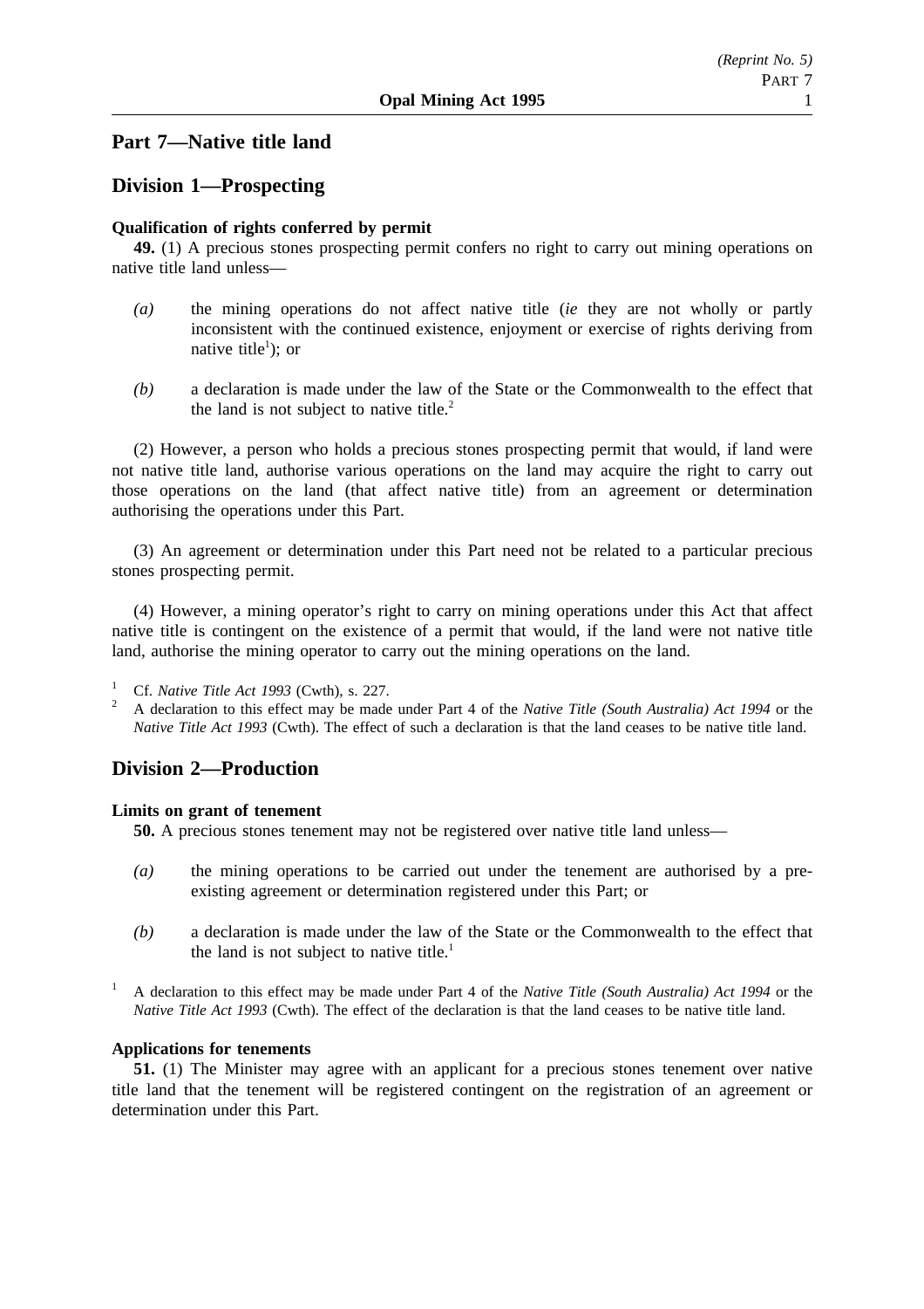## Part 7—Native title land

### Division 1—Prospecting

**Qualification of rights conferred by permit**

**49.** (1) A precious stones prospecting permit confers no right to carry out mining operations on native title land unless—

*(a)* the mining operations do not affect native title (*ie* they are not wholly or partly inconsistent with the continued existence, enjoyment or exercise of rights deriving from native title[1]); or

*(b)* a declaration is made under the law of the State or the Commonwealth to the effect that the land is not subject to native title.[2]

(2) However, a person who holds a precious stones prospecting permit that would, if land were not native title land, authorise various operations on the land may acquire the right to carry out those operations on the land (that affect native title) from an agreement or determination authorising the operations under this Part.

(3) An agreement or determination under this Part need not be related to a particular precious stones prospecting permit.

(4) However, a mining operator's right to carry on mining operations under this Act that affect native title is contingent on the existence of a permit that would, if the land were not native title land, authorise the mining operator to carry out the mining operations on the land.

[1] Cf. *Native Title Act 1993* (Cwth), s. 227.

[2] A declaration to this effect may be made under Part 4 of the *Native Title (South Australia) Act 1994* or the *Native Title Act 1993* (Cwth). The effect of such a declaration is that the land ceases to be native title land.

### Division 2—Production

**Limits on grant of tenement**

**50.** A precious stones tenement may not be registered over native title land unless—

*(a)* the mining operations to be carried out under the tenement are authorised by a pre-existing agreement or determination registered under this Part; or

*(b)* a declaration is made under the law of the State or the Commonwealth to the effect that the land is not subject to native title.[1]

[1] A declaration to this effect may be made under Part 4 of the *Native Title (South Australia) Act 1994* or the *Native Title Act 1993* (Cwth). The effect of the declaration is that the land ceases to be native title land.

**Applications for tenements**

**51.** (1) The Minister may agree with an applicant for a precious stones tenement over native title land that the tenement will be registered contingent on the registration of an agreement or determination under this Part.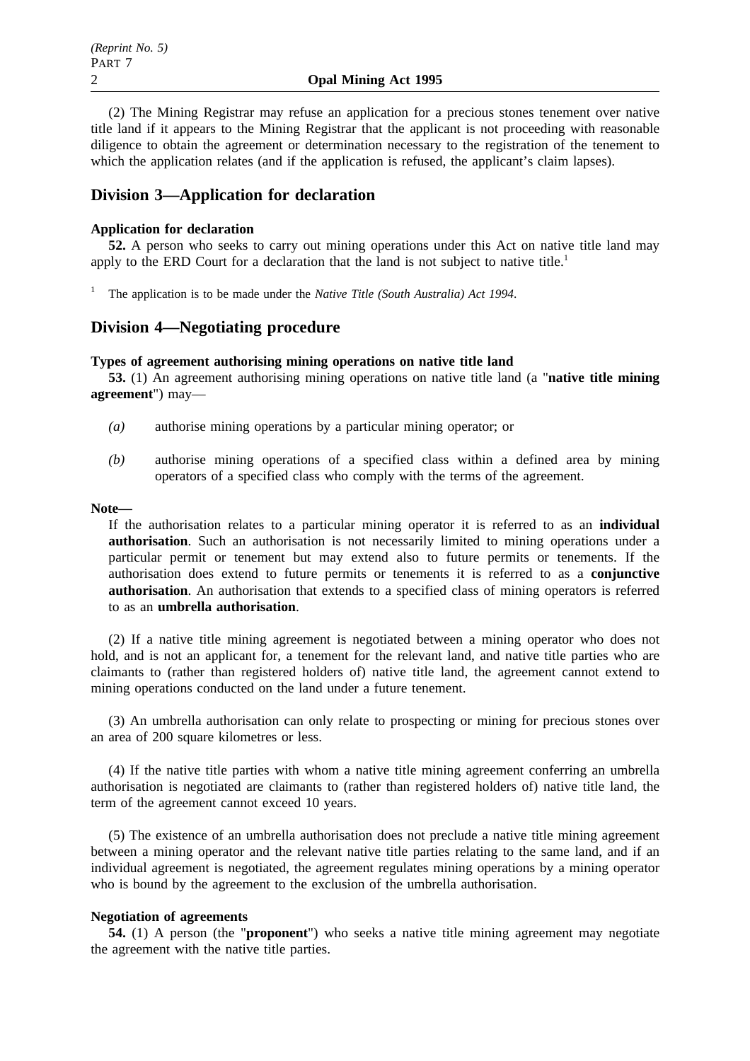(2) The Mining Registrar may refuse an application for a precious stones tenement over native title land if it appears to the Mining Registrar that the applicant is not proceeding with reasonable diligence to obtain the agreement or determination necessary to the registration of the tenement to which the application relates (and if the application is refused, the applicant's claim lapses).

## Division 3—Application for declaration

**Application for declaration**

**52.** A person who seeks to carry out mining operations under this Act on native title land may apply to the ERD Court for a declaration that the land is not subject to native title.[1]

[1] The application is to be made under the *Native Title (South Australia) Act 1994*.

## Division 4—Negotiating procedure

**Types of agreement authorising mining operations on native title land**

**53.** (1) An agreement authorising mining operations on native title land (a "**native title mining agreement**") may—

*(a)* authorise mining operations by a particular mining operator; or

*(b)* authorise mining operations of a specified class within a defined area by mining operators of a specified class who comply with the terms of the agreement.

**Note—**

If the authorisation relates to a particular mining operator it is referred to as an **individual authorisation**. Such an authorisation is not necessarily limited to mining operations under a particular permit or tenement but may extend also to future permits or tenements. If the authorisation does extend to future permits or tenements it is referred to as a **conjunctive authorisation**. An authorisation that extends to a specified class of mining operators is referred to as an **umbrella authorisation**.

(2) If a native title mining agreement is negotiated between a mining operator who does not hold, and is not an applicant for, a tenement for the relevant land, and native title parties who are claimants to (rather than registered holders of) native title land, the agreement cannot extend to mining operations conducted on the land under a future tenement.

(3) An umbrella authorisation can only relate to prospecting or mining for precious stones over an area of 200 square kilometres or less.

(4) If the native title parties with whom a native title mining agreement conferring an umbrella authorisation is negotiated are claimants to (rather than registered holders of) native title land, the term of the agreement cannot exceed 10 years.

(5) The existence of an umbrella authorisation does not preclude a native title mining agreement between a mining operator and the relevant native title parties relating to the same land, and if an individual agreement is negotiated, the agreement regulates mining operations by a mining operator who is bound by the agreement to the exclusion of the umbrella authorisation.

**Negotiation of agreements**

**54.** (1) A person (the "**proponent**") who seeks a native title mining agreement may negotiate the agreement with the native title parties.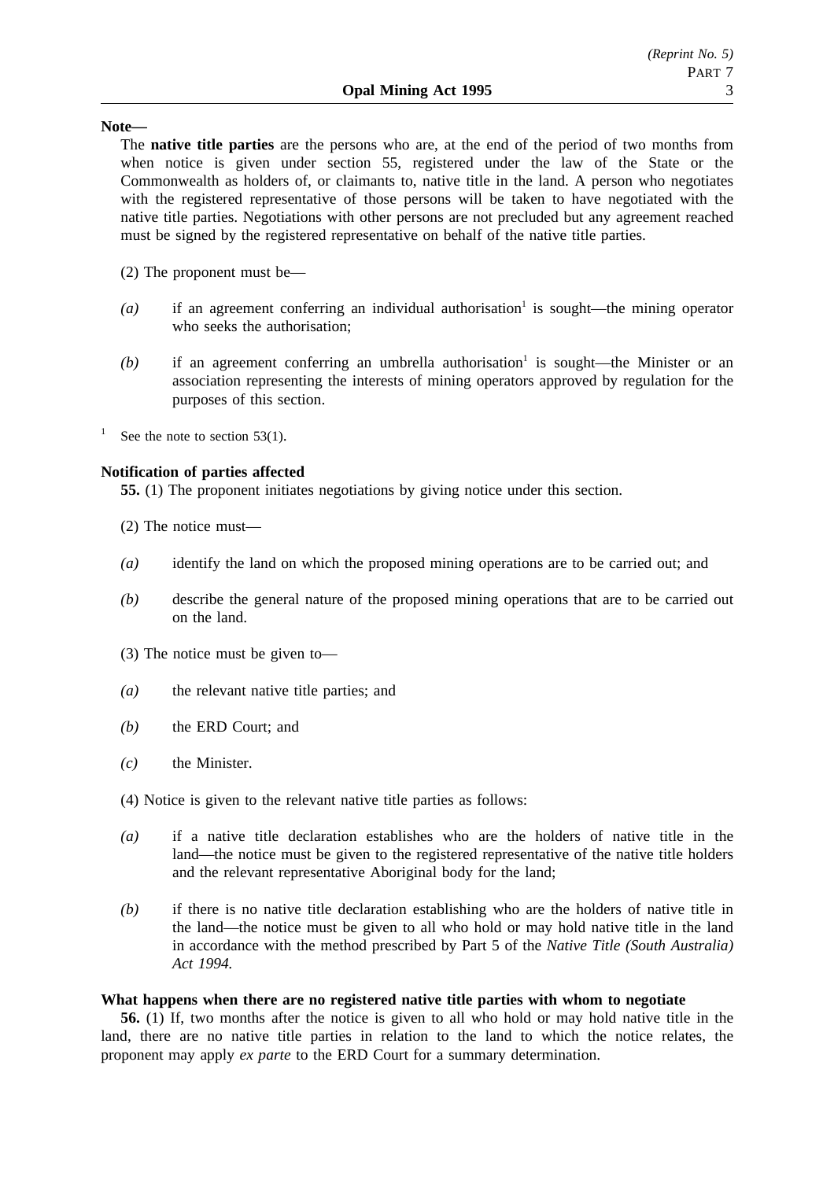**Note—**

The **native title parties** are the persons who are, at the end of the period of two months from when notice is given under section 55, registered under the law of the State or the Commonwealth as holders of, or claimants to, native title in the land. A person who negotiates with the registered representative of those persons will be taken to have negotiated with the native title parties. Negotiations with other persons are not precluded but any agreement reached must be signed by the registered representative on behalf of the native title parties.

(2) The proponent must be—

*(a)* if an agreement conferring an individual authorisation[1] is sought—the mining operator who seeks the authorisation;

*(b)* if an agreement conferring an umbrella authorisation[1] is sought—the Minister or an association representing the interests of mining operators approved by regulation for the purposes of this section.

[1] See the note to section 53(1).

**Notification of parties affected**

**55.** (1) The proponent initiates negotiations by giving notice under this section.

(2) The notice must—

*(a)* identify the land on which the proposed mining operations are to be carried out; and

*(b)* describe the general nature of the proposed mining operations that are to be carried out on the land.

(3) The notice must be given to—

*(a)* the relevant native title parties; and

*(b)* the ERD Court; and

*(c)* the Minister.

(4) Notice is given to the relevant native title parties as follows:

*(a)* if a native title declaration establishes who are the holders of native title in the land—the notice must be given to the registered representative of the native title holders and the relevant representative Aboriginal body for the land;

*(b)* if there is no native title declaration establishing who are the holders of native title in the land—the notice must be given to all who hold or may hold native title in the land in accordance with the method prescribed by Part 5 of the *Native Title (South Australia) Act 1994.*

**What happens when there are no registered native title parties with whom to negotiate**

**56.** (1) If, two months after the notice is given to all who hold or may hold native title in the land, there are no native title parties in relation to the land to which the notice relates, the proponent may apply *ex parte* to the ERD Court for a summary determination.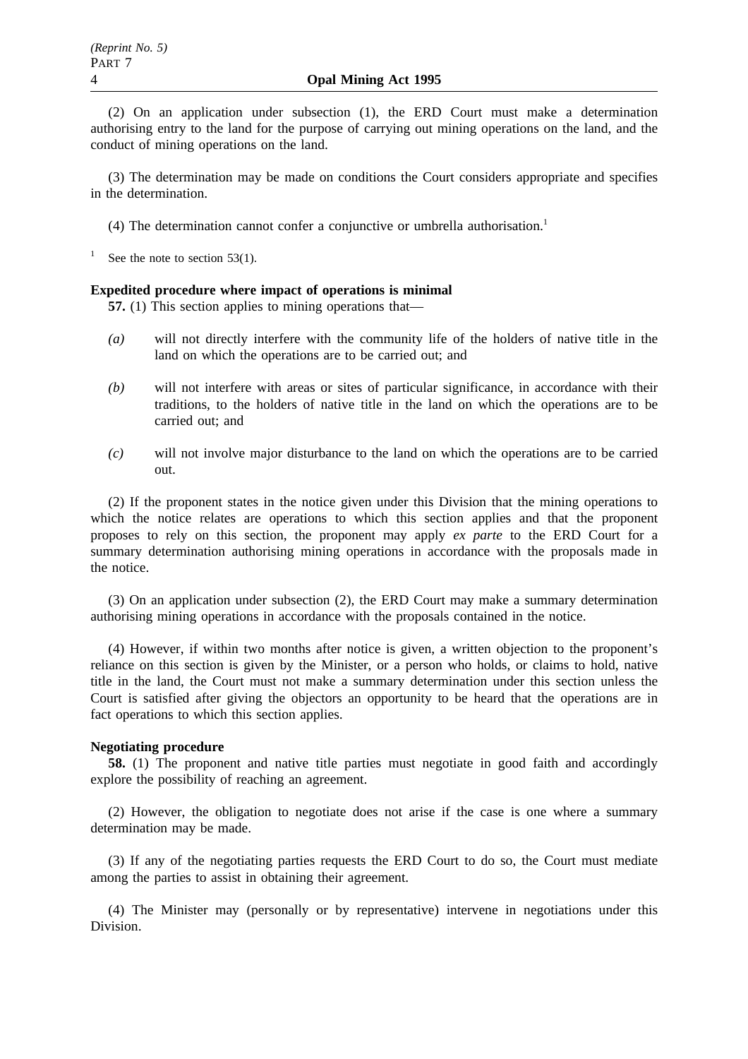(2) On an application under subsection (1), the ERD Court must make a determination authorising entry to the land for the purpose of carrying out mining operations on the land, and the conduct of mining operations on the land.

(3) The determination may be made on conditions the Court considers appropriate and specifies in the determination.

(4) The determination cannot confer a conjunctive or umbrella authorisation.[1]

[1] See the note to section 53(1).

**Expedited procedure where impact of operations is minimal**

**57.** (1) This section applies to mining operations that—

*(a)* will not directly interfere with the community life of the holders of native title in the land on which the operations are to be carried out; and

*(b)* will not interfere with areas or sites of particular significance, in accordance with their traditions, to the holders of native title in the land on which the operations are to be carried out; and

*(c)* will not involve major disturbance to the land on which the operations are to be carried out.

(2) If the proponent states in the notice given under this Division that the mining operations to which the notice relates are operations to which this section applies and that the proponent proposes to rely on this section, the proponent may apply *ex parte* to the ERD Court for a summary determination authorising mining operations in accordance with the proposals made in the notice.

(3) On an application under subsection (2), the ERD Court may make a summary determination authorising mining operations in accordance with the proposals contained in the notice.

(4) However, if within two months after notice is given, a written objection to the proponent's reliance on this section is given by the Minister, or a person who holds, or claims to hold, native title in the land, the Court must not make a summary determination under this section unless the Court is satisfied after giving the objectors an opportunity to be heard that the operations are in fact operations to which this section applies.

**Negotiating procedure**

**58.** (1) The proponent and native title parties must negotiate in good faith and accordingly explore the possibility of reaching an agreement.

(2) However, the obligation to negotiate does not arise if the case is one where a summary determination may be made.

(3) If any of the negotiating parties requests the ERD Court to do so, the Court must mediate among the parties to assist in obtaining their agreement.

(4) The Minister may (personally or by representative) intervene in negotiations under this Division.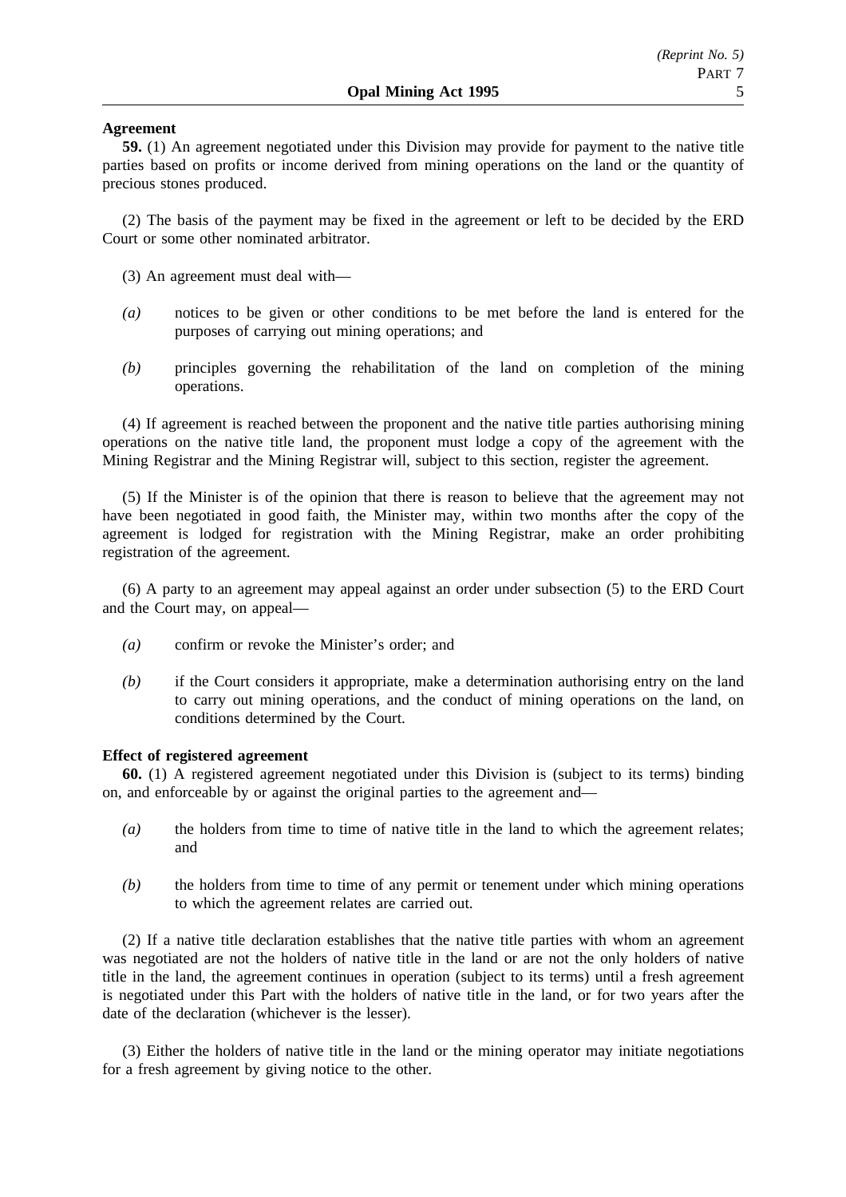**Agreement**

**59.** (1) An agreement negotiated under this Division may provide for payment to the native title parties based on profits or income derived from mining operations on the land or the quantity of precious stones produced.

(2) The basis of the payment may be fixed in the agreement or left to be decided by the ERD Court or some other nominated arbitrator.

(3) An agreement must deal with—

*(a)* notices to be given or other conditions to be met before the land is entered for the purposes of carrying out mining operations; and

*(b)* principles governing the rehabilitation of the land on completion of the mining operations.

(4) If agreement is reached between the proponent and the native title parties authorising mining operations on the native title land, the proponent must lodge a copy of the agreement with the Mining Registrar and the Mining Registrar will, subject to this section, register the agreement.

(5) If the Minister is of the opinion that there is reason to believe that the agreement may not have been negotiated in good faith, the Minister may, within two months after the copy of the agreement is lodged for registration with the Mining Registrar, make an order prohibiting registration of the agreement.

(6) A party to an agreement may appeal against an order under subsection (5) to the ERD Court and the Court may, on appeal—

*(a)* confirm or revoke the Minister's order; and

*(b)* if the Court considers it appropriate, make a determination authorising entry on the land to carry out mining operations, and the conduct of mining operations on the land, on conditions determined by the Court.

**Effect of registered agreement**

**60.** (1) A registered agreement negotiated under this Division is (subject to its terms) binding on, and enforceable by or against the original parties to the agreement and—

*(a)* the holders from time to time of native title in the land to which the agreement relates; and

*(b)* the holders from time to time of any permit or tenement under which mining operations to which the agreement relates are carried out.

(2) If a native title declaration establishes that the native title parties with whom an agreement was negotiated are not the holders of native title in the land or are not the only holders of native title in the land, the agreement continues in operation (subject to its terms) until a fresh agreement is negotiated under this Part with the holders of native title in the land, or for two years after the date of the declaration (whichever is the lesser).

(3) Either the holders of native title in the land or the mining operator may initiate negotiations for a fresh agreement by giving notice to the other.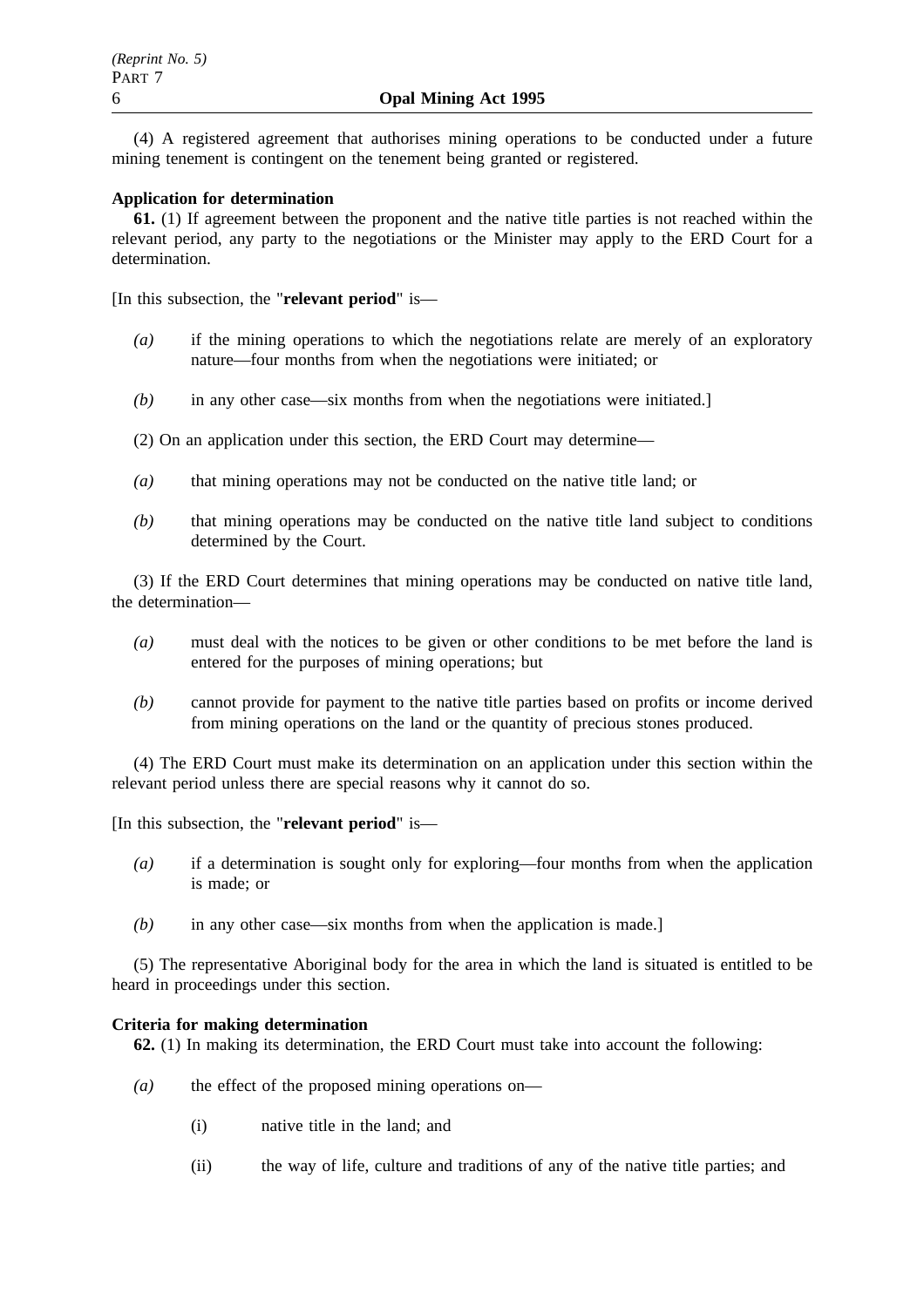(4) A registered agreement that authorises mining operations to be conducted under a future mining tenement is contingent on the tenement being granted or registered.

**Application for determination**

**61.** (1) If agreement between the proponent and the native title parties is not reached within the relevant period, any party to the negotiations or the Minister may apply to the ERD Court for a determination.

[In this subsection, the "**relevant period**" is—

*(a)* if the mining operations to which the negotiations relate are merely of an exploratory nature—four months from when the negotiations were initiated; or

*(b)* in any other case—six months from when the negotiations were initiated.]

(2) On an application under this section, the ERD Court may determine—

*(a)* that mining operations may not be conducted on the native title land; or

*(b)* that mining operations may be conducted on the native title land subject to conditions determined by the Court.

(3) If the ERD Court determines that mining operations may be conducted on native title land, the determination—

*(a)* must deal with the notices to be given or other conditions to be met before the land is entered for the purposes of mining operations; but

*(b)* cannot provide for payment to the native title parties based on profits or income derived from mining operations on the land or the quantity of precious stones produced.

(4) The ERD Court must make its determination on an application under this section within the relevant period unless there are special reasons why it cannot do so.

[In this subsection, the "**relevant period**" is—

*(a)* if a determination is sought only for exploring—four months from when the application is made; or

*(b)* in any other case—six months from when the application is made.]

(5) The representative Aboriginal body for the area in which the land is situated is entitled to be heard in proceedings under this section.

**Criteria for making determination**

**62.** (1) In making its determination, the ERD Court must take into account the following:

*(a)* the effect of the proposed mining operations on—

(i) native title in the land; and

(ii) the way of life, culture and traditions of any of the native title parties; and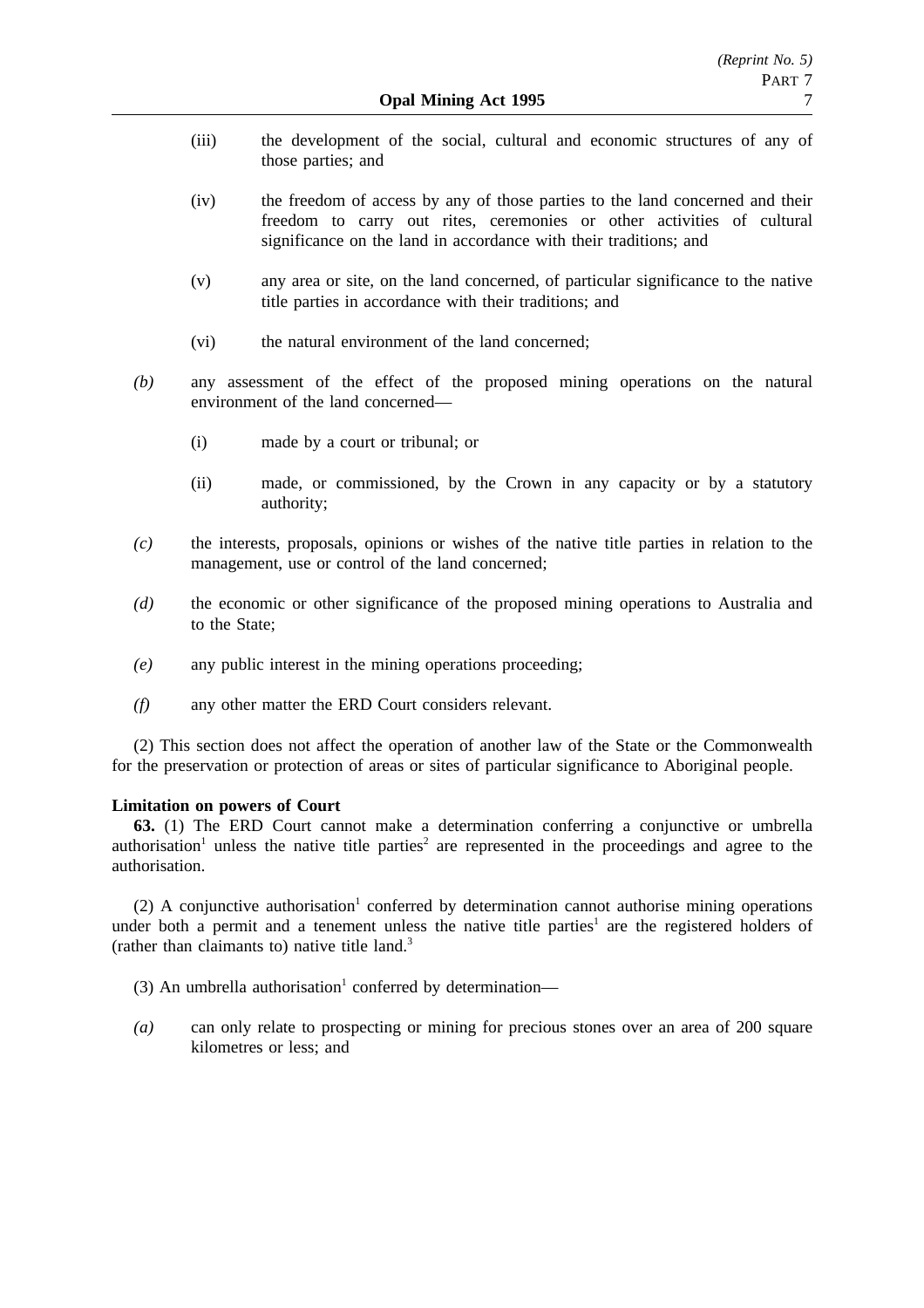(iii) the development of the social, cultural and economic structures of any of those parties; and

(iv) the freedom of access by any of those parties to the land concerned and their freedom to carry out rites, ceremonies or other activities of cultural significance on the land in accordance with their traditions; and

(v) any area or site, on the land concerned, of particular significance to the native title parties in accordance with their traditions; and

(vi) the natural environment of the land concerned;

*(b)* any assessment of the effect of the proposed mining operations on the natural environment of the land concerned—

(i) made by a court or tribunal; or

(ii) made, or commissioned, by the Crown in any capacity or by a statutory authority;

*(c)* the interests, proposals, opinions or wishes of the native title parties in relation to the management, use or control of the land concerned;

*(d)* the economic or other significance of the proposed mining operations to Australia and to the State;

*(e)* any public interest in the mining operations proceeding;

*(f)* any other matter the ERD Court considers relevant.

(2) This section does not affect the operation of another law of the State or the Commonwealth for the preservation or protection of areas or sites of particular significance to Aboriginal people.

**Limitation on powers of Court**

**63.** (1) The ERD Court cannot make a determination conferring a conjunctive or umbrella authorisation[1] unless the native title parties[2] are represented in the proceedings and agree to the authorisation.

(2) A conjunctive authorisation[1] conferred by determination cannot authorise mining operations under both a permit and a tenement unless the native title parties[1] are the registered holders of (rather than claimants to) native title land.[3]

(3) An umbrella authorisation[1] conferred by determination—

*(a)* can only relate to prospecting or mining for precious stones over an area of 200 square kilometres or less; and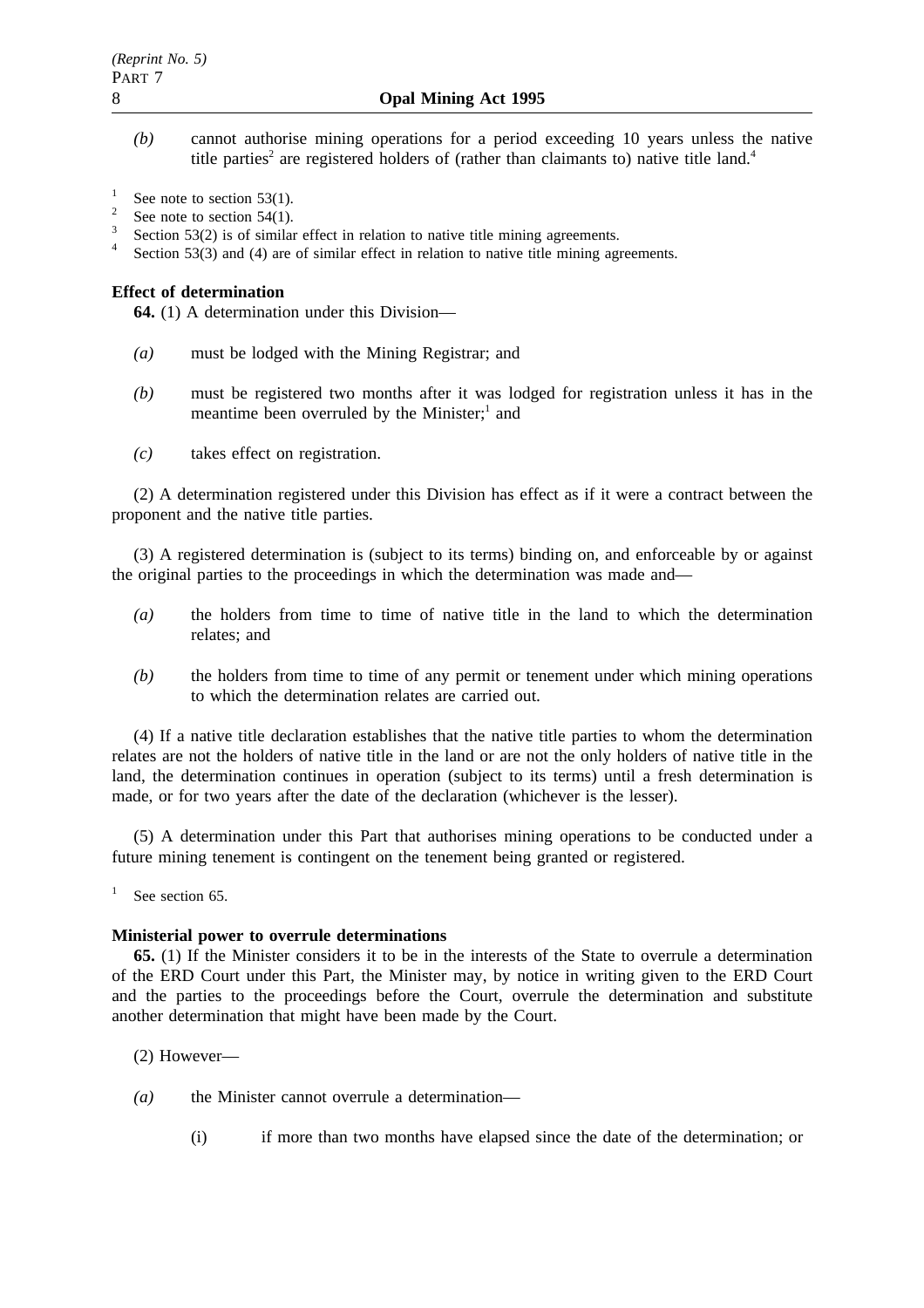*(b)* cannot authorise mining operations for a period exceeding 10 years unless the native title parties[2] are registered holders of (rather than claimants to) native title land.[4]

[1] See note to section 53(1).

[2] See note to section 54(1).

[3] Section 53(2) is of similar effect in relation to native title mining agreements.

[4] Section 53(3) and (4) are of similar effect in relation to native title mining agreements.

**Effect of determination**

**64.** (1) A determination under this Division—

*(a)* must be lodged with the Mining Registrar; and

*(b)* must be registered two months after it was lodged for registration unless it has in the meantime been overruled by the Minister;[1] and

*(c)* takes effect on registration.

(2) A determination registered under this Division has effect as if it were a contract between the proponent and the native title parties.

(3) A registered determination is (subject to its terms) binding on, and enforceable by or against the original parties to the proceedings in which the determination was made and—

*(a)* the holders from time to time of native title in the land to which the determination relates; and

*(b)* the holders from time to time of any permit or tenement under which mining operations to which the determination relates are carried out.

(4) If a native title declaration establishes that the native title parties to whom the determination relates are not the holders of native title in the land or are not the only holders of native title in the land, the determination continues in operation (subject to its terms) until a fresh determination is made, or for two years after the date of the declaration (whichever is the lesser).

(5) A determination under this Part that authorises mining operations to be conducted under a future mining tenement is contingent on the tenement being granted or registered.

[1] See section 65.

**Ministerial power to overrule determinations**

**65.** (1) If the Minister considers it to be in the interests of the State to overrule a determination of the ERD Court under this Part, the Minister may, by notice in writing given to the ERD Court and the parties to the proceedings before the Court, overrule the determination and substitute another determination that might have been made by the Court.

(2) However—

*(a)* the Minister cannot overrule a determination—

(i) if more than two months have elapsed since the date of the determination; or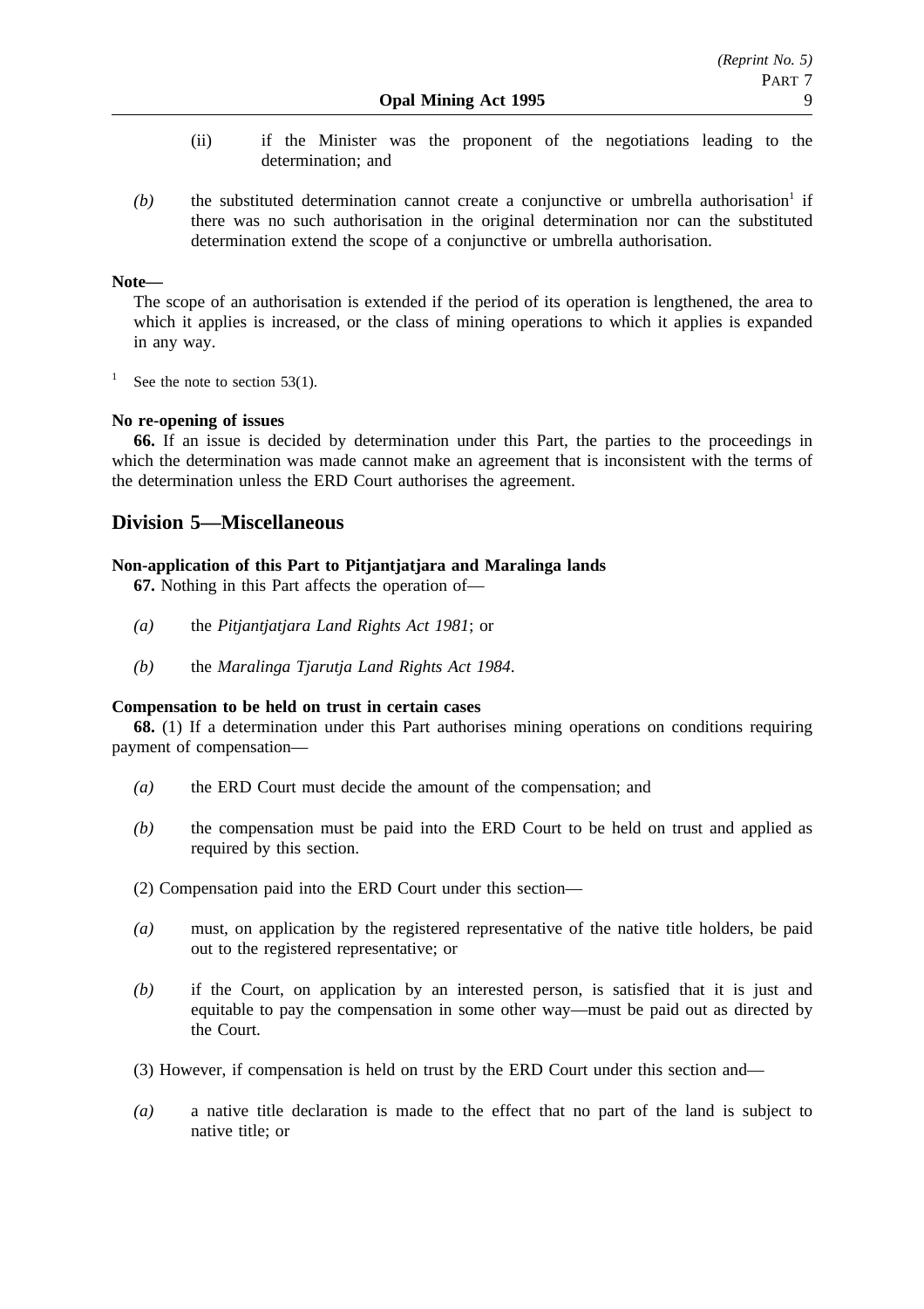(ii) if the Minister was the proponent of the negotiations leading to the determination; and

*(b)* the substituted determination cannot create a conjunctive or umbrella authorisation[1] if there was no such authorisation in the original determination nor can the substituted determination extend the scope of a conjunctive or umbrella authorisation.

**Note—**

The scope of an authorisation is extended if the period of its operation is lengthened, the area to which it applies is increased, or the class of mining operations to which it applies is expanded in any way.

[1] See the note to section 53(1).

**No re-opening of issues**

**66.** If an issue is decided by determination under this Part, the parties to the proceedings in which the determination was made cannot make an agreement that is inconsistent with the terms of the determination unless the ERD Court authorises the agreement.

## Division 5—Miscellaneous

**Non-application of this Part to Pitjantjatjara and Maralinga lands**

**67.** Nothing in this Part affects the operation of—

*(a)* the *Pitjantjatjara Land Rights Act 1981*; or

*(b)* the *Maralinga Tjarutja Land Rights Act 1984*.

**Compensation to be held on trust in certain cases**

**68.** (1) If a determination under this Part authorises mining operations on conditions requiring payment of compensation—

*(a)* the ERD Court must decide the amount of the compensation; and

*(b)* the compensation must be paid into the ERD Court to be held on trust and applied as required by this section.

(2) Compensation paid into the ERD Court under this section—

*(a)* must, on application by the registered representative of the native title holders, be paid out to the registered representative; or

*(b)* if the Court, on application by an interested person, is satisfied that it is just and equitable to pay the compensation in some other way—must be paid out as directed by the Court.

(3) However, if compensation is held on trust by the ERD Court under this section and—

*(a)* a native title declaration is made to the effect that no part of the land is subject to native title; or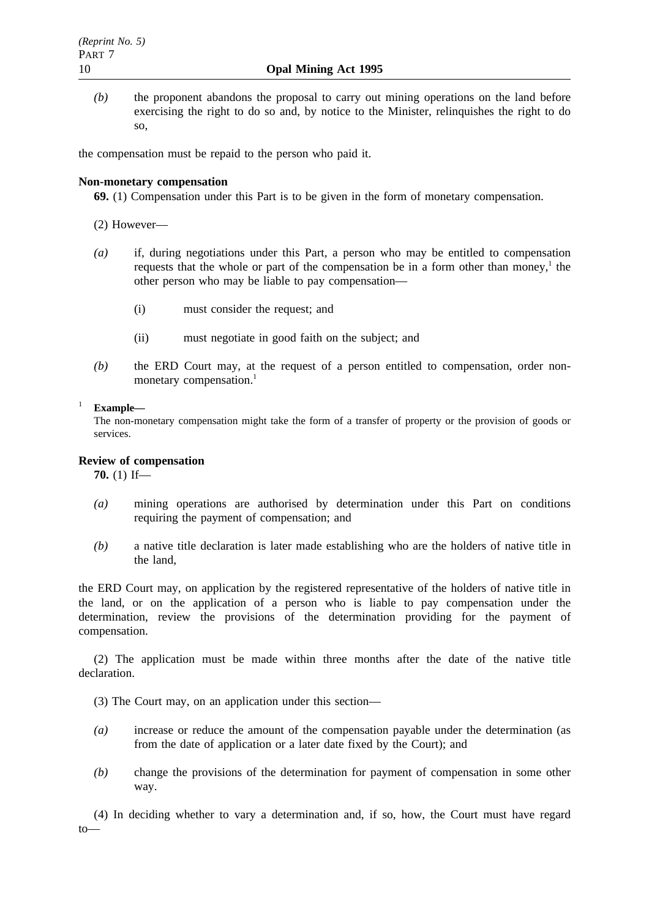*(b)* the proponent abandons the proposal to carry out mining operations on the land before exercising the right to do so and, by notice to the Minister, relinquishes the right to do so,

the compensation must be repaid to the person who paid it.

**Non-monetary compensation**

**69.** (1) Compensation under this Part is to be given in the form of monetary compensation.

(2) However—

*(a)* if, during negotiations under this Part, a person who may be entitled to compensation requests that the whole or part of the compensation be in a form other than money,[1] the other person who may be liable to pay compensation—

(i) must consider the request; and

(ii) must negotiate in good faith on the subject; and

*(b)* the ERD Court may, at the request of a person entitled to compensation, order non-monetary compensation.[1]

[1] **Example—**
The non-monetary compensation might take the form of a transfer of property or the provision of goods or services.

**Review of compensation**

**70.** (1) If—

*(a)* mining operations are authorised by determination under this Part on conditions requiring the payment of compensation; and

*(b)* a native title declaration is later made establishing who are the holders of native title in the land,

the ERD Court may, on application by the registered representative of the holders of native title in the land, or on the application of a person who is liable to pay compensation under the determination, review the provisions of the determination providing for the payment of compensation.

(2) The application must be made within three months after the date of the native title declaration.

(3) The Court may, on an application under this section—

*(a)* increase or reduce the amount of the compensation payable under the determination (as from the date of application or a later date fixed by the Court); and

*(b)* change the provisions of the determination for payment of compensation in some other way.

(4) In deciding whether to vary a determination and, if so, how, the Court must have regard to—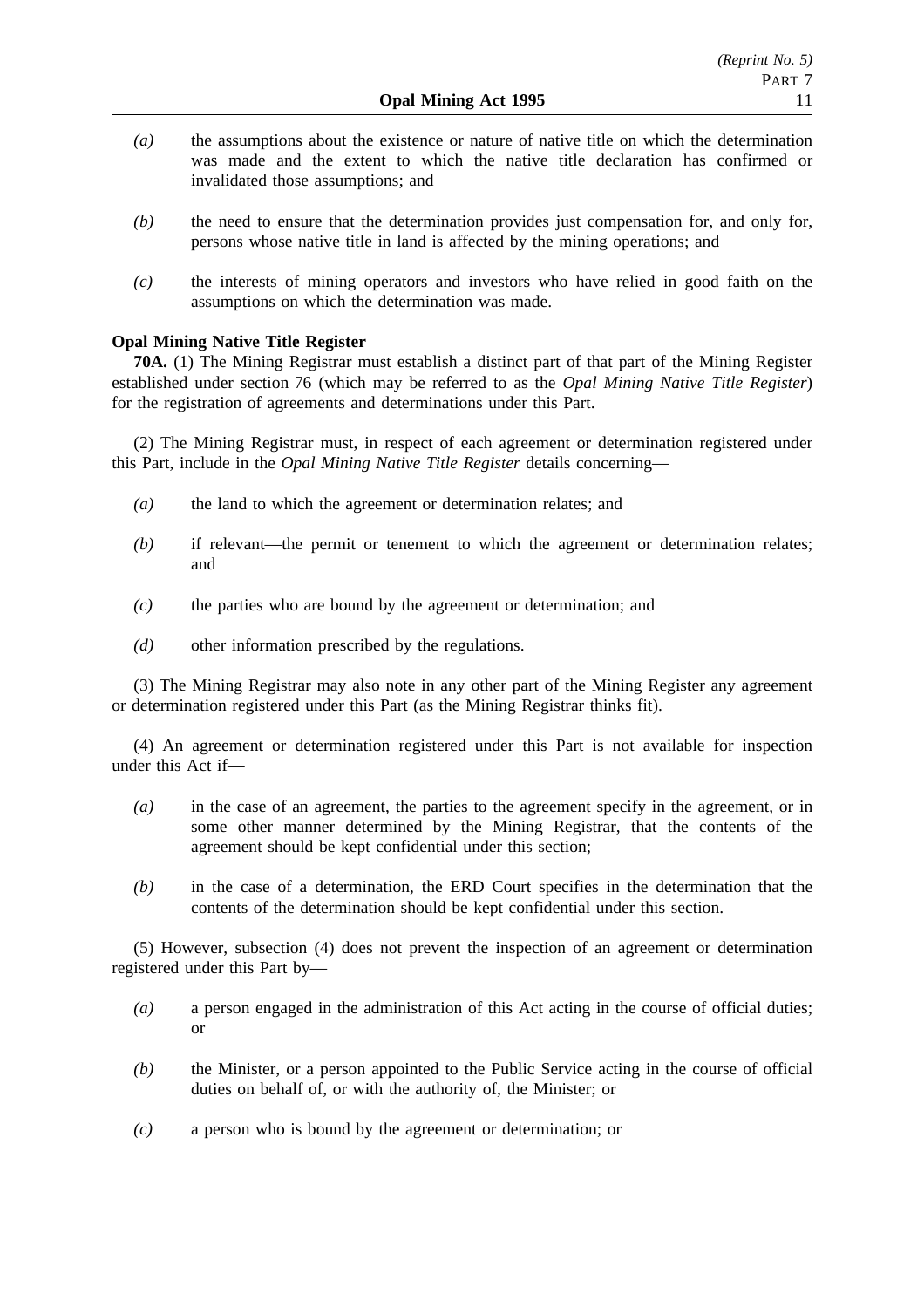*(a)* the assumptions about the existence or nature of native title on which the determination was made and the extent to which the native title declaration has confirmed or invalidated those assumptions; and

*(b)* the need to ensure that the determination provides just compensation for, and only for, persons whose native title in land is affected by the mining operations; and

*(c)* the interests of mining operators and investors who have relied in good faith on the assumptions on which the determination was made.

**Opal Mining Native Title Register**

**70A.** (1) The Mining Registrar must establish a distinct part of that part of the Mining Register established under section 76 (which may be referred to as the *Opal Mining Native Title Register*) for the registration of agreements and determinations under this Part.

(2) The Mining Registrar must, in respect of each agreement or determination registered under this Part, include in the *Opal Mining Native Title Register* details concerning—

*(a)* the land to which the agreement or determination relates; and

*(b)* if relevant—the permit or tenement to which the agreement or determination relates; and

*(c)* the parties who are bound by the agreement or determination; and

*(d)* other information prescribed by the regulations.

(3) The Mining Registrar may also note in any other part of the Mining Register any agreement or determination registered under this Part (as the Mining Registrar thinks fit).

(4) An agreement or determination registered under this Part is not available for inspection under this Act if—

*(a)* in the case of an agreement, the parties to the agreement specify in the agreement, or in some other manner determined by the Mining Registrar, that the contents of the agreement should be kept confidential under this section;

*(b)* in the case of a determination, the ERD Court specifies in the determination that the contents of the determination should be kept confidential under this section.

(5) However, subsection (4) does not prevent the inspection of an agreement or determination registered under this Part by—

*(a)* a person engaged in the administration of this Act acting in the course of official duties; or

*(b)* the Minister, or a person appointed to the Public Service acting in the course of official duties on behalf of, or with the authority of, the Minister; or

*(c)* a person who is bound by the agreement or determination; or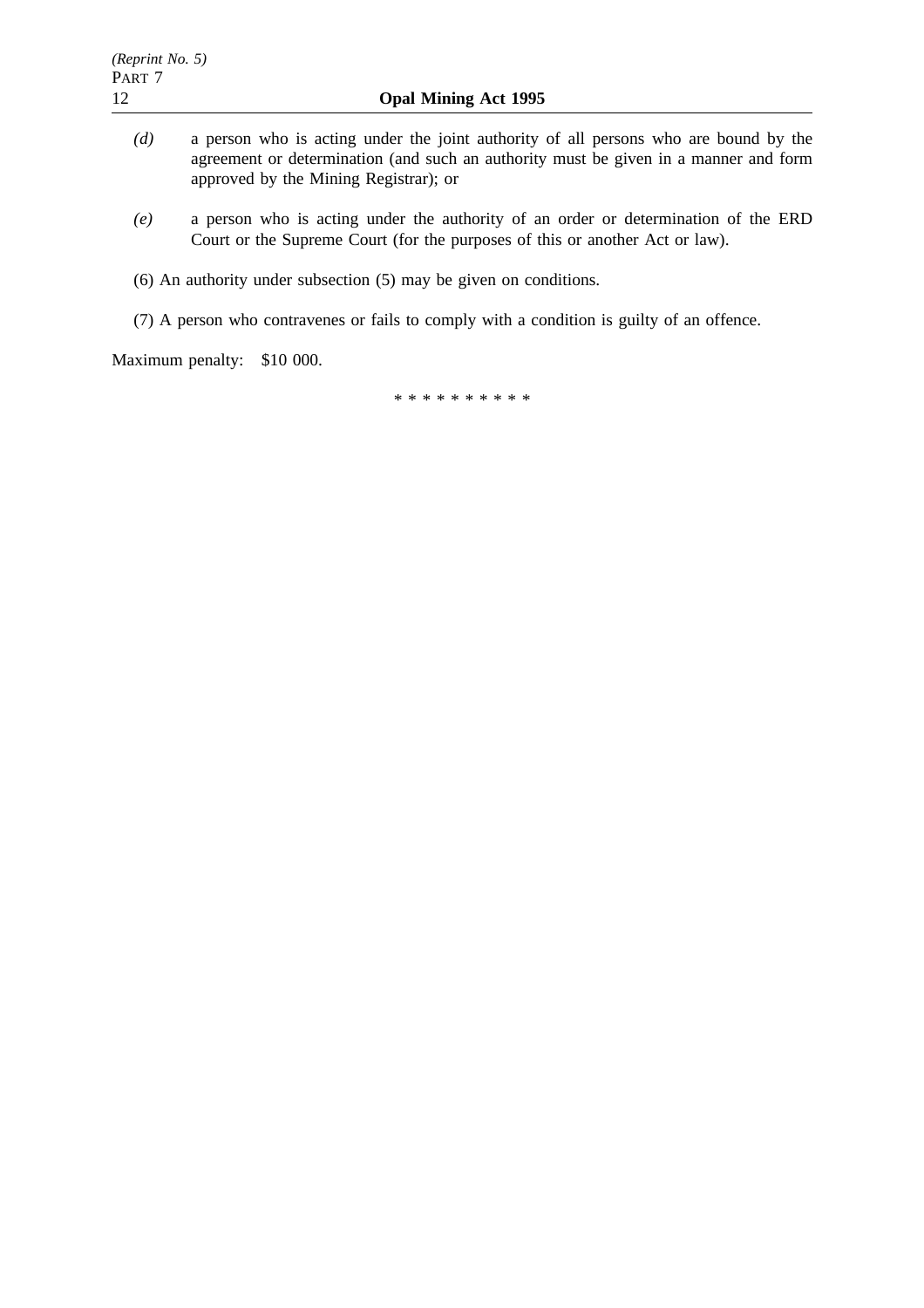*(d)* a person who is acting under the joint authority of all persons who are bound by the agreement or determination (and such an authority must be given in a manner and form approved by the Mining Registrar); or

*(e)* a person who is acting under the authority of an order or determination of the ERD Court or the Supreme Court (for the purposes of this or another Act or law).

(6) An authority under subsection (5) may be given on conditions.

(7) A person who contravenes or fails to comply with a condition is guilty of an offence.

Maximum penalty: $10 000.

* * * * * * * * * *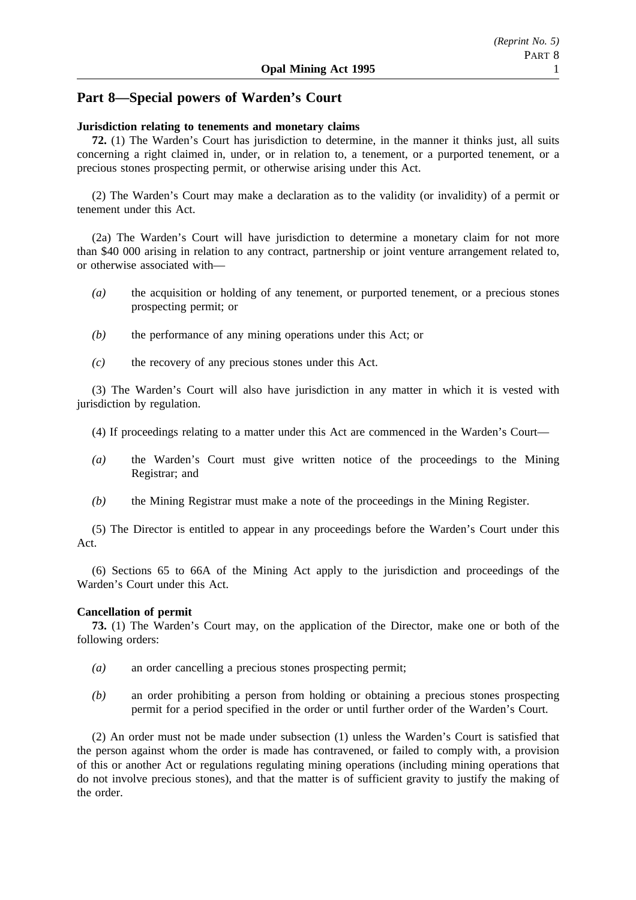## Part 8—Special powers of Warden's Court

**Jurisdiction relating to tenements and monetary claims**

**72.** (1) The Warden's Court has jurisdiction to determine, in the manner it thinks just, all suits concerning a right claimed in, under, or in relation to, a tenement, or a purported tenement, or a precious stones prospecting permit, or otherwise arising under this Act.

(2) The Warden's Court may make a declaration as to the validity (or invalidity) of a permit or tenement under this Act.

(2a) The Warden's Court will have jurisdiction to determine a monetary claim for not more than $40 000 arising in relation to any contract, partnership or joint venture arrangement related to, or otherwise associated with—

*(a)* the acquisition or holding of any tenement, or purported tenement, or a precious stones prospecting permit; or

*(b)* the performance of any mining operations under this Act; or

*(c)* the recovery of any precious stones under this Act.

(3) The Warden's Court will also have jurisdiction in any matter in which it is vested with jurisdiction by regulation.

(4) If proceedings relating to a matter under this Act are commenced in the Warden's Court—

*(a)* the Warden's Court must give written notice of the proceedings to the Mining Registrar; and

*(b)* the Mining Registrar must make a note of the proceedings in the Mining Register.

(5) The Director is entitled to appear in any proceedings before the Warden's Court under this Act.

(6) Sections 65 to 66A of the Mining Act apply to the jurisdiction and proceedings of the Warden's Court under this Act.

**Cancellation of permit**

**73.** (1) The Warden's Court may, on the application of the Director, make one or both of the following orders:

*(a)* an order cancelling a precious stones prospecting permit;

*(b)* an order prohibiting a person from holding or obtaining a precious stones prospecting permit for a period specified in the order or until further order of the Warden's Court.

(2) An order must not be made under subsection (1) unless the Warden's Court is satisfied that the person against whom the order is made has contravened, or failed to comply with, a provision of this or another Act or regulations regulating mining operations (including mining operations that do not involve precious stones), and that the matter is of sufficient gravity to justify the making of the order.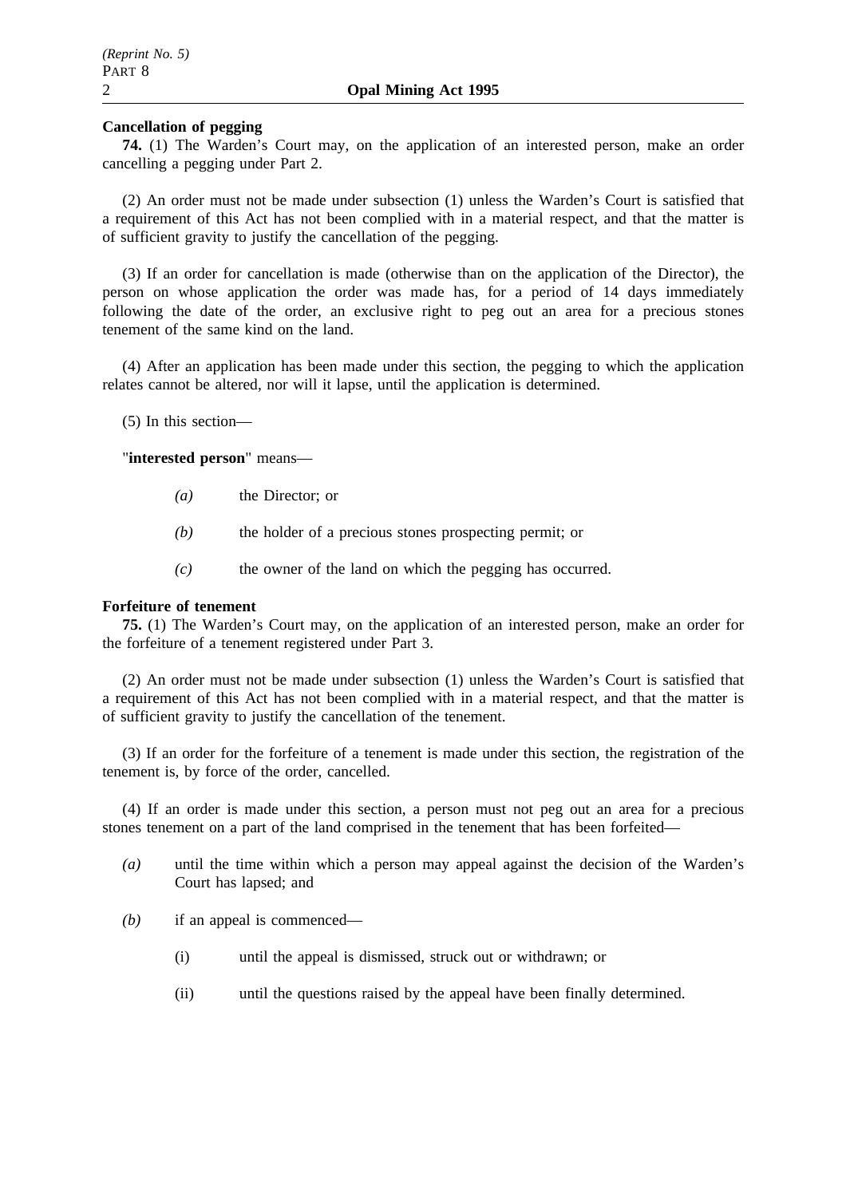**Cancellation of pegging**

**74.** (1) The Warden's Court may, on the application of an interested person, make an order cancelling a pegging under Part 2.

(2) An order must not be made under subsection (1) unless the Warden's Court is satisfied that a requirement of this Act has not been complied with in a material respect, and that the matter is of sufficient gravity to justify the cancellation of the pegging.

(3) If an order for cancellation is made (otherwise than on the application of the Director), the person on whose application the order was made has, for a period of 14 days immediately following the date of the order, an exclusive right to peg out an area for a precious stones tenement of the same kind on the land.

(4) After an application has been made under this section, the pegging to which the application relates cannot be altered, nor will it lapse, until the application is determined.

(5) In this section—

"**interested person**" means—

*(a)* the Director; or

*(b)* the holder of a precious stones prospecting permit; or

*(c)* the owner of the land on which the pegging has occurred.

**Forfeiture of tenement**

**75.** (1) The Warden's Court may, on the application of an interested person, make an order for the forfeiture of a tenement registered under Part 3.

(2) An order must not be made under subsection (1) unless the Warden's Court is satisfied that a requirement of this Act has not been complied with in a material respect, and that the matter is of sufficient gravity to justify the cancellation of the tenement.

(3) If an order for the forfeiture of a tenement is made under this section, the registration of the tenement is, by force of the order, cancelled.

(4) If an order is made under this section, a person must not peg out an area for a precious stones tenement on a part of the land comprised in the tenement that has been forfeited—

*(a)* until the time within which a person may appeal against the decision of the Warden's Court has lapsed; and

*(b)* if an appeal is commenced—

(i) until the appeal is dismissed, struck out or withdrawn; or

(ii) until the questions raised by the appeal have been finally determined.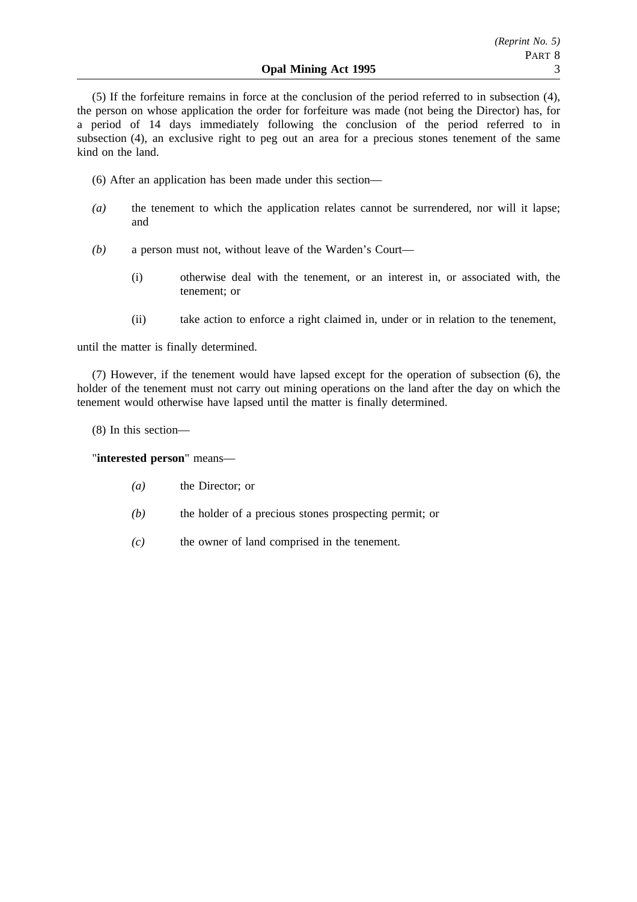(5) If the forfeiture remains in force at the conclusion of the period referred to in subsection (4), the person on whose application the order for forfeiture was made (not being the Director) has, for a period of 14 days immediately following the conclusion of the period referred to in subsection (4), an exclusive right to peg out an area for a precious stones tenement of the same kind on the land.

(6) After an application has been made under this section—

*(a)* the tenement to which the application relates cannot be surrendered, nor will it lapse; and

*(b)* a person must not, without leave of the Warden's Court—

(i) otherwise deal with the tenement, or an interest in, or associated with, the tenement; or

(ii) take action to enforce a right claimed in, under or in relation to the tenement,

until the matter is finally determined.

(7) However, if the tenement would have lapsed except for the operation of subsection (6), the holder of the tenement must not carry out mining operations on the land after the day on which the tenement would otherwise have lapsed until the matter is finally determined.

(8) In this section—

"**interested person**" means—

*(a)* the Director; or

*(b)* the holder of a precious stones prospecting permit; or

*(c)* the owner of land comprised in the tenement.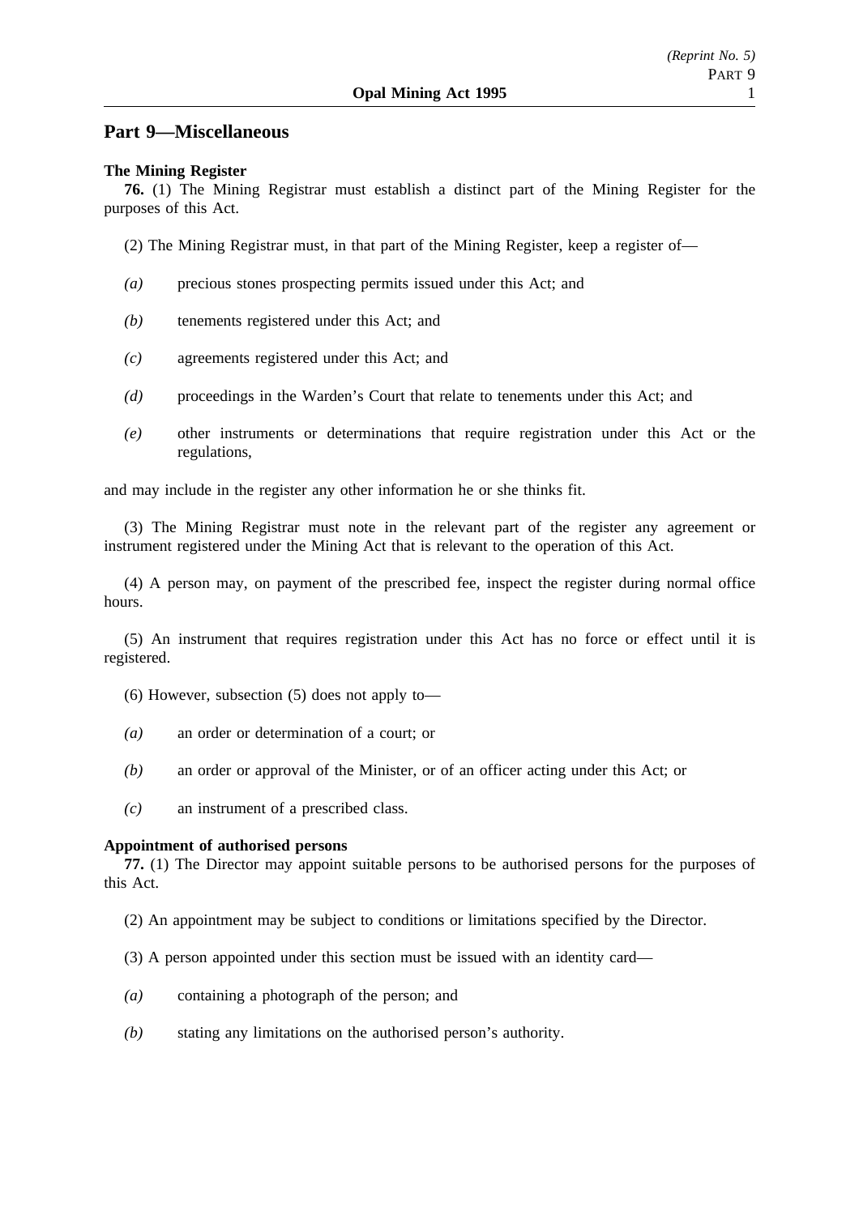## Part 9—Miscellaneous

**The Mining Register**

**76.** (1) The Mining Registrar must establish a distinct part of the Mining Register for the purposes of this Act.

(2) The Mining Registrar must, in that part of the Mining Register, keep a register of—

*(a)* precious stones prospecting permits issued under this Act; and

*(b)* tenements registered under this Act; and

*(c)* agreements registered under this Act; and

*(d)* proceedings in the Warden's Court that relate to tenements under this Act; and

*(e)* other instruments or determinations that require registration under this Act or the regulations,

and may include in the register any other information he or she thinks fit.

(3) The Mining Registrar must note in the relevant part of the register any agreement or instrument registered under the Mining Act that is relevant to the operation of this Act.

(4) A person may, on payment of the prescribed fee, inspect the register during normal office hours.

(5) An instrument that requires registration under this Act has no force or effect until it is registered.

(6) However, subsection (5) does not apply to—

*(a)* an order or determination of a court; or

*(b)* an order or approval of the Minister, or of an officer acting under this Act; or

*(c)* an instrument of a prescribed class.

**Appointment of authorised persons**

**77.** (1) The Director may appoint suitable persons to be authorised persons for the purposes of this Act.

(2) An appointment may be subject to conditions or limitations specified by the Director.

(3) A person appointed under this section must be issued with an identity card—

*(a)* containing a photograph of the person; and

*(b)* stating any limitations on the authorised person's authority.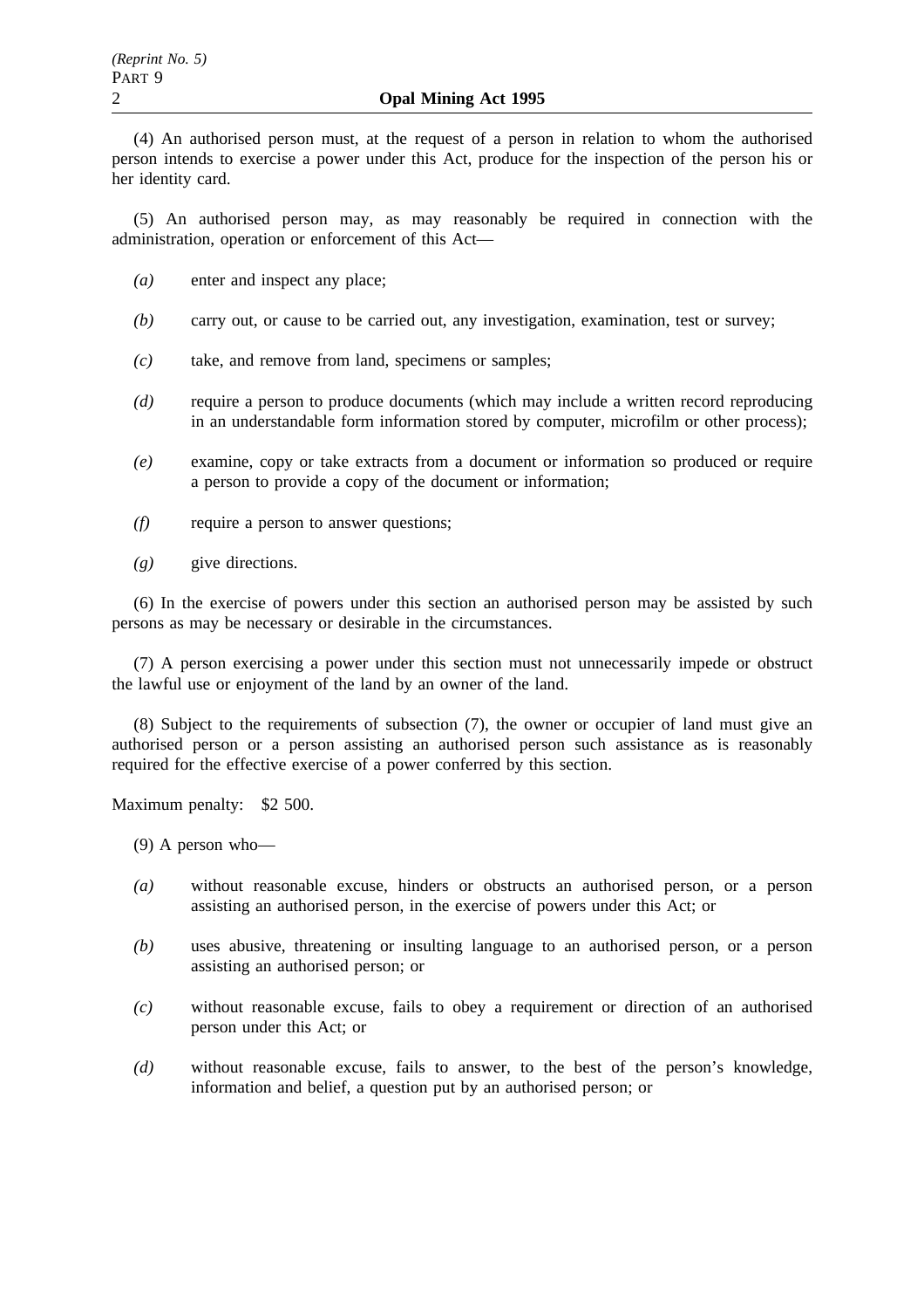(4) An authorised person must, at the request of a person in relation to whom the authorised person intends to exercise a power under this Act, produce for the inspection of the person his or her identity card.

(5) An authorised person may, as may reasonably be required in connection with the administration, operation or enforcement of this Act—

*(a)* enter and inspect any place;

*(b)* carry out, or cause to be carried out, any investigation, examination, test or survey;

*(c)* take, and remove from land, specimens or samples;

*(d)* require a person to produce documents (which may include a written record reproducing in an understandable form information stored by computer, microfilm or other process);

*(e)* examine, copy or take extracts from a document or information so produced or require a person to provide a copy of the document or information;

*(f)* require a person to answer questions;

*(g)* give directions.

(6) In the exercise of powers under this section an authorised person may be assisted by such persons as may be necessary or desirable in the circumstances.

(7) A person exercising a power under this section must not unnecessarily impede or obstruct the lawful use or enjoyment of the land by an owner of the land.

(8) Subject to the requirements of subsection (7), the owner or occupier of land must give an authorised person or a person assisting an authorised person such assistance as is reasonably required for the effective exercise of a power conferred by this section.

Maximum penalty: $2 500.

(9) A person who—

*(a)* without reasonable excuse, hinders or obstructs an authorised person, or a person assisting an authorised person, in the exercise of powers under this Act; or

*(b)* uses abusive, threatening or insulting language to an authorised person, or a person assisting an authorised person; or

*(c)* without reasonable excuse, fails to obey a requirement or direction of an authorised person under this Act; or

*(d)* without reasonable excuse, fails to answer, to the best of the person's knowledge, information and belief, a question put by an authorised person; or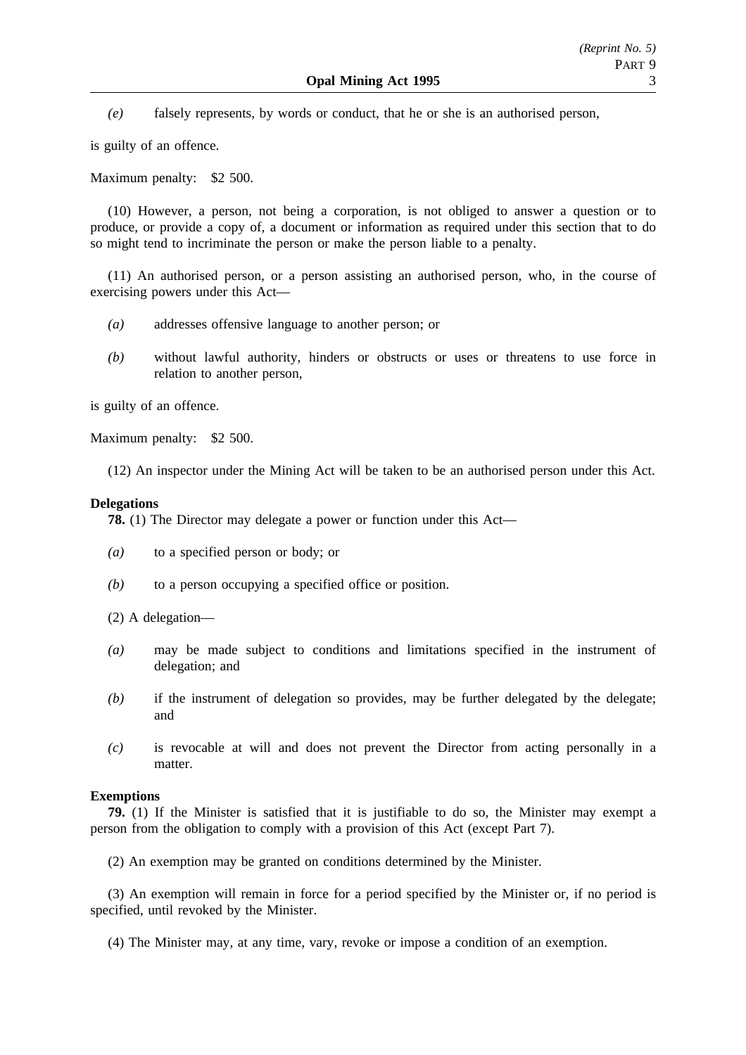*(e)* falsely represents, by words or conduct, that he or she is an authorised person,

is guilty of an offence.

Maximum penalty: $2 500.

(10) However, a person, not being a corporation, is not obliged to answer a question or to produce, or provide a copy of, a document or information as required under this section that to do so might tend to incriminate the person or make the person liable to a penalty.

(11) An authorised person, or a person assisting an authorised person, who, in the course of exercising powers under this Act—

*(a)* addresses offensive language to another person; or

*(b)* without lawful authority, hinders or obstructs or uses or threatens to use force in relation to another person,

is guilty of an offence.

Maximum penalty: $2 500.

(12) An inspector under the Mining Act will be taken to be an authorised person under this Act.

**Delegations**

**78.** (1) The Director may delegate a power or function under this Act—

*(a)* to a specified person or body; or

*(b)* to a person occupying a specified office or position.

(2) A delegation—

*(a)* may be made subject to conditions and limitations specified in the instrument of delegation; and

*(b)* if the instrument of delegation so provides, may be further delegated by the delegate; and

*(c)* is revocable at will and does not prevent the Director from acting personally in a matter.

**Exemptions**

**79.** (1) If the Minister is satisfied that it is justifiable to do so, the Minister may exempt a person from the obligation to comply with a provision of this Act (except Part 7).

(2) An exemption may be granted on conditions determined by the Minister.

(3) An exemption will remain in force for a period specified by the Minister or, if no period is specified, until revoked by the Minister.

(4) The Minister may, at any time, vary, revoke or impose a condition of an exemption.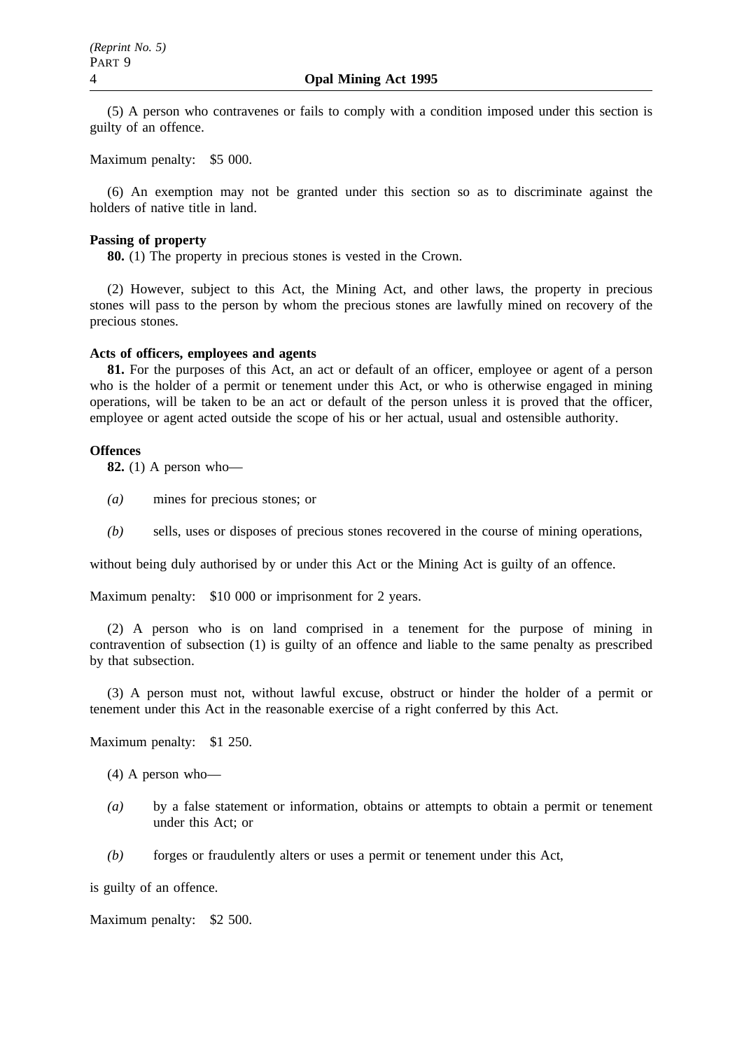(5) A person who contravenes or fails to comply with a condition imposed under this section is guilty of an offence.

Maximum penalty: $5 000.

(6) An exemption may not be granted under this section so as to discriminate against the holders of native title in land.

**Passing of property**

**80.** (1) The property in precious stones is vested in the Crown.

(2) However, subject to this Act, the Mining Act, and other laws, the property in precious stones will pass to the person by whom the precious stones are lawfully mined on recovery of the precious stones.

**Acts of officers, employees and agents**

**81.** For the purposes of this Act, an act or default of an officer, employee or agent of a person who is the holder of a permit or tenement under this Act, or who is otherwise engaged in mining operations, will be taken to be an act or default of the person unless it is proved that the officer, employee or agent acted outside the scope of his or her actual, usual and ostensible authority.

**Offences**

**82.** (1) A person who—

*(a)* mines for precious stones; or

*(b)* sells, uses or disposes of precious stones recovered in the course of mining operations,

without being duly authorised by or under this Act or the Mining Act is guilty of an offence.

Maximum penalty: $10 000 or imprisonment for 2 years.

(2) A person who is on land comprised in a tenement for the purpose of mining in contravention of subsection (1) is guilty of an offence and liable to the same penalty as prescribed by that subsection.

(3) A person must not, without lawful excuse, obstruct or hinder the holder of a permit or tenement under this Act in the reasonable exercise of a right conferred by this Act.

Maximum penalty: $1 250.

(4) A person who—

*(a)* by a false statement or information, obtains or attempts to obtain a permit or tenement under this Act; or

*(b)* forges or fraudulently alters or uses a permit or tenement under this Act,

is guilty of an offence.

Maximum penalty: $2 500.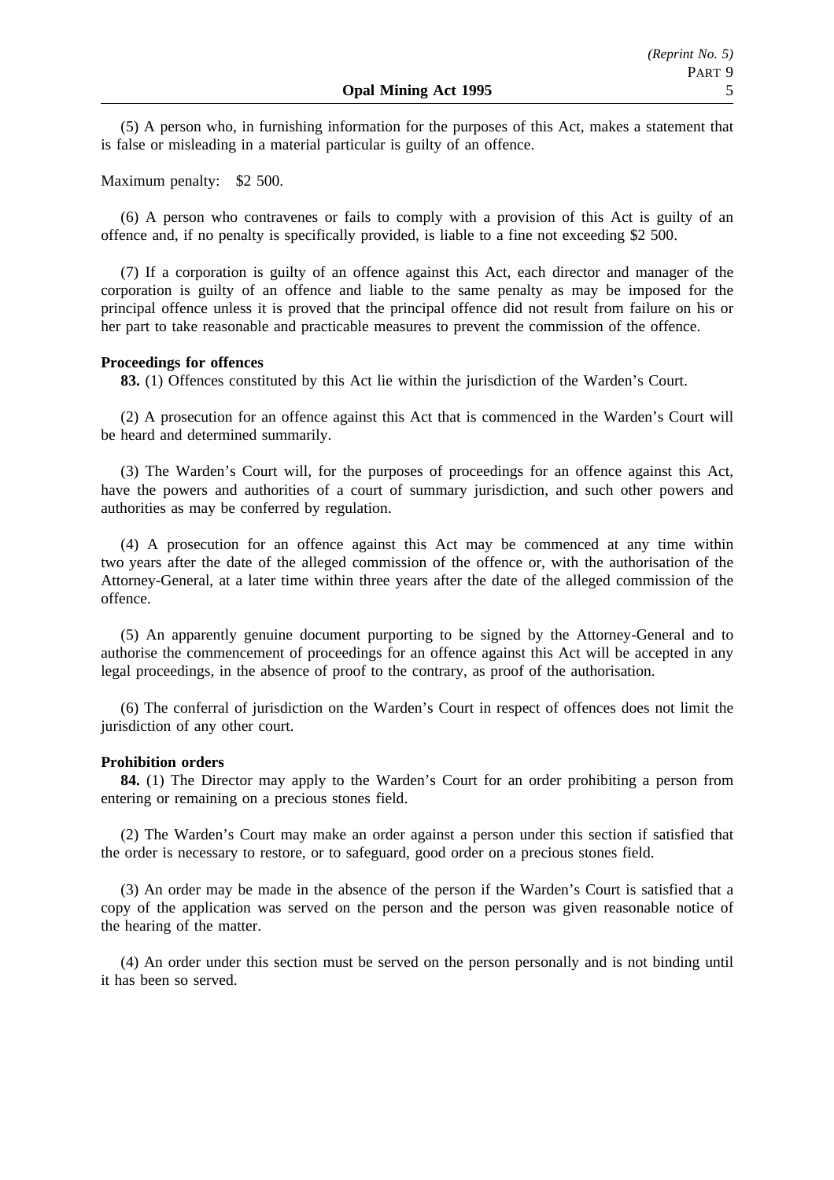(5) A person who, in furnishing information for the purposes of this Act, makes a statement that is false or misleading in a material particular is guilty of an offence.

Maximum penalty: $2 500.

(6) A person who contravenes or fails to comply with a provision of this Act is guilty of an offence and, if no penalty is specifically provided, is liable to a fine not exceeding $2 500.

(7) If a corporation is guilty of an offence against this Act, each director and manager of the corporation is guilty of an offence and liable to the same penalty as may be imposed for the principal offence unless it is proved that the principal offence did not result from failure on his or her part to take reasonable and practicable measures to prevent the commission of the offence.

**Proceedings for offences**

**83.** (1) Offences constituted by this Act lie within the jurisdiction of the Warden's Court.

(2) A prosecution for an offence against this Act that is commenced in the Warden's Court will be heard and determined summarily.

(3) The Warden's Court will, for the purposes of proceedings for an offence against this Act, have the powers and authorities of a court of summary jurisdiction, and such other powers and authorities as may be conferred by regulation.

(4) A prosecution for an offence against this Act may be commenced at any time within two years after the date of the alleged commission of the offence or, with the authorisation of the Attorney-General, at a later time within three years after the date of the alleged commission of the offence.

(5) An apparently genuine document purporting to be signed by the Attorney-General and to authorise the commencement of proceedings for an offence against this Act will be accepted in any legal proceedings, in the absence of proof to the contrary, as proof of the authorisation.

(6) The conferral of jurisdiction on the Warden's Court in respect of offences does not limit the jurisdiction of any other court.

**Prohibition orders**

**84.** (1) The Director may apply to the Warden's Court for an order prohibiting a person from entering or remaining on a precious stones field.

(2) The Warden's Court may make an order against a person under this section if satisfied that the order is necessary to restore, or to safeguard, good order on a precious stones field.

(3) An order may be made in the absence of the person if the Warden's Court is satisfied that a copy of the application was served on the person and the person was given reasonable notice of the hearing of the matter.

(4) An order under this section must be served on the person personally and is not binding until it has been so served.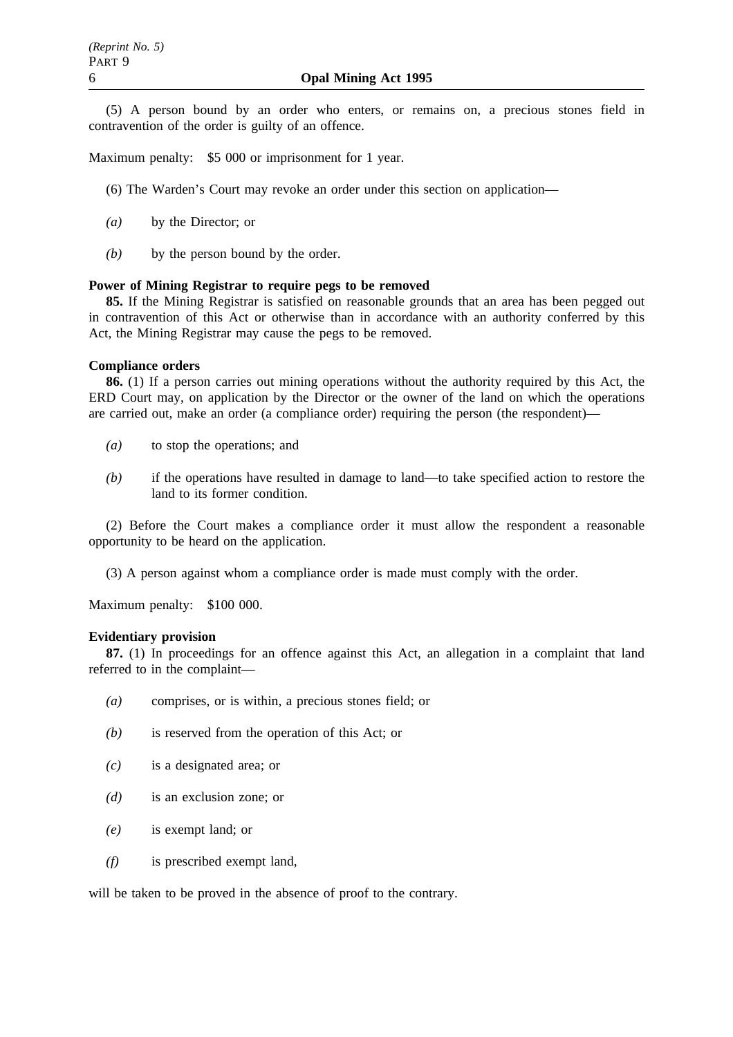(5) A person bound by an order who enters, or remains on, a precious stones field in contravention of the order is guilty of an offence.

Maximum penalty: $5 000 or imprisonment for 1 year.

(6) The Warden's Court may revoke an order under this section on application—

*(a)* by the Director; or

*(b)* by the person bound by the order.

**Power of Mining Registrar to require pegs to be removed**

**85.** If the Mining Registrar is satisfied on reasonable grounds that an area has been pegged out in contravention of this Act or otherwise than in accordance with an authority conferred by this Act, the Mining Registrar may cause the pegs to be removed.

**Compliance orders**

**86.** (1) If a person carries out mining operations without the authority required by this Act, the ERD Court may, on application by the Director or the owner of the land on which the operations are carried out, make an order (a compliance order) requiring the person (the respondent)—

*(a)* to stop the operations; and

*(b)* if the operations have resulted in damage to land—to take specified action to restore the land to its former condition.

(2) Before the Court makes a compliance order it must allow the respondent a reasonable opportunity to be heard on the application.

(3) A person against whom a compliance order is made must comply with the order.

Maximum penalty: $100 000.

**Evidentiary provision**

**87.** (1) In proceedings for an offence against this Act, an allegation in a complaint that land referred to in the complaint—

*(a)* comprises, or is within, a precious stones field; or

*(b)* is reserved from the operation of this Act; or

*(c)* is a designated area; or

*(d)* is an exclusion zone; or

*(e)* is exempt land; or

*(f)* is prescribed exempt land,

will be taken to be proved in the absence of proof to the contrary.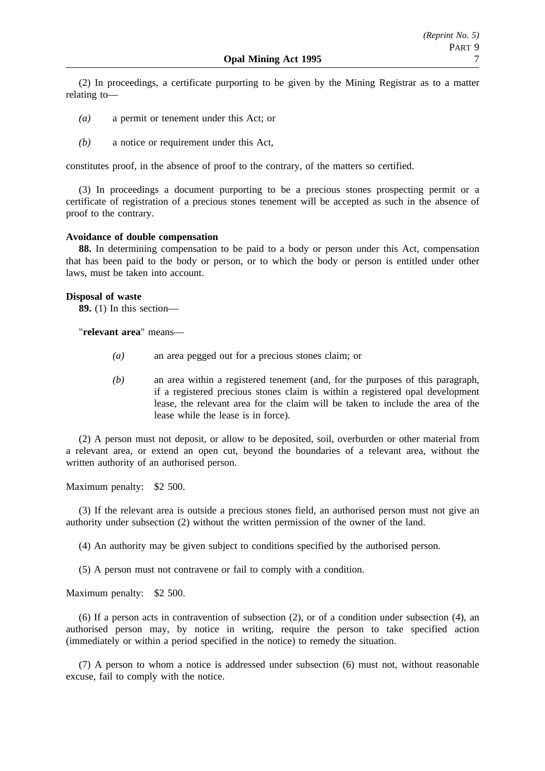(2) In proceedings, a certificate purporting to be given by the Mining Registrar as to a matter relating to—

*(a)* a permit or tenement under this Act; or

*(b)* a notice or requirement under this Act,

constitutes proof, in the absence of proof to the contrary, of the matters so certified.

(3) In proceedings a document purporting to be a precious stones prospecting permit or a certificate of registration of a precious stones tenement will be accepted as such in the absence of proof to the contrary.

**Avoidance of double compensation**

**88.** In determining compensation to be paid to a body or person under this Act, compensation that has been paid to the body or person, or to which the body or person is entitled under other laws, must be taken into account.

**Disposal of waste**

**89.** (1) In this section—

"**relevant area**" means—

*(a)* an area pegged out for a precious stones claim; or

*(b)* an area within a registered tenement (and, for the purposes of this paragraph, if a registered precious stones claim is within a registered opal development lease, the relevant area for the claim will be taken to include the area of the lease while the lease is in force).

(2) A person must not deposit, or allow to be deposited, soil, overburden or other material from a relevant area, or extend an open cut, beyond the boundaries of a relevant area, without the written authority of an authorised person.

Maximum penalty: $2 500.

(3) If the relevant area is outside a precious stones field, an authorised person must not give an authority under subsection (2) without the written permission of the owner of the land.

(4) An authority may be given subject to conditions specified by the authorised person.

(5) A person must not contravene or fail to comply with a condition.

Maximum penalty: $2 500.

(6) If a person acts in contravention of subsection (2), or of a condition under subsection (4), an authorised person may, by notice in writing, require the person to take specified action (immediately or within a period specified in the notice) to remedy the situation.

(7) A person to whom a notice is addressed under subsection (6) must not, without reasonable excuse, fail to comply with the notice.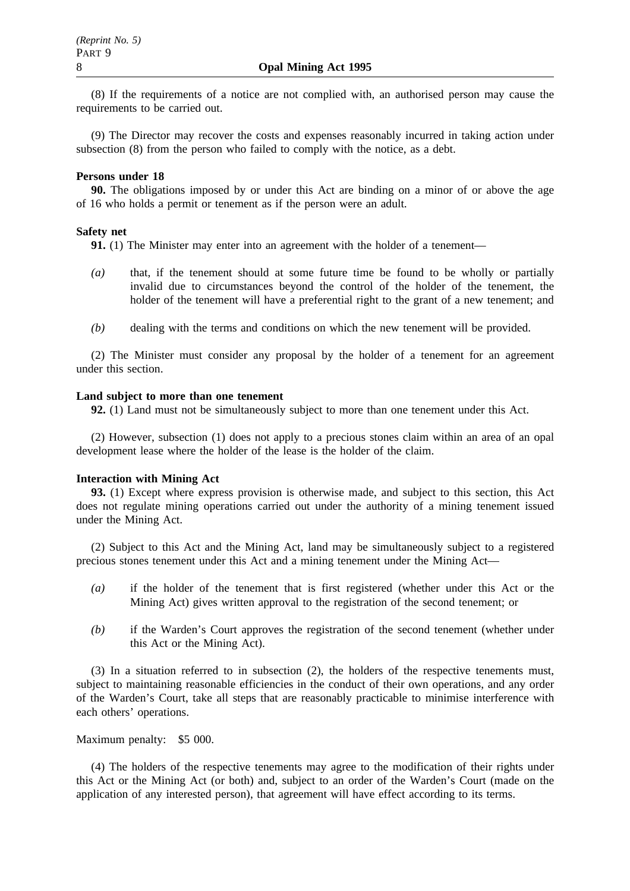(8) If the requirements of a notice are not complied with, an authorised person may cause the requirements to be carried out.

(9) The Director may recover the costs and expenses reasonably incurred in taking action under subsection (8) from the person who failed to comply with the notice, as a debt.

**Persons under 18**

**90.** The obligations imposed by or under this Act are binding on a minor of or above the age of 16 who holds a permit or tenement as if the person were an adult.

**Safety net**

**91.** (1) The Minister may enter into an agreement with the holder of a tenement—

*(a)* that, if the tenement should at some future time be found to be wholly or partially invalid due to circumstances beyond the control of the holder of the tenement, the holder of the tenement will have a preferential right to the grant of a new tenement; and

*(b)* dealing with the terms and conditions on which the new tenement will be provided.

(2) The Minister must consider any proposal by the holder of a tenement for an agreement under this section.

**Land subject to more than one tenement**

**92.** (1) Land must not be simultaneously subject to more than one tenement under this Act.

(2) However, subsection (1) does not apply to a precious stones claim within an area of an opal development lease where the holder of the lease is the holder of the claim.

**Interaction with Mining Act**

**93.** (1) Except where express provision is otherwise made, and subject to this section, this Act does not regulate mining operations carried out under the authority of a mining tenement issued under the Mining Act.

(2) Subject to this Act and the Mining Act, land may be simultaneously subject to a registered precious stones tenement under this Act and a mining tenement under the Mining Act—

*(a)* if the holder of the tenement that is first registered (whether under this Act or the Mining Act) gives written approval to the registration of the second tenement; or

*(b)* if the Warden's Court approves the registration of the second tenement (whether under this Act or the Mining Act).

(3) In a situation referred to in subsection (2), the holders of the respective tenements must, subject to maintaining reasonable efficiencies in the conduct of their own operations, and any order of the Warden's Court, take all steps that are reasonably practicable to minimise interference with each others' operations.

Maximum penalty: $5 000.

(4) The holders of the respective tenements may agree to the modification of their rights under this Act or the Mining Act (or both) and, subject to an order of the Warden's Court (made on the application of any interested person), that agreement will have effect according to its terms.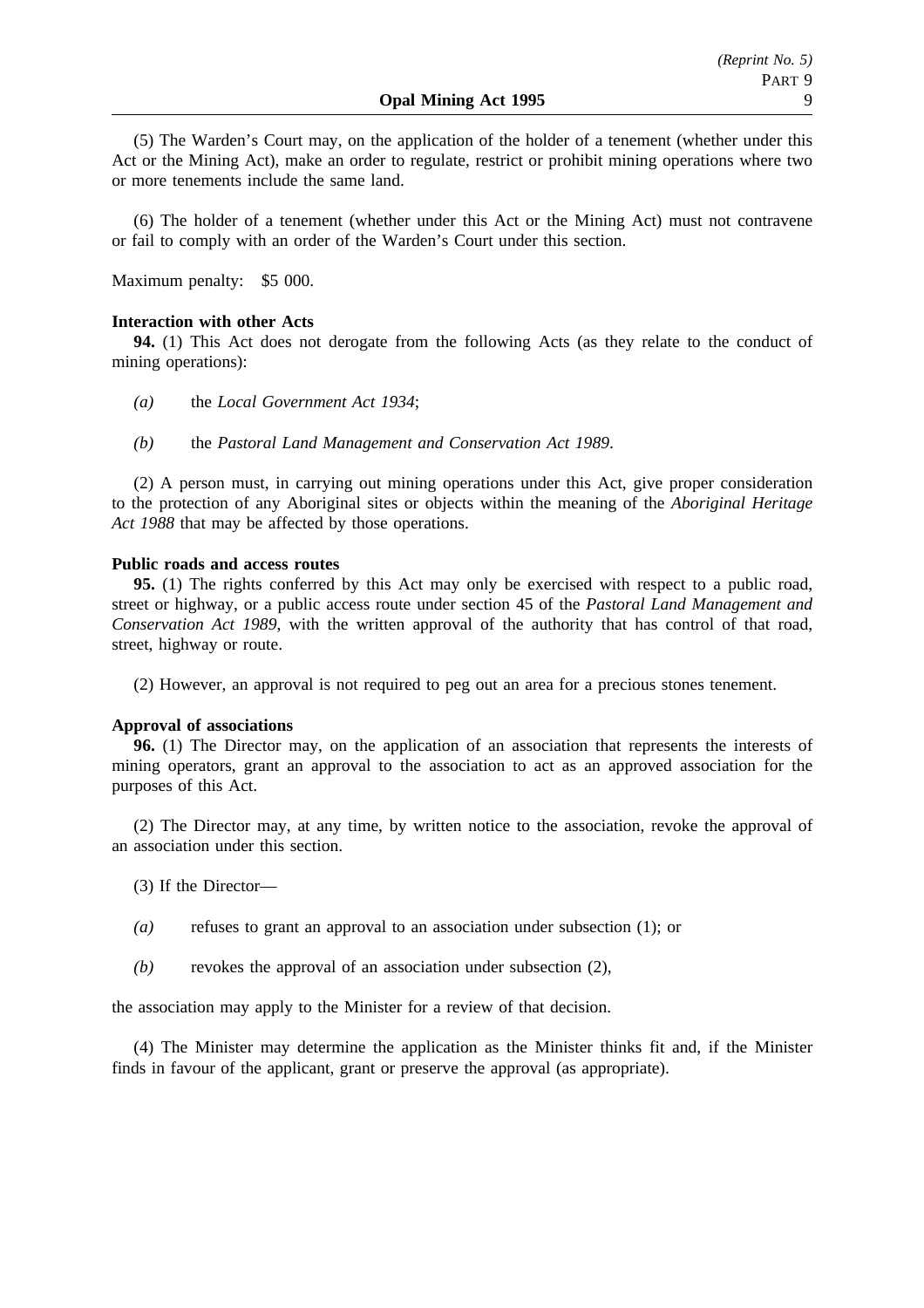(5) The Warden's Court may, on the application of the holder of a tenement (whether under this Act or the Mining Act), make an order to regulate, restrict or prohibit mining operations where two or more tenements include the same land.

(6) The holder of a tenement (whether under this Act or the Mining Act) must not contravene or fail to comply with an order of the Warden's Court under this section.

Maximum penalty: $5 000.

**Interaction with other Acts**

**94.** (1) This Act does not derogate from the following Acts (as they relate to the conduct of mining operations):

*(a)* the *Local Government Act 1934*;

*(b)* the *Pastoral Land Management and Conservation Act 1989*.

(2) A person must, in carrying out mining operations under this Act, give proper consideration to the protection of any Aboriginal sites or objects within the meaning of the *Aboriginal Heritage Act 1988* that may be affected by those operations.

**Public roads and access routes**

**95.** (1) The rights conferred by this Act may only be exercised with respect to a public road, street or highway, or a public access route under section 45 of the *Pastoral Land Management and Conservation Act 1989*, with the written approval of the authority that has control of that road, street, highway or route.

(2) However, an approval is not required to peg out an area for a precious stones tenement.

**Approval of associations**

**96.** (1) The Director may, on the application of an association that represents the interests of mining operators, grant an approval to the association to act as an approved association for the purposes of this Act.

(2) The Director may, at any time, by written notice to the association, revoke the approval of an association under this section.

(3) If the Director—

*(a)* refuses to grant an approval to an association under subsection (1); or

*(b)* revokes the approval of an association under subsection (2),

the association may apply to the Minister for a review of that decision.

(4) The Minister may determine the application as the Minister thinks fit and, if the Minister finds in favour of the applicant, grant or preserve the approval (as appropriate).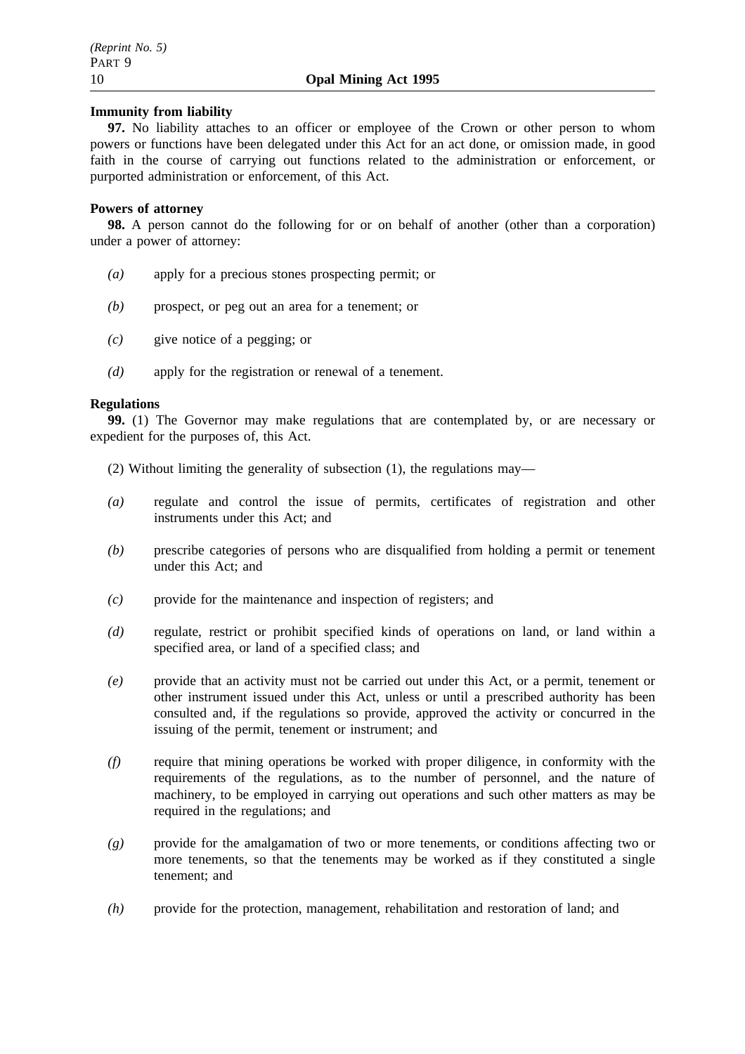**Immunity from liability**

**97.** No liability attaches to an officer or employee of the Crown or other person to whom powers or functions have been delegated under this Act for an act done, or omission made, in good faith in the course of carrying out functions related to the administration or enforcement, or purported administration or enforcement, of this Act.

**Powers of attorney**

**98.** A person cannot do the following for or on behalf of another (other than a corporation) under a power of attorney:

*(a)* apply for a precious stones prospecting permit; or

*(b)* prospect, or peg out an area for a tenement; or

*(c)* give notice of a pegging; or

*(d)* apply for the registration or renewal of a tenement.

**Regulations**

**99.** (1) The Governor may make regulations that are contemplated by, or are necessary or expedient for the purposes of, this Act.

(2) Without limiting the generality of subsection (1), the regulations may—

*(a)* regulate and control the issue of permits, certificates of registration and other instruments under this Act; and

*(b)* prescribe categories of persons who are disqualified from holding a permit or tenement under this Act; and

*(c)* provide for the maintenance and inspection of registers; and

*(d)* regulate, restrict or prohibit specified kinds of operations on land, or land within a specified area, or land of a specified class; and

*(e)* provide that an activity must not be carried out under this Act, or a permit, tenement or other instrument issued under this Act, unless or until a prescribed authority has been consulted and, if the regulations so provide, approved the activity or concurred in the issuing of the permit, tenement or instrument; and

*(f)* require that mining operations be worked with proper diligence, in conformity with the requirements of the regulations, as to the number of personnel, and the nature of machinery, to be employed in carrying out operations and such other matters as may be required in the regulations; and

*(g)* provide for the amalgamation of two or more tenements, or conditions affecting two or more tenements, so that the tenements may be worked as if they constituted a single tenement; and

*(h)* provide for the protection, management, rehabilitation and restoration of land; and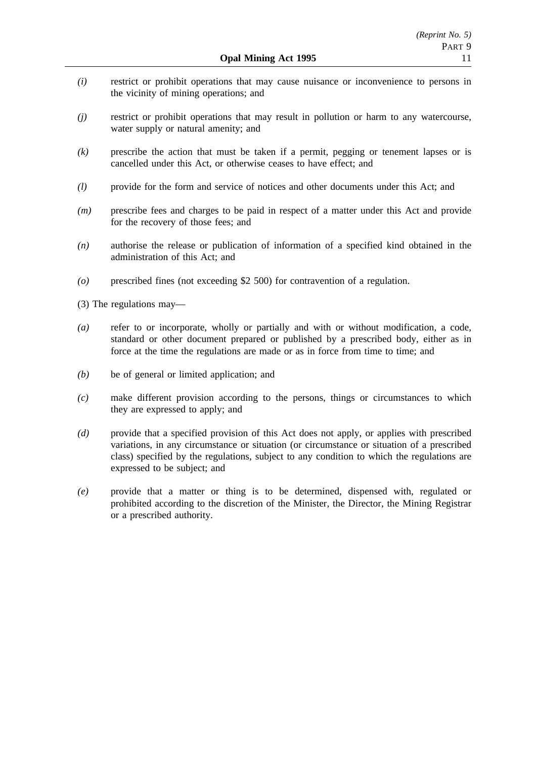*(i)* restrict or prohibit operations that may cause nuisance or inconvenience to persons in the vicinity of mining operations; and

*(j)* restrict or prohibit operations that may result in pollution or harm to any watercourse, water supply or natural amenity; and

*(k)* prescribe the action that must be taken if a permit, pegging or tenement lapses or is cancelled under this Act, or otherwise ceases to have effect; and

*(l)* provide for the form and service of notices and other documents under this Act; and

*(m)* prescribe fees and charges to be paid in respect of a matter under this Act and provide for the recovery of those fees; and

*(n)* authorise the release or publication of information of a specified kind obtained in the administration of this Act; and

*(o)* prescribed fines (not exceeding $2 500) for contravention of a regulation.

(3) The regulations may—

*(a)* refer to or incorporate, wholly or partially and with or without modification, a code, standard or other document prepared or published by a prescribed body, either as in force at the time the regulations are made or as in force from time to time; and

*(b)* be of general or limited application; and

*(c)* make different provision according to the persons, things or circumstances to which they are expressed to apply; and

*(d)* provide that a specified provision of this Act does not apply, or applies with prescribed variations, in any circumstance or situation (or circumstance or situation of a prescribed class) specified by the regulations, subject to any condition to which the regulations are expressed to be subject; and

*(e)* provide that a matter or thing is to be determined, dispensed with, regulated or prohibited according to the discretion of the Minister, the Director, the Mining Registrar or a prescribed authority.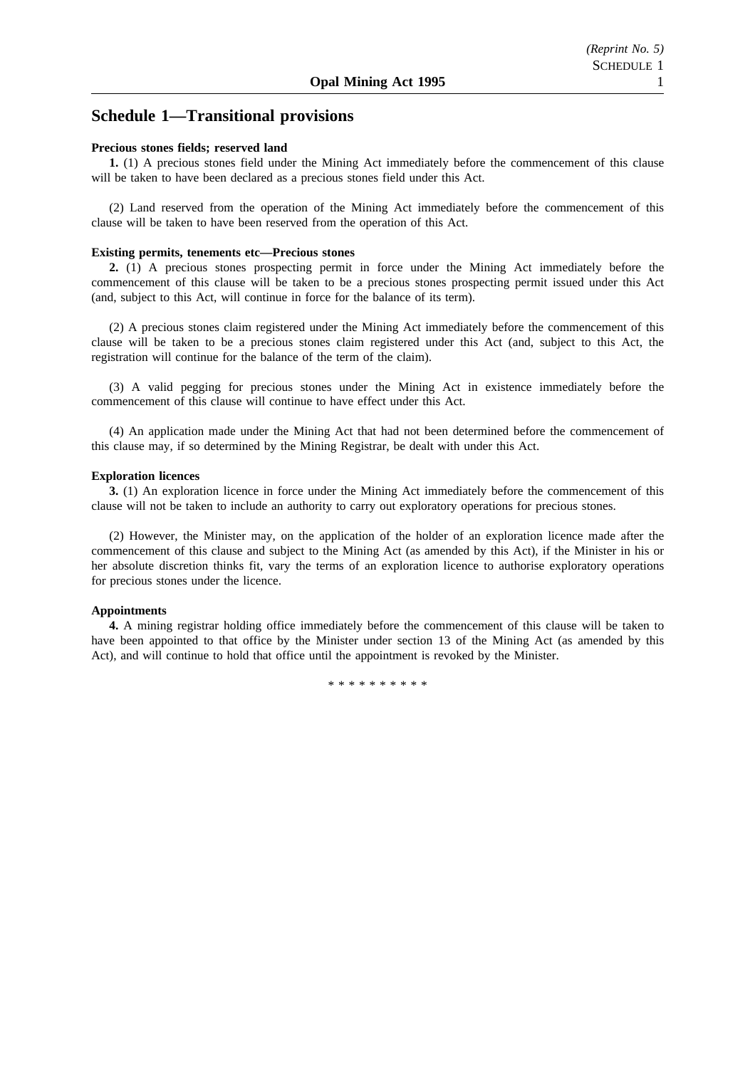## Schedule 1—Transitional provisions

**Precious stones fields; reserved land**

**1.** (1) A precious stones field under the Mining Act immediately before the commencement of this clause will be taken to have been declared as a precious stones field under this Act.

(2) Land reserved from the operation of the Mining Act immediately before the commencement of this clause will be taken to have been reserved from the operation of this Act.

**Existing permits, tenements etc—Precious stones**

**2.** (1) A precious stones prospecting permit in force under the Mining Act immediately before the commencement of this clause will be taken to be a precious stones prospecting permit issued under this Act (and, subject to this Act, will continue in force for the balance of its term).

(2) A precious stones claim registered under the Mining Act immediately before the commencement of this clause will be taken to be a precious stones claim registered under this Act (and, subject to this Act, the registration will continue for the balance of the term of the claim).

(3) A valid pegging for precious stones under the Mining Act in existence immediately before the commencement of this clause will continue to have effect under this Act.

(4) An application made under the Mining Act that had not been determined before the commencement of this clause may, if so determined by the Mining Registrar, be dealt with under this Act.

**Exploration licences**

**3.** (1) An exploration licence in force under the Mining Act immediately before the commencement of this clause will not be taken to include an authority to carry out exploratory operations for precious stones.

(2) However, the Minister may, on the application of the holder of an exploration licence made after the commencement of this clause and subject to the Mining Act (as amended by this Act), if the Minister in his or her absolute discretion thinks fit, vary the terms of an exploration licence to authorise exploratory operations for precious stones under the licence.

**Appointments**

**4.** A mining registrar holding office immediately before the commencement of this clause will be taken to have been appointed to that office by the Minister under section 13 of the Mining Act (as amended by this Act), and will continue to hold that office until the appointment is revoked by the Minister.

* * * * * * * * * *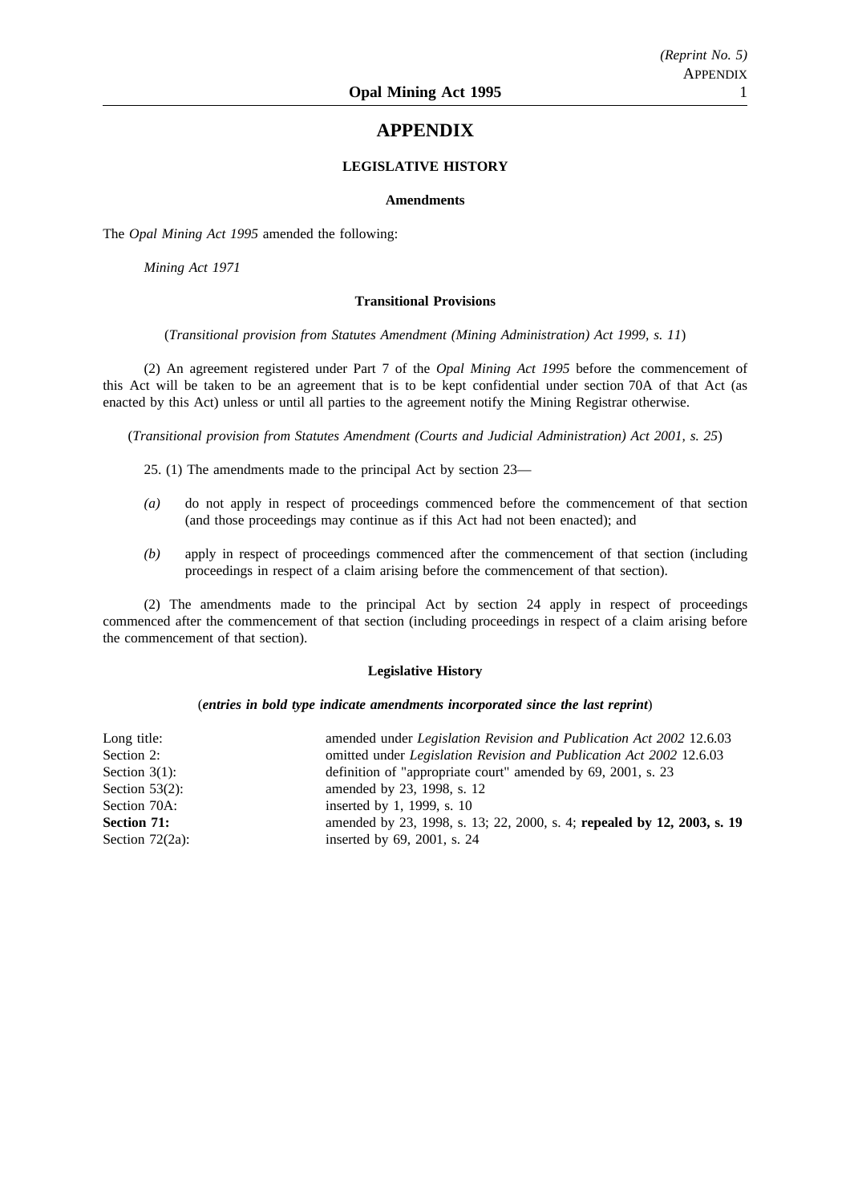# APPENDIX

## LEGISLATIVE HISTORY

### Amendments

The *Opal Mining Act 1995* amended the following:

*Mining Act 1971*

### Transitional Provisions

(*Transitional provision from Statutes Amendment (Mining Administration) Act 1999, s. 11*)

(2) An agreement registered under Part 7 of the *Opal Mining Act 1995* before the commencement of this Act will be taken to be an agreement that is to be kept confidential under section 70A of that Act (as enacted by this Act) unless or until all parties to the agreement notify the Mining Registrar otherwise.

(*Transitional provision from Statutes Amendment (Courts and Judicial Administration) Act 2001, s. 25*)

25. (1) The amendments made to the principal Act by section 23—

*(a)* do not apply in respect of proceedings commenced before the commencement of that section (and those proceedings may continue as if this Act had not been enacted); and

*(b)* apply in respect of proceedings commenced after the commencement of that section (including proceedings in respect of a claim arising before the commencement of that section).

(2) The amendments made to the principal Act by section 24 apply in respect of proceedings commenced after the commencement of that section (including proceedings in respect of a claim arising before the commencement of that section).

### Legislative History

(***entries in bold type indicate amendments incorporated since the last reprint***)

| | |
|---|---|
| Long title: | amended under *Legislation Revision and Publication Act 2002* 12.6.03 |
| Section 2: | omitted under *Legislation Revision and Publication Act 2002* 12.6.03 |
| Section 3(1): | definition of "appropriate court" amended by 69, 2001, s. 23 |
| Section 53(2): | amended by 23, 1998, s. 12 |
| Section 70A: | inserted by 1, 1999, s. 10 |
| **Section 71:** | amended by 23, 1998, s. 13; 22, 2000, s. 4; **repealed by 12, 2003, s. 19** |
| Section 72(2a): | inserted by 69, 2001, s. 24 |